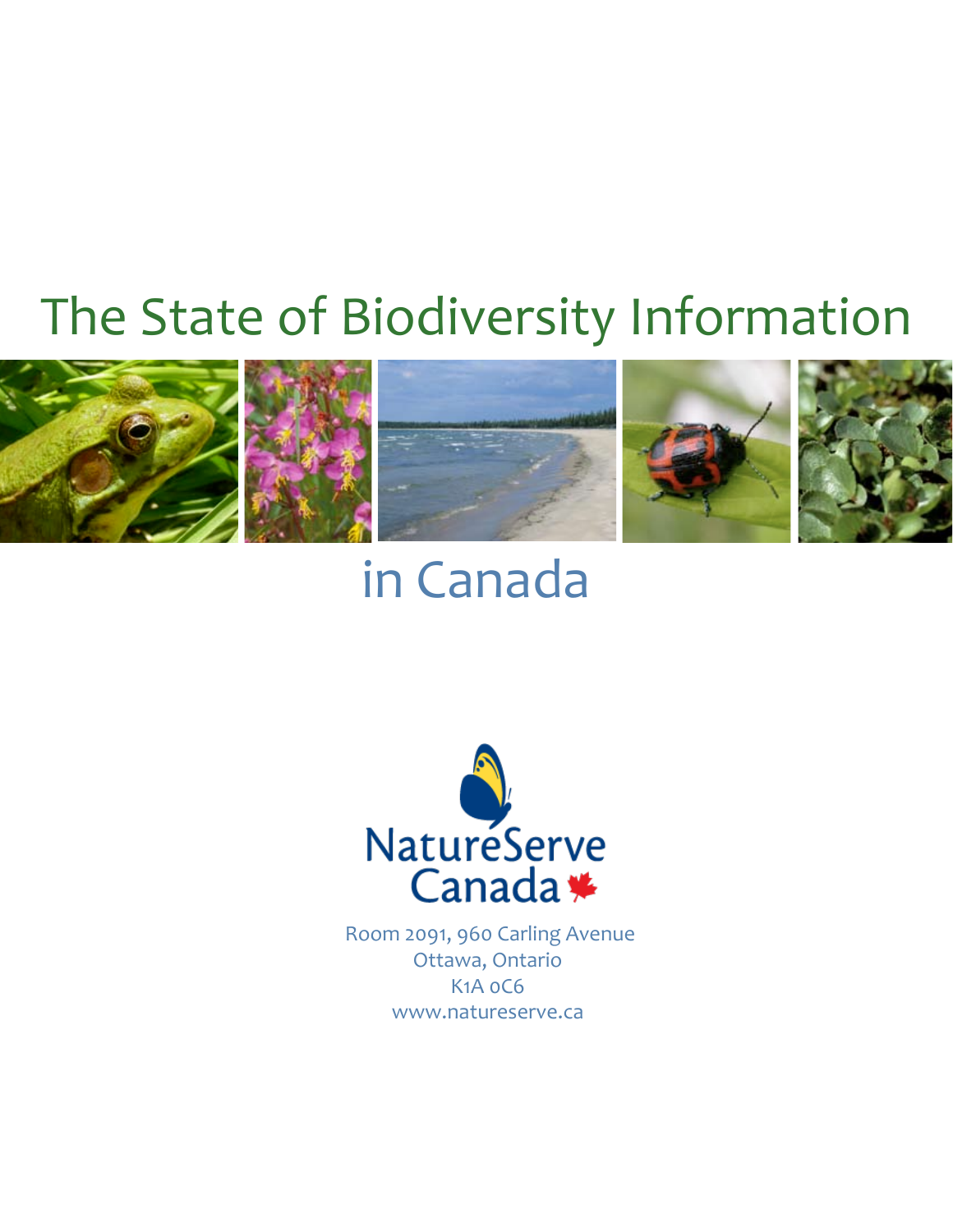# The State of Biodiversity Information in Canada

NatureServe Canada

Room 2091, 960 Carling Avenue
Ottawa, Ontario
K1A 0C6
www.natureserve.ca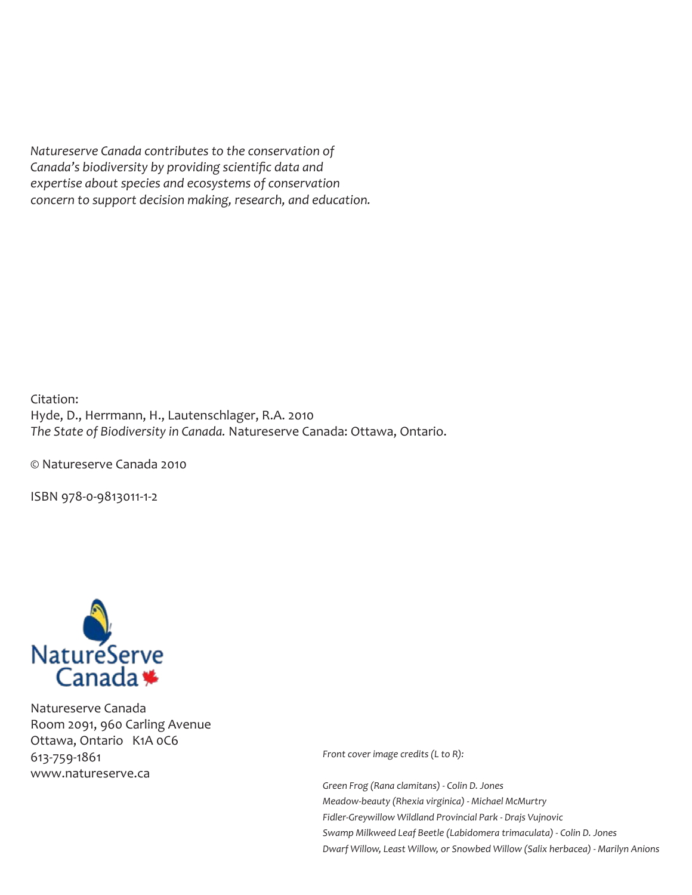*Natureserve Canada contributes to the conservation of Canada's biodiversity by providing scientific data and expertise about species and ecosystems of conservation concern to support decision making, research, and education.*

Citation:
Hyde, D., Herrmann, H., Lautenschlager, R.A. 2010
*The State of Biodiversity in Canada.* Natureserve Canada: Ottawa, Ontario.

© Natureserve Canada 2010

ISBN 978-0-9813011-1-2

NatureServe Canada

Natureserve Canada
Room 2091, 960 Carling Avenue
Ottawa, Ontario K1A 0C6
613-759-1861
www.natureserve.ca

*Front cover image credits (L to R):*

*Green Frog (Rana clamitans) - Colin D. Jones*
*Meadow-beauty (Rhexia virginica) - Michael McMurtry*
*Fidler-Greywillow Wildland Provincial Park - Drajs Vujnovic*
*Swamp Milkweed Leaf Beetle (Labidomera trimaculata) - Colin D. Jones*
*Dwarf Willow, Least Willow, or Snowbed Willow (Salix herbacea) - Marilyn Anions*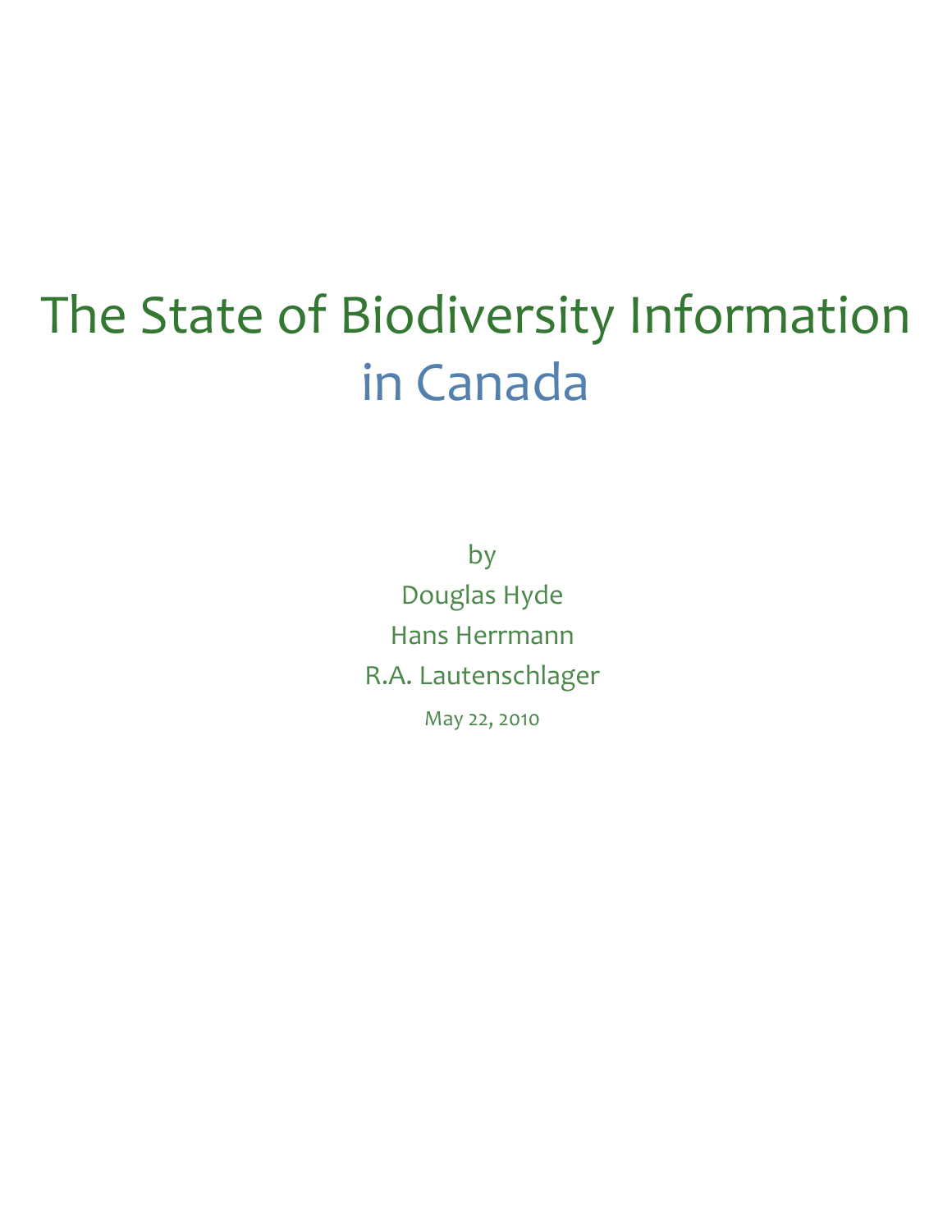# The State of Biodiversity Information in Canada

by

Douglas Hyde

Hans Herrmann

R.A. Lautenschlager

May 22, 2010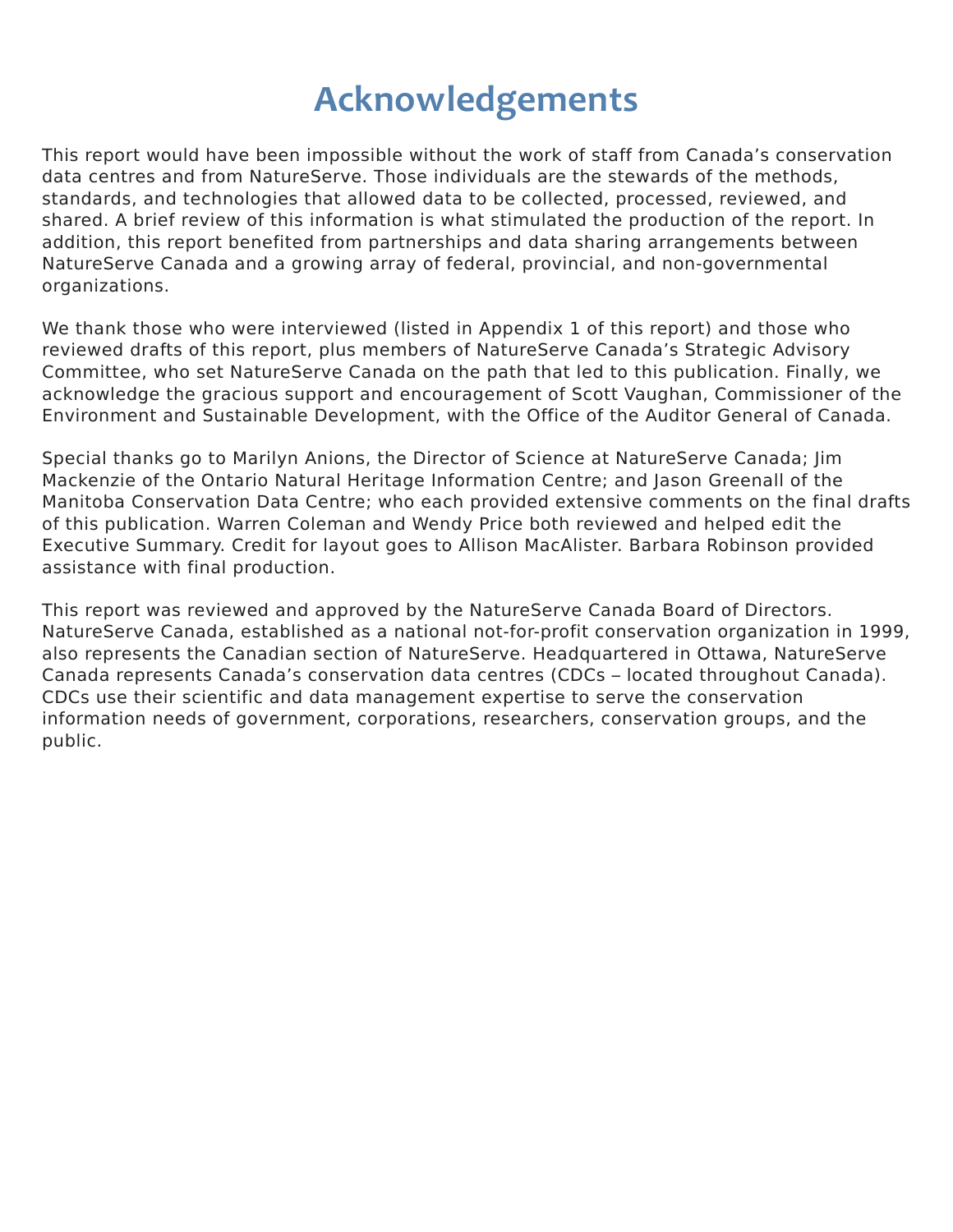# Acknowledgements

This report would have been impossible without the work of staff from Canada's conservation data centres and from NatureServe. Those individuals are the stewards of the methods, standards, and technologies that allowed data to be collected, processed, reviewed, and shared. A brief review of this information is what stimulated the production of the report. In addition, this report benefited from partnerships and data sharing arrangements between NatureServe Canada and a growing array of federal, provincial, and non-governmental organizations.

We thank those who were interviewed (listed in Appendix 1 of this report) and those who reviewed drafts of this report, plus members of NatureServe Canada's Strategic Advisory Committee, who set NatureServe Canada on the path that led to this publication. Finally, we acknowledge the gracious support and encouragement of Scott Vaughan, Commissioner of the Environment and Sustainable Development, with the Office of the Auditor General of Canada.

Special thanks go to Marilyn Anions, the Director of Science at NatureServe Canada; Jim Mackenzie of the Ontario Natural Heritage Information Centre; and Jason Greenall of the Manitoba Conservation Data Centre; who each provided extensive comments on the final drafts of this publication. Warren Coleman and Wendy Price both reviewed and helped edit the Executive Summary. Credit for layout goes to Allison MacAlister. Barbara Robinson provided assistance with final production.

This report was reviewed and approved by the NatureServe Canada Board of Directors. NatureServe Canada, established as a national not-for-profit conservation organization in 1999, also represents the Canadian section of NatureServe. Headquartered in Ottawa, NatureServe Canada represents Canada's conservation data centres (CDCs – located throughout Canada). CDCs use their scientific and data management expertise to serve the conservation information needs of government, corporations, researchers, conservation groups, and the public.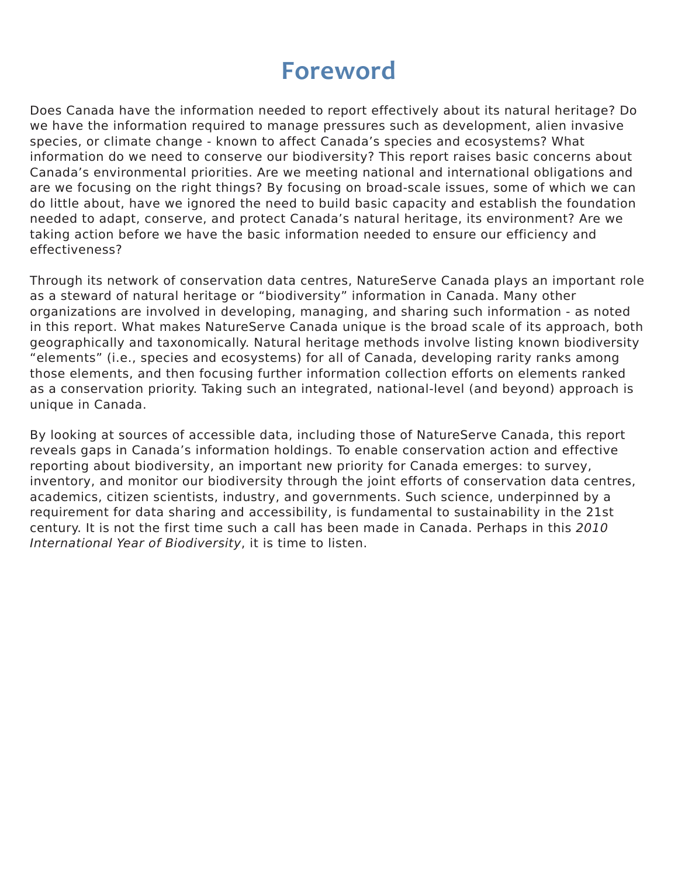# Foreword

Does Canada have the information needed to report effectively about its natural heritage? Do we have the information required to manage pressures such as development, alien invasive species, or climate change - known to affect Canada's species and ecosystems? What information do we need to conserve our biodiversity? This report raises basic concerns about Canada's environmental priorities. Are we meeting national and international obligations and are we focusing on the right things? By focusing on broad-scale issues, some of which we can do little about, have we ignored the need to build basic capacity and establish the foundation needed to adapt, conserve, and protect Canada's natural heritage, its environment? Are we taking action before we have the basic information needed to ensure our efficiency and effectiveness?

Through its network of conservation data centres, NatureServe Canada plays an important role as a steward of natural heritage or "biodiversity" information in Canada. Many other organizations are involved in developing, managing, and sharing such information - as noted in this report. What makes NatureServe Canada unique is the broad scale of its approach, both geographically and taxonomically. Natural heritage methods involve listing known biodiversity "elements" (i.e., species and ecosystems) for all of Canada, developing rarity ranks among those elements, and then focusing further information collection efforts on elements ranked as a conservation priority. Taking such an integrated, national-level (and beyond) approach is unique in Canada.

By looking at sources of accessible data, including those of NatureServe Canada, this report reveals gaps in Canada's information holdings. To enable conservation action and effective reporting about biodiversity, an important new priority for Canada emerges: to survey, inventory, and monitor our biodiversity through the joint efforts of conservation data centres, academics, citizen scientists, industry, and governments. Such science, underpinned by a requirement for data sharing and accessibility, is fundamental to sustainability in the 21st century. It is not the first time such a call has been made in Canada. Perhaps in this *2010 International Year of Biodiversity*, it is time to listen.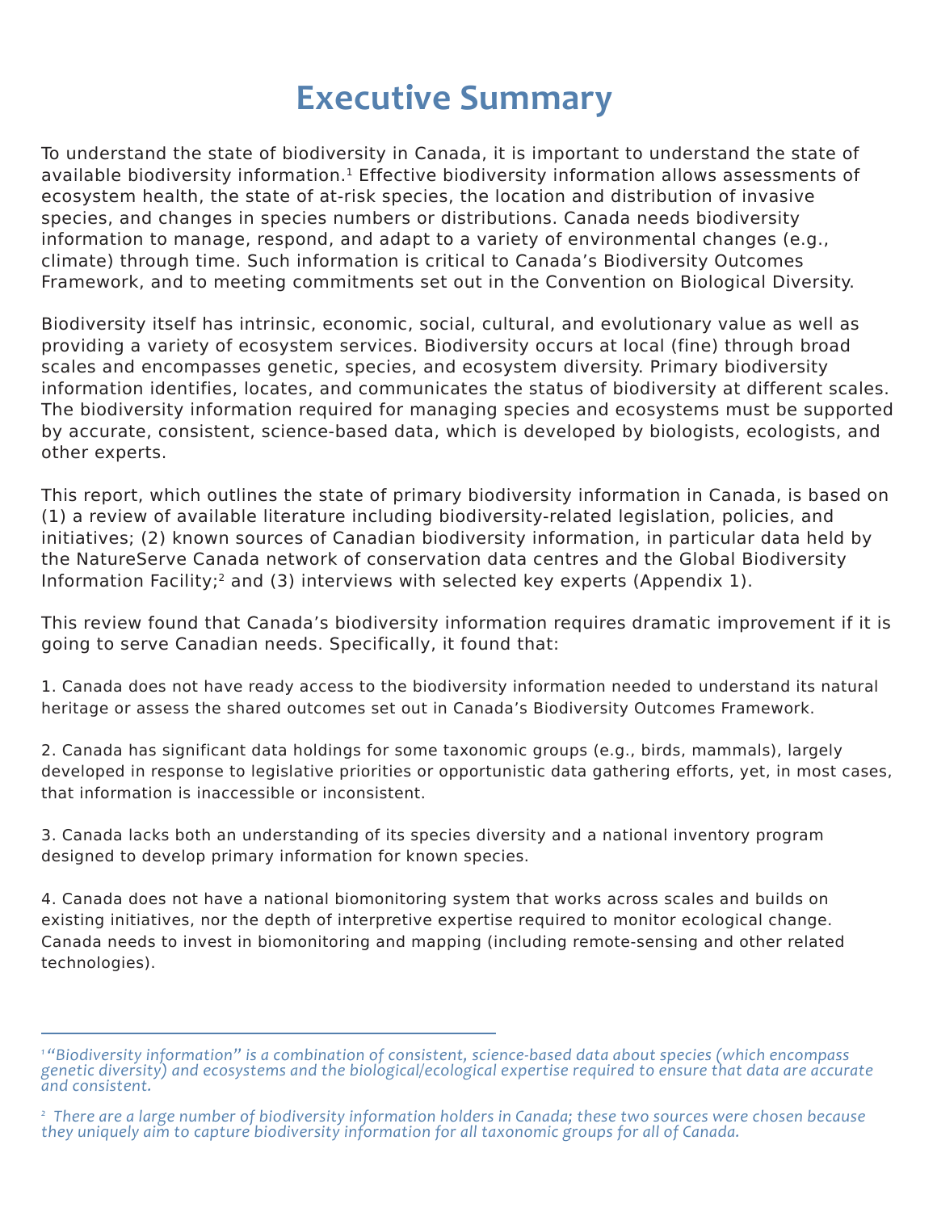# Executive Summary

To understand the state of biodiversity in Canada, it is important to understand the state of available biodiversity information.[1] Effective biodiversity information allows assessments of ecosystem health, the state of at-risk species, the location and distribution of invasive species, and changes in species numbers or distributions. Canada needs biodiversity information to manage, respond, and adapt to a variety of environmental changes (e.g., climate) through time. Such information is critical to Canada's Biodiversity Outcomes Framework, and to meeting commitments set out in the Convention on Biological Diversity.

Biodiversity itself has intrinsic, economic, social, cultural, and evolutionary value as well as providing a variety of ecosystem services. Biodiversity occurs at local (fine) through broad scales and encompasses genetic, species, and ecosystem diversity. Primary biodiversity information identifies, locates, and communicates the status of biodiversity at different scales. The biodiversity information required for managing species and ecosystems must be supported by accurate, consistent, science-based data, which is developed by biologists, ecologists, and other experts.

This report, which outlines the state of primary biodiversity information in Canada, is based on (1) a review of available literature including biodiversity-related legislation, policies, and initiatives; (2) known sources of Canadian biodiversity information, in particular data held by the NatureServe Canada network of conservation data centres and the Global Biodiversity Information Facility;[2] and (3) interviews with selected key experts (Appendix 1).

This review found that Canada's biodiversity information requires dramatic improvement if it is going to serve Canadian needs. Specifically, it found that:

1. Canada does not have ready access to the biodiversity information needed to understand its natural heritage or assess the shared outcomes set out in Canada's Biodiversity Outcomes Framework.

2. Canada has significant data holdings for some taxonomic groups (e.g., birds, mammals), largely developed in response to legislative priorities or opportunistic data gathering efforts, yet, in most cases, that information is inaccessible or inconsistent.

3. Canada lacks both an understanding of its species diversity and a national inventory program designed to develop primary information for known species.

4. Canada does not have a national biomonitoring system that works across scales and builds on existing initiatives, nor the depth of interpretive expertise required to monitor ecological change. Canada needs to invest in biomonitoring and mapping (including remote-sensing and other related technologies).

---

[1] *"Biodiversity information" is a combination of consistent, science-based data about species (which encompass genetic diversity) and ecosystems and the biological/ecological expertise required to ensure that data are accurate and consistent.*

[2] *There are a large number of biodiversity information holders in Canada; these two sources were chosen because they uniquely aim to capture biodiversity information for all taxonomic groups for all of Canada.*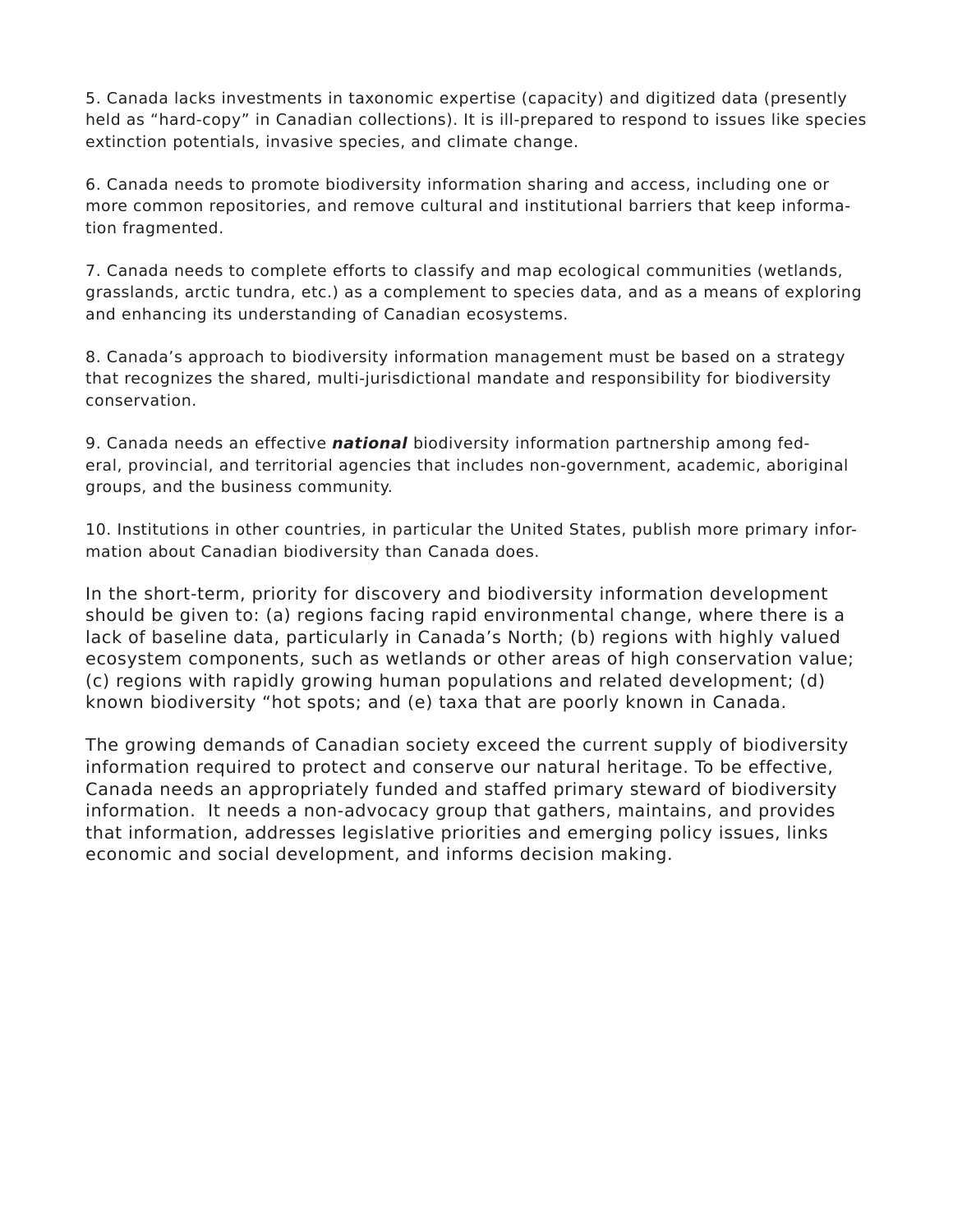5. Canada lacks investments in taxonomic expertise (capacity) and digitized data (presently held as "hard-copy" in Canadian collections). It is ill-prepared to respond to issues like species extinction potentials, invasive species, and climate change.

6. Canada needs to promote biodiversity information sharing and access, including one or more common repositories, and remove cultural and institutional barriers that keep information fragmented.

7. Canada needs to complete efforts to classify and map ecological communities (wetlands, grasslands, arctic tundra, etc.) as a complement to species data, and as a means of exploring and enhancing its understanding of Canadian ecosystems.

8. Canada's approach to biodiversity information management must be based on a strategy that recognizes the shared, multi-jurisdictional mandate and responsibility for biodiversity conservation.

9. Canada needs an effective ***national*** biodiversity information partnership among federal, provincial, and territorial agencies that includes non-government, academic, aboriginal groups, and the business community.

10. Institutions in other countries, in particular the United States, publish more primary information about Canadian biodiversity than Canada does.

In the short-term, priority for discovery and biodiversity information development should be given to: (a) regions facing rapid environmental change, where there is a lack of baseline data, particularly in Canada's North; (b) regions with highly valued ecosystem components, such as wetlands or other areas of high conservation value; (c) regions with rapidly growing human populations and related development; (d) known biodiversity "hot spots; and (e) taxa that are poorly known in Canada.

The growing demands of Canadian society exceed the current supply of biodiversity information required to protect and conserve our natural heritage. To be effective, Canada needs an appropriately funded and staffed primary steward of biodiversity information. It needs a non-advocacy group that gathers, maintains, and provides that information, addresses legislative priorities and emerging policy issues, links economic and social development, and informs decision making.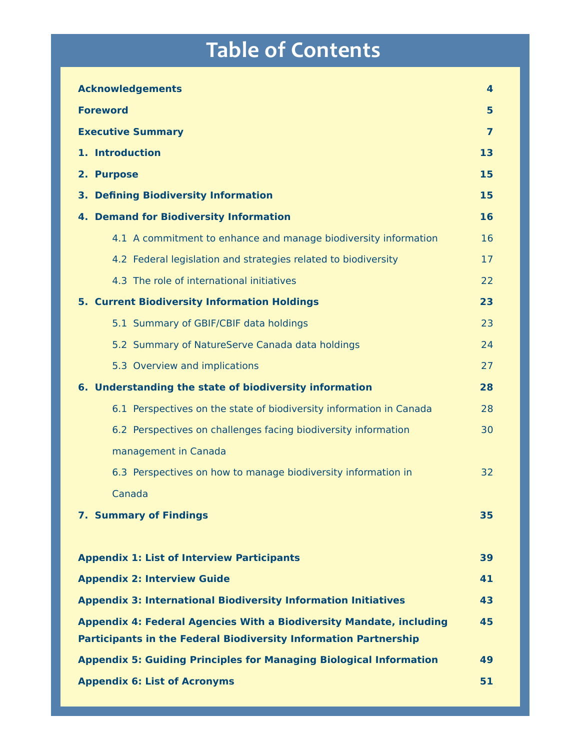# Table of Contents

| | |
|---|---|
| **Acknowledgements** | **4** |
| **Foreword** | **5** |
| **Executive Summary** | **7** |
| **1. Introduction** | **13** |
| **2. Purpose** | **15** |
| **3. Defining Biodiversity Information** | **15** |
| **4. Demand for Biodiversity Information** | **16** |
| 4.1 A commitment to enhance and manage biodiversity information | 16 |
| 4.2 Federal legislation and strategies related to biodiversity | 17 |
| 4.3 The role of international initiatives | 22 |
| **5. Current Biodiversity Information Holdings** | **23** |
| 5.1 Summary of GBIF/CBIF data holdings | 23 |
| 5.2 Summary of NatureServe Canada data holdings | 24 |
| 5.3 Overview and implications | 27 |
| **6. Understanding the state of biodiversity information** | **28** |
| 6.1 Perspectives on the state of biodiversity information in Canada | 28 |
| 6.2 Perspectives on challenges facing biodiversity information management in Canada | 30 |
| 6.3 Perspectives on how to manage biodiversity information in Canada | 32 |
| **7. Summary of Findings** | **35** |
| **Appendix 1: List of Interview Participants** | **39** |
| **Appendix 2: Interview Guide** | **41** |
| **Appendix 3: International Biodiversity Information Initiatives** | **43** |
| **Appendix 4: Federal Agencies With a Biodiversity Mandate, including Participants in the Federal Biodiversity Information Partnership** | **45** |
| **Appendix 5: Guiding Principles for Managing Biological Information** | **49** |
| **Appendix 6: List of Acronyms** | **51** |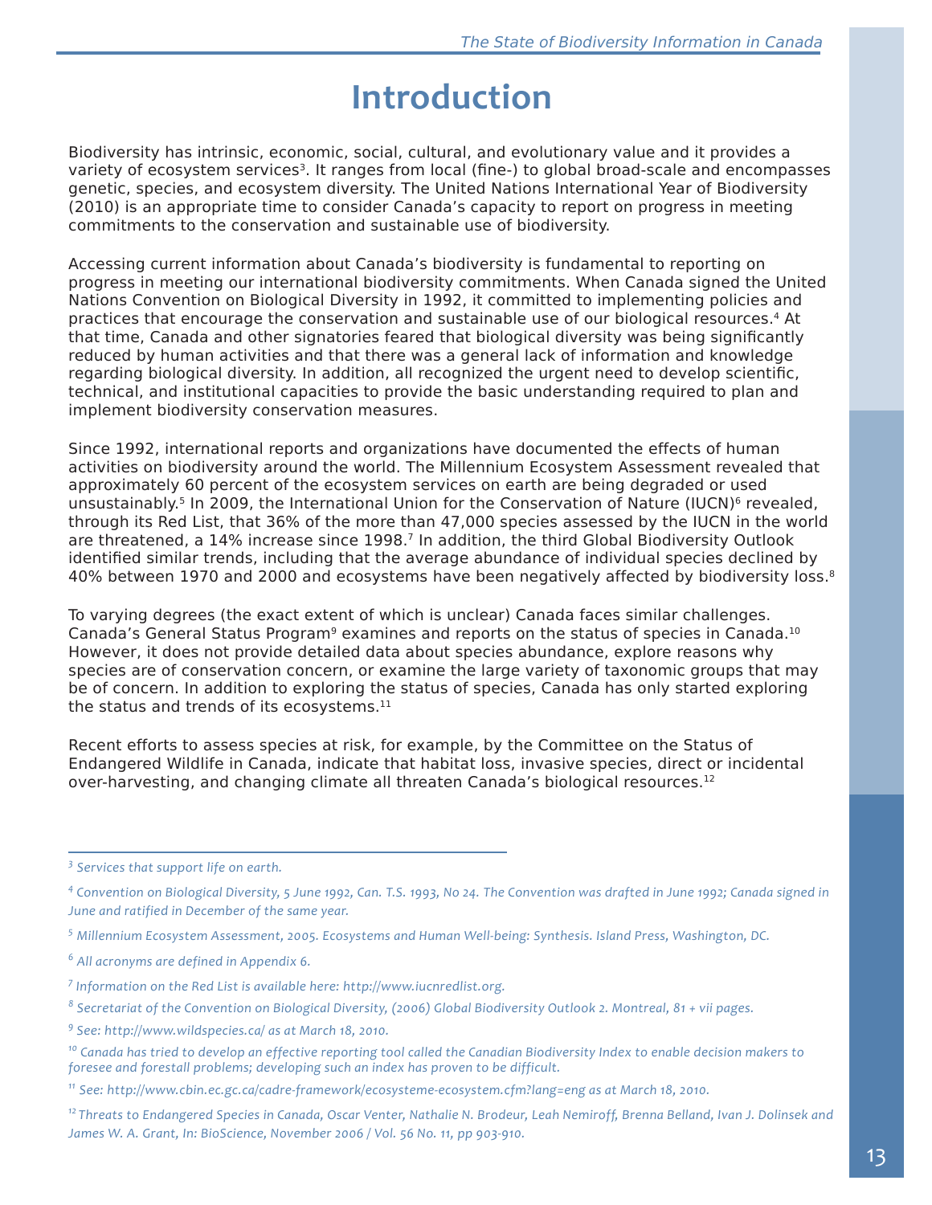# Introduction

Biodiversity has intrinsic, economic, social, cultural, and evolutionary value and it provides a variety of ecosystem services[3]. It ranges from local (fine-) to global broad-scale and encompasses genetic, species, and ecosystem diversity. The United Nations International Year of Biodiversity (2010) is an appropriate time to consider Canada's capacity to report on progress in meeting commitments to the conservation and sustainable use of biodiversity.

Accessing current information about Canada's biodiversity is fundamental to reporting on progress in meeting our international biodiversity commitments. When Canada signed the United Nations Convention on Biological Diversity in 1992, it committed to implementing policies and practices that encourage the conservation and sustainable use of our biological resources.[4] At that time, Canada and other signatories feared that biological diversity was being significantly reduced by human activities and that there was a general lack of information and knowledge regarding biological diversity. In addition, all recognized the urgent need to develop scientific, technical, and institutional capacities to provide the basic understanding required to plan and implement biodiversity conservation measures.

Since 1992, international reports and organizations have documented the effects of human activities on biodiversity around the world. The Millennium Ecosystem Assessment revealed that approximately 60 percent of the ecosystem services on earth are being degraded or used unsustainably.[5] In 2009, the International Union for the Conservation of Nature (IUCN)[6] revealed, through its Red List, that 36% of the more than 47,000 species assessed by the IUCN in the world are threatened, a 14% increase since 1998.[7] In addition, the third Global Biodiversity Outlook identified similar trends, including that the average abundance of individual species declined by 40% between 1970 and 2000 and ecosystems have been negatively affected by biodiversity loss.[8]

To varying degrees (the exact extent of which is unclear) Canada faces similar challenges. Canada's General Status Program[9] examines and reports on the status of species in Canada.[10] However, it does not provide detailed data about species abundance, explore reasons why species are of conservation concern, or examine the large variety of taxonomic groups that may be of concern. In addition to exploring the status of species, Canada has only started exploring the status and trends of its ecosystems.[11]

Recent efforts to assess species at risk, for example, by the Committee on the Status of Endangered Wildlife in Canada, indicate that habitat loss, invasive species, direct or incidental over-harvesting, and changing climate all threaten Canada's biological resources.[12]

---

[3] *Services that support life on earth.*

[4] *Convention on Biological Diversity, 5 June 1992, Can. T.S. 1993, No 24. The Convention was drafted in June 1992; Canada signed in June and ratified in December of the same year.*

[5] *Millennium Ecosystem Assessment, 2005. Ecosystems and Human Well-being: Synthesis. Island Press, Washington, DC.*

[6] *All acronyms are defined in Appendix 6.*

[7] *Information on the Red List is available here: http://www.iucnredlist.org.*

[8] *Secretariat of the Convention on Biological Diversity, (2006) Global Biodiversity Outlook 2. Montreal, 81 + vii pages.*

[9] *See: http://www.wildspecies.ca/ as at March 18, 2010.*

[10] *Canada has tried to develop an effective reporting tool called the Canadian Biodiversity Index to enable decision makers to foresee and forestall problems; developing such an index has proven to be difficult.*

[11] *See: http://www.cbin.ec.gc.ca/cadre-framework/ecosysteme-ecosystem.cfm?lang=eng as at March 18, 2010.*

[12] *Threats to Endangered Species in Canada, Oscar Venter, Nathalie N. Brodeur, Leah Nemiroff, Brenna Belland, Ivan J. Dolinsek and James W. A. Grant, In: BioScience, November 2006 / Vol. 56 No. 11, pp 903-910.*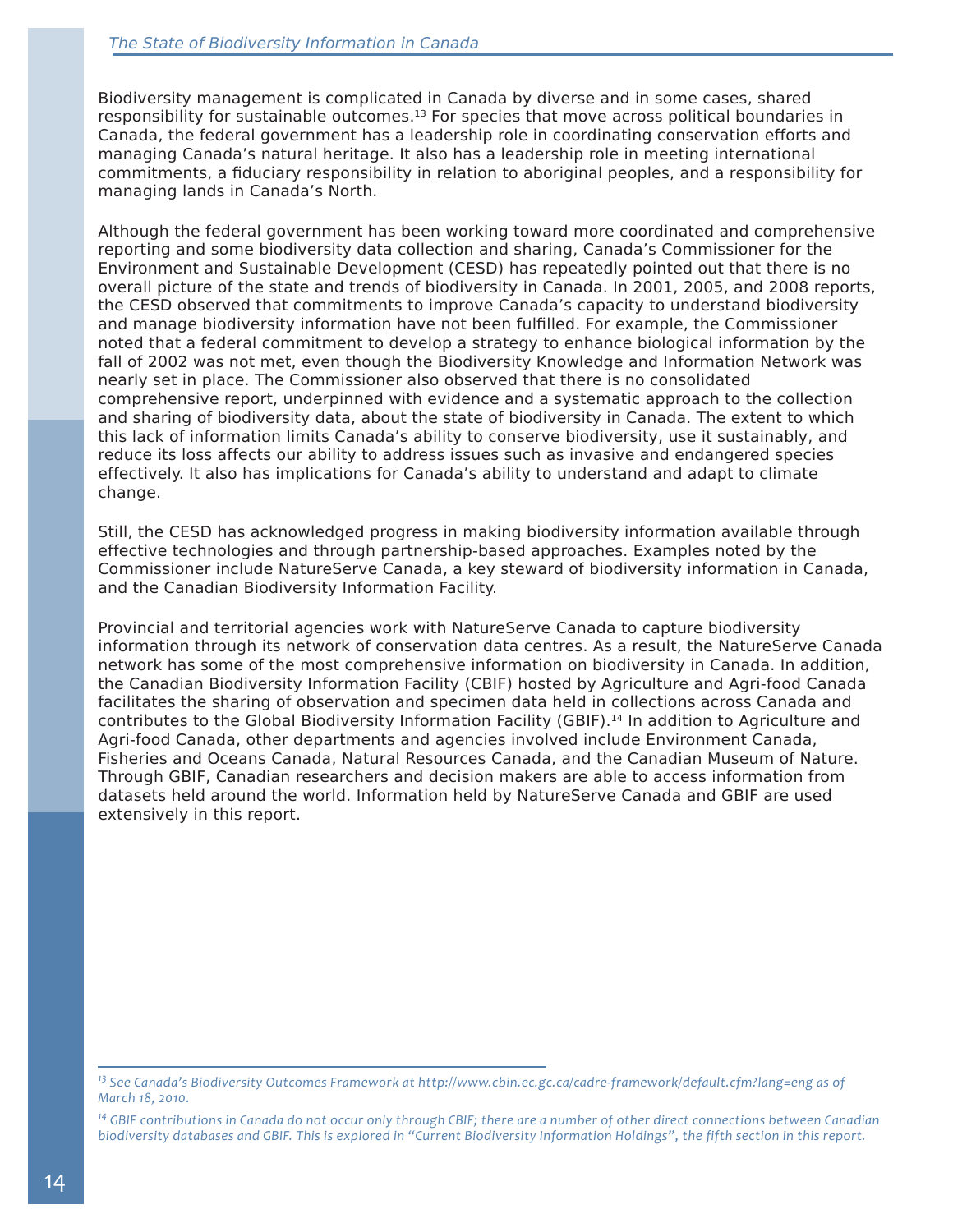Biodiversity management is complicated in Canada by diverse and in some cases, shared responsibility for sustainable outcomes.[13] For species that move across political boundaries in Canada, the federal government has a leadership role in coordinating conservation efforts and managing Canada's natural heritage. It also has a leadership role in meeting international commitments, a fiduciary responsibility in relation to aboriginal peoples, and a responsibility for managing lands in Canada's North.

Although the federal government has been working toward more coordinated and comprehensive reporting and some biodiversity data collection and sharing, Canada's Commissioner for the Environment and Sustainable Development (CESD) has repeatedly pointed out that there is no overall picture of the state and trends of biodiversity in Canada. In 2001, 2005, and 2008 reports, the CESD observed that commitments to improve Canada's capacity to understand biodiversity and manage biodiversity information have not been fulfilled. For example, the Commissioner noted that a federal commitment to develop a strategy to enhance biological information by the fall of 2002 was not met, even though the Biodiversity Knowledge and Information Network was nearly set in place. The Commissioner also observed that there is no consolidated comprehensive report, underpinned with evidence and a systematic approach to the collection and sharing of biodiversity data, about the state of biodiversity in Canada. The extent to which this lack of information limits Canada's ability to conserve biodiversity, use it sustainably, and reduce its loss affects our ability to address issues such as invasive and endangered species effectively. It also has implications for Canada's ability to understand and adapt to climate change.

Still, the CESD has acknowledged progress in making biodiversity information available through effective technologies and through partnership-based approaches. Examples noted by the Commissioner include NatureServe Canada, a key steward of biodiversity information in Canada, and the Canadian Biodiversity Information Facility.

Provincial and territorial agencies work with NatureServe Canada to capture biodiversity information through its network of conservation data centres. As a result, the NatureServe Canada network has some of the most comprehensive information on biodiversity in Canada. In addition, the Canadian Biodiversity Information Facility (CBIF) hosted by Agriculture and Agri-food Canada facilitates the sharing of observation and specimen data held in collections across Canada and contributes to the Global Biodiversity Information Facility (GBIF).[14] In addition to Agriculture and Agri-food Canada, other departments and agencies involved include Environment Canada, Fisheries and Oceans Canada, Natural Resources Canada, and the Canadian Museum of Nature. Through GBIF, Canadian researchers and decision makers are able to access information from datasets held around the world. Information held by NatureServe Canada and GBIF are used extensively in this report.

---

*[13] See Canada's Biodiversity Outcomes Framework at http://www.cbin.ec.gc.ca/cadre-framework/default.cfm?lang=eng as of March 18, 2010.*

*[14] GBIF contributions in Canada do not occur only through CBIF; there are a number of other direct connections between Canadian biodiversity databases and GBIF. This is explored in "Current Biodiversity Information Holdings", the fifth section in this report.*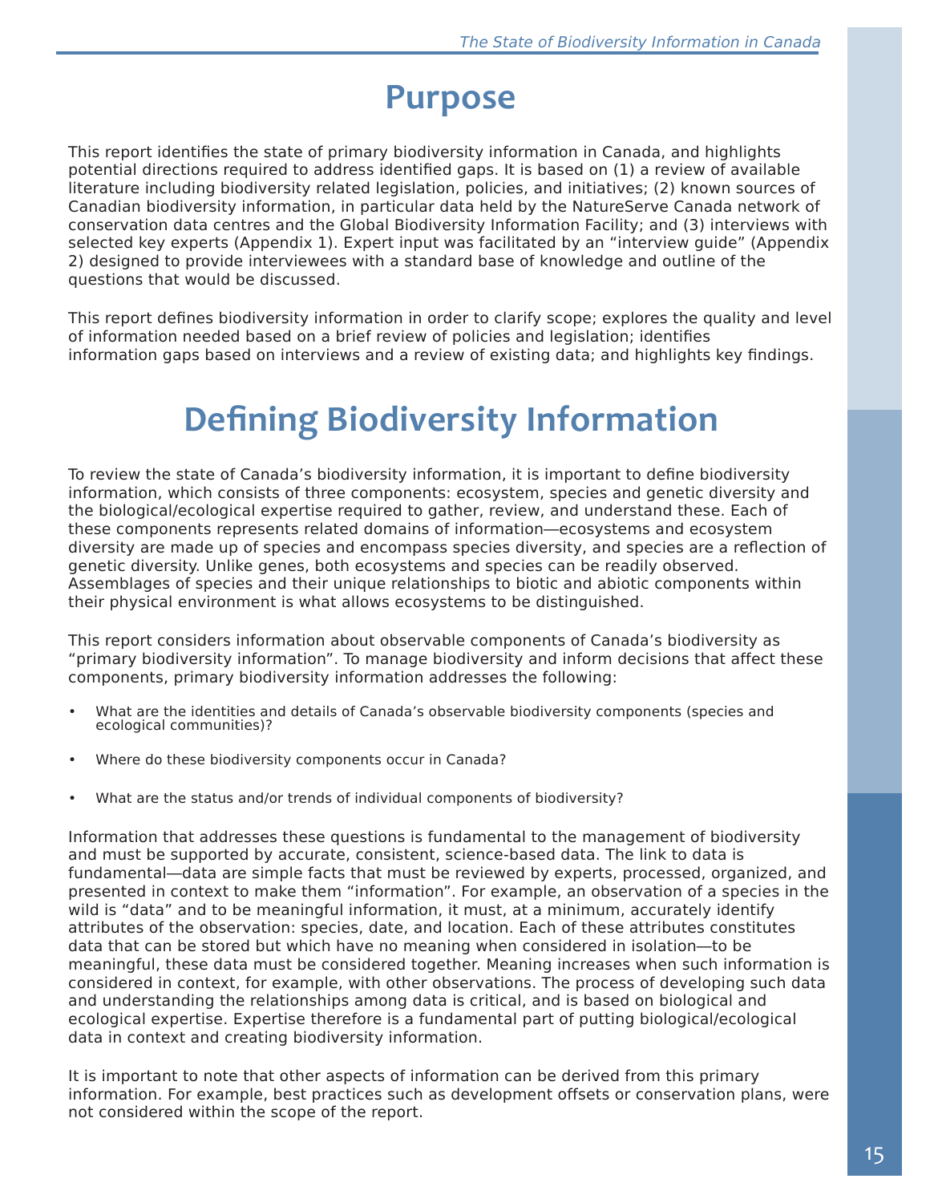# Purpose

This report identifies the state of primary biodiversity information in Canada, and highlights potential directions required to address identified gaps. It is based on (1) a review of available literature including biodiversity related legislation, policies, and initiatives; (2) known sources of Canadian biodiversity information, in particular data held by the NatureServe Canada network of conservation data centres and the Global Biodiversity Information Facility; and (3) interviews with selected key experts (Appendix 1). Expert input was facilitated by an "interview guide" (Appendix 2) designed to provide interviewees with a standard base of knowledge and outline of the questions that would be discussed.

This report defines biodiversity information in order to clarify scope; explores the quality and level of information needed based on a brief review of policies and legislation; identifies information gaps based on interviews and a review of existing data; and highlights key findings.

# Defining Biodiversity Information

To review the state of Canada's biodiversity information, it is important to define biodiversity information, which consists of three components: ecosystem, species and genetic diversity and the biological/ecological expertise required to gather, review, and understand these. Each of these components represents related domains of information—ecosystems and ecosystem diversity are made up of species and encompass species diversity, and species are a reflection of genetic diversity. Unlike genes, both ecosystems and species can be readily observed. Assemblages of species and their unique relationships to biotic and abiotic components within their physical environment is what allows ecosystems to be distinguished.

This report considers information about observable components of Canada's biodiversity as "primary biodiversity information". To manage biodiversity and inform decisions that affect these components, primary biodiversity information addresses the following:

- What are the identities and details of Canada's observable biodiversity components (species and ecological communities)?
- Where do these biodiversity components occur in Canada?
- What are the status and/or trends of individual components of biodiversity?

Information that addresses these questions is fundamental to the management of biodiversity and must be supported by accurate, consistent, science-based data. The link to data is fundamental—data are simple facts that must be reviewed by experts, processed, organized, and presented in context to make them "information". For example, an observation of a species in the wild is "data" and to be meaningful information, it must, at a minimum, accurately identify attributes of the observation: species, date, and location. Each of these attributes constitutes data that can be stored but which have no meaning when considered in isolation—to be meaningful, these data must be considered together. Meaning increases when such information is considered in context, for example, with other observations. The process of developing such data and understanding the relationships among data is critical, and is based on biological and ecological expertise. Expertise therefore is a fundamental part of putting biological/ecological data in context and creating biodiversity information.

It is important to note that other aspects of information can be derived from this primary information. For example, best practices such as development offsets or conservation plans, were not considered within the scope of the report.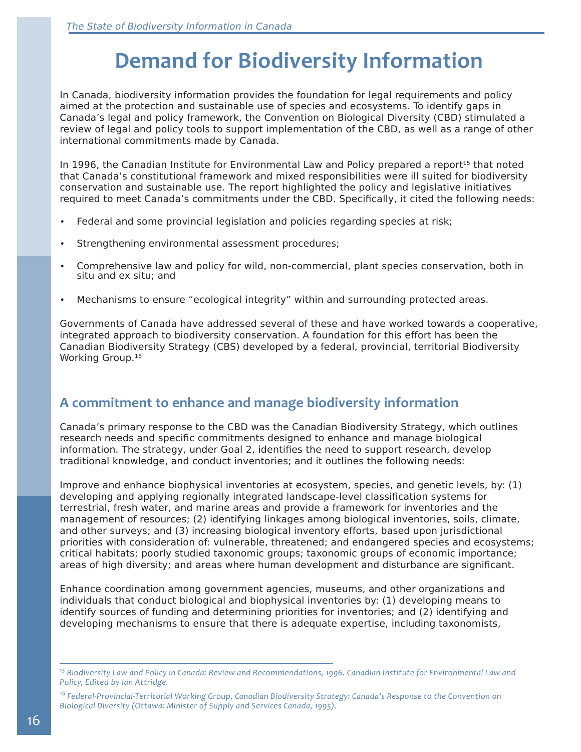# Demand for Biodiversity Information

In Canada, biodiversity information provides the foundation for legal requirements and policy aimed at the protection and sustainable use of species and ecosystems. To identify gaps in Canada's legal and policy framework, the Convention on Biological Diversity (CBD) stimulated a review of legal and policy tools to support implementation of the CBD, as well as a range of other international commitments made by Canada.

In 1996, the Canadian Institute for Environmental Law and Policy prepared a report[15] that noted that Canada's constitutional framework and mixed responsibilities were ill suited for biodiversity conservation and sustainable use. The report highlighted the policy and legislative initiatives required to meet Canada's commitments under the CBD. Specifically, it cited the following needs:

- Federal and some provincial legislation and policies regarding species at risk;
- Strengthening environmental assessment procedures;
- Comprehensive law and policy for wild, non-commercial, plant species conservation, both in situ and ex situ; and
- Mechanisms to ensure "ecological integrity" within and surrounding protected areas.

Governments of Canada have addressed several of these and have worked towards a cooperative, integrated approach to biodiversity conservation. A foundation for this effort has been the Canadian Biodiversity Strategy (CBS) developed by a federal, provincial, territorial Biodiversity Working Group.[16]

## A commitment to enhance and manage biodiversity information

Canada's primary response to the CBD was the Canadian Biodiversity Strategy, which outlines research needs and specific commitments designed to enhance and manage biological information. The strategy, under Goal 2, identifies the need to support research, develop traditional knowledge, and conduct inventories; and it outlines the following needs:

Improve and enhance biophysical inventories at ecosystem, species, and genetic levels, by: (1) developing and applying regionally integrated landscape-level classification systems for terrestrial, fresh water, and marine areas and provide a framework for inventories and the management of resources; (2) identifying linkages among biological inventories, soils, climate, and other surveys; and (3) increasing biological inventory efforts, based upon jurisdictional priorities with consideration of: vulnerable, threatened; and endangered species and ecosystems; critical habitats; poorly studied taxonomic groups; taxonomic groups of economic importance; areas of high diversity; and areas where human development and disturbance are significant.

Enhance coordination among government agencies, museums, and other organizations and individuals that conduct biological and biophysical inventories by: (1) developing means to identify sources of funding and determining priorities for inventories; and (2) identifying and developing mechanisms to ensure that there is adequate expertise, including taxonomists,

---

[15] *Biodiversity Law and Policy in Canada: Review and Recommendations, 1996. Canadian Institute for Environmental Law and Policy, Edited by Ian Attridge.*

[16] *Federal-Provincial-Territorial Working Group, Canadian Biodiversity Strategy: Canada's Response to the Convention on Biological Diversity (Ottawa: Minister of Supply and Services Canada, 1995).*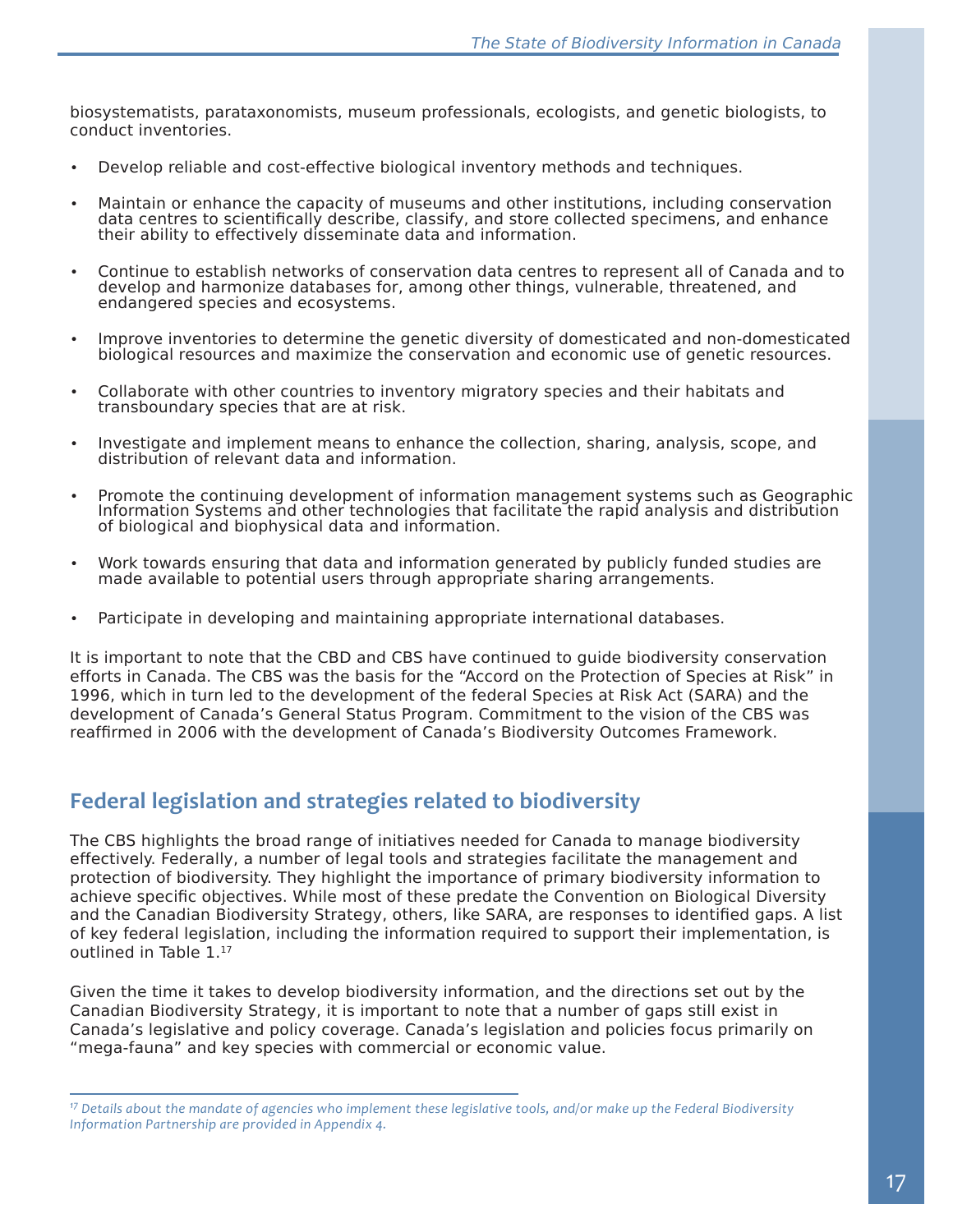biosystematists, parataxonomists, museum professionals, ecologists, and genetic biologists, to conduct inventories.

- Develop reliable and cost-effective biological inventory methods and techniques.
- Maintain or enhance the capacity of museums and other institutions, including conservation data centres to scientifically describe, classify, and store collected specimens, and enhance their ability to effectively disseminate data and information.
- Continue to establish networks of conservation data centres to represent all of Canada and to develop and harmonize databases for, among other things, vulnerable, threatened, and endangered species and ecosystems.
- Improve inventories to determine the genetic diversity of domesticated and non-domesticated biological resources and maximize the conservation and economic use of genetic resources.
- Collaborate with other countries to inventory migratory species and their habitats and transboundary species that are at risk.
- Investigate and implement means to enhance the collection, sharing, analysis, scope, and distribution of relevant data and information.
- Promote the continuing development of information management systems such as Geographic Information Systems and other technologies that facilitate the rapid analysis and distribution of biological and biophysical data and information.
- Work towards ensuring that data and information generated by publicly funded studies are made available to potential users through appropriate sharing arrangements.
- Participate in developing and maintaining appropriate international databases.

It is important to note that the CBD and CBS have continued to guide biodiversity conservation efforts in Canada. The CBS was the basis for the "Accord on the Protection of Species at Risk" in 1996, which in turn led to the development of the federal Species at Risk Act (SARA) and the development of Canada's General Status Program. Commitment to the vision of the CBS was reaffirmed in 2006 with the development of Canada's Biodiversity Outcomes Framework.

## Federal legislation and strategies related to biodiversity

The CBS highlights the broad range of initiatives needed for Canada to manage biodiversity effectively. Federally, a number of legal tools and strategies facilitate the management and protection of biodiversity. They highlight the importance of primary biodiversity information to achieve specific objectives. While most of these predate the Convention on Biological Diversity and the Canadian Biodiversity Strategy, others, like SARA, are responses to identified gaps. A list of key federal legislation, including the information required to support their implementation, is outlined in Table 1.[17]

Given the time it takes to develop biodiversity information, and the directions set out by the Canadian Biodiversity Strategy, it is important to note that a number of gaps still exist in Canada's legislative and policy coverage. Canada's legislation and policies focus primarily on "mega-fauna" and key species with commercial or economic value.

---

[17] *Details about the mandate of agencies who implement these legislative tools, and/or make up the Federal Biodiversity Information Partnership are provided in Appendix 4.*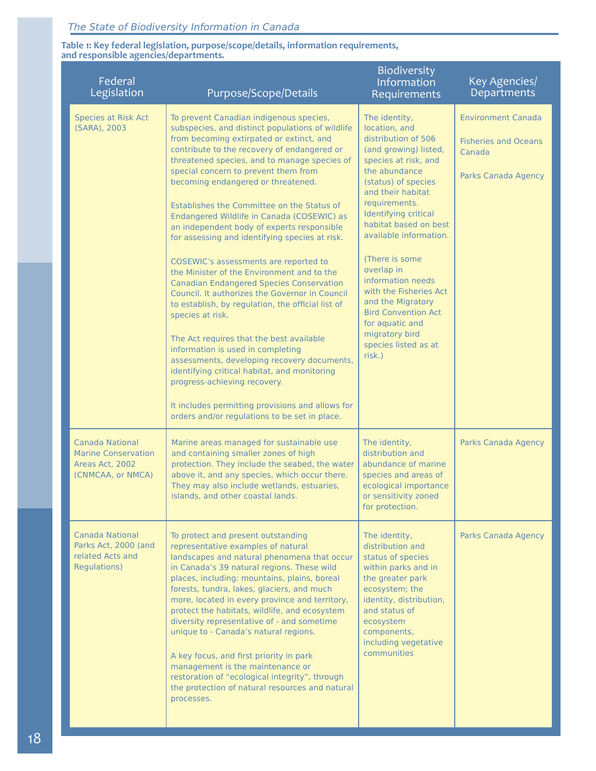**Table 1: Key federal legislation, purpose/scope/details, information requirements, and responsible agencies/departments.**

| Federal Legislation | Purpose/Scope/Details | Biodiversity Information Requirements | Key Agencies/ Departments |
|---|---|---|---|
| Species at Risk Act (SARA), 2003 | To prevent Canadian indigenous species, subspecies, and distinct populations of wildlife from becoming extirpated or extinct, and contribute to the recovery of endangered or threatened species, and to manage species of special concern to prevent them from becoming endangered or threatened.<br><br>Establishes the Committee on the Status of Endangered Wildlife in Canada (COSEWIC) as an independent body of experts responsible for assessing and identifying species at risk.<br><br>COSEWIC's assessments are reported to the Minister of the Environment and to the Canadian Endangered Species Conservation Council. It authorizes the Governor in Council to establish, by regulation, the official list of species at risk.<br><br>The Act requires that the best available information is used in completing assessments, developing recovery documents, identifying critical habitat, and monitoring progress-achieving recovery.<br><br>It includes permitting provisions and allows for orders and/or regulations to be set in place. | The identity, location, and distribution of 506 (and growing) listed, species at risk, and the abundance (status) of species and their habitat requirements. Identifying critical habitat based on best available information.<br><br>(There is some overlap in information needs with the Fisheries Act and the Migratory Bird Convention Act for aquatic and migratory bird species listed as at risk.) | Environment Canada<br><br>Fisheries and Oceans Canada<br><br>Parks Canada Agency |
| Canada National Marine Conservation Areas Act, 2002 (CNMCAA, or NMCA) | Marine areas managed for sustainable use and containing smaller zones of high protection. They include the seabed, the water above it, and any species, which occur there. They may also include wetlands, estuaries, islands, and other coastal lands. | The identity, distribution and abundance of marine species and areas of ecological importance or sensitivity zoned for protection. | Parks Canada Agency |
| Canada National Parks Act, 2000 (and related Acts and Regulations) | To protect and present outstanding representative examples of natural landscapes and natural phenomena that occur in Canada's 39 natural regions. These wild places, including: mountains, plains, boreal forests, tundra, lakes, glaciers, and much more, located in every province and territory, protect the habitats, wildlife, and ecosystem diversity representative of - and sometime unique to - Canada's natural regions.<br><br>A key focus, and first priority in park management is the maintenance or restoration of "ecological integrity", through the protection of natural resources and natural processes. | The identity, distribution and status of species within parks and in the greater park ecosystem; the identity, distribution, and status of ecosystem components, including vegetative communities | Parks Canada Agency |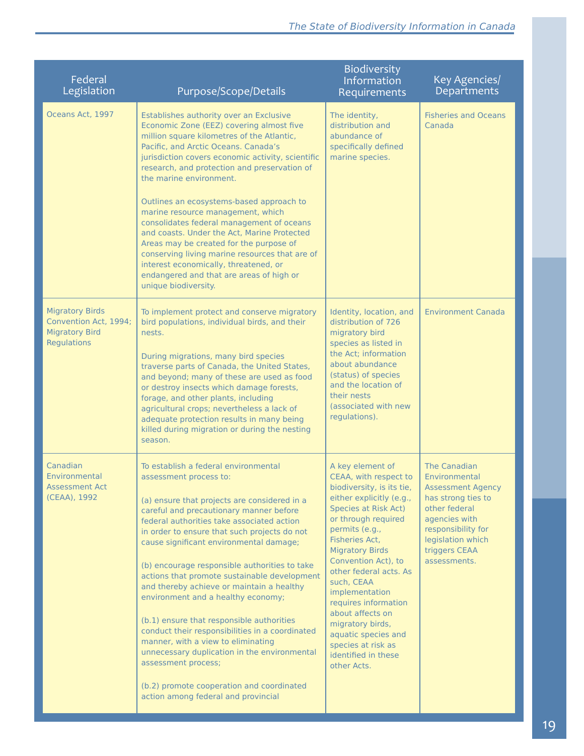| Federal Legislation | Purpose/Scope/Details | Biodiversity Information Requirements | Key Agencies/ Departments |
|---|---|---|---|
| Oceans Act, 1997 | Establishes authority over an Exclusive Economic Zone (EEZ) covering almost five million square kilometres of the Atlantic, Pacific, and Arctic Oceans. Canada's jurisdiction covers economic activity, scientific research, and protection and preservation of the marine environment.<br><br>Outlines an ecosystems-based approach to marine resource management, which consolidates federal management of oceans and coasts. Under the Act, Marine Protected Areas may be created for the purpose of conserving living marine resources that are of interest economically, threatened, or endangered and that are areas of high or unique biodiversity. | The identity, distribution and abundance of specifically defined marine species. | Fisheries and Oceans Canada |
| Migratory Birds Convention Act, 1994; Migratory Bird Regulations | To implement protect and conserve migratory bird populations, individual birds, and their nests.<br><br>During migrations, many bird species traverse parts of Canada, the United States, and beyond; many of these are used as food or destroy insects which damage forests, forage, and other plants, including agricultural crops; nevertheless a lack of adequate protection results in many being killed during migration or during the nesting season. | Identity, location, and distribution of 726 migratory bird species as listed in the Act; information about abundance (status) of species and the location of their nests (associated with new regulations). | Environment Canada |
| Canadian Environmental Assessment Act (CEAA), 1992 | To establish a federal environmental assessment process to:<br><br>(a) ensure that projects are considered in a careful and precautionary manner before federal authorities take associated action in order to ensure that such projects do not cause significant environmental damage;<br><br>(b) encourage responsible authorities to take actions that promote sustainable development and thereby achieve or maintain a healthy environment and a healthy economy;<br><br>(b.1) ensure that responsible authorities conduct their responsibilities in a coordinated manner, with a view to eliminating unnecessary duplication in the environmental assessment process;<br><br>(b.2) promote cooperation and coordinated action among federal and provincial | A key element of CEAA, with respect to biodiversity, is its tie, either explicitly (e.g., Species at Risk Act) or through required permits (e.g., Fisheries Act, Migratory Birds Convention Act), to other federal acts. As such, CEAA implementation requires information about affects on migratory birds, aquatic species and species at risk as identified in these other Acts. | The Canadian Environmental Assessment Agency has strong ties to other federal agencies with responsibility for legislation which triggers CEAA assessments. |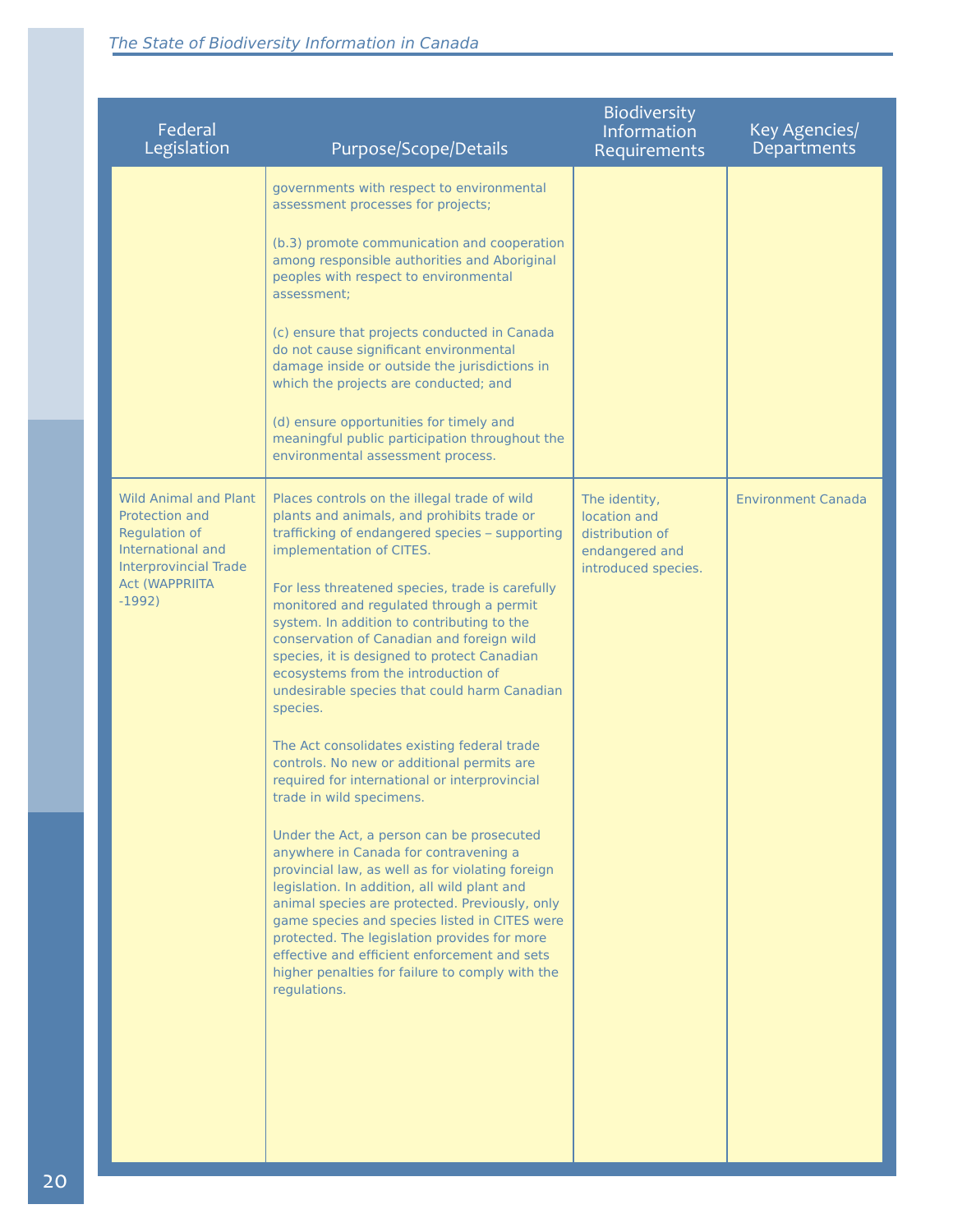| Federal Legislation | Purpose/Scope/Details | Biodiversity Information Requirements | Key Agencies/ Departments |
|---|---|---|---|
| | governments with respect to environmental assessment processes for projects;<br><br>(b.3) promote communication and cooperation among responsible authorities and Aboriginal peoples with respect to environmental assessment;<br><br>(c) ensure that projects conducted in Canada do not cause significant environmental damage inside or outside the jurisdictions in which the projects are conducted; and<br><br>(d) ensure opportunities for timely and meaningful public participation throughout the environmental assessment process. | | |
| Wild Animal and Plant Protection and Regulation of International and Interprovincial Trade Act (WAPPRIITA -1992) | Places controls on the illegal trade of wild plants and animals, and prohibits trade or trafficking of endangered species – supporting implementation of CITES.<br><br>For less threatened species, trade is carefully monitored and regulated through a permit system. In addition to contributing to the conservation of Canadian and foreign wild species, it is designed to protect Canadian ecosystems from the introduction of undesirable species that could harm Canadian species.<br><br>The Act consolidates existing federal trade controls. No new or additional permits are required for international or interprovincial trade in wild specimens.<br><br>Under the Act, a person can be prosecuted anywhere in Canada for contravening a provincial law, as well as for violating foreign legislation. In addition, all wild plant and animal species are protected. Previously, only game species and species listed in CITES were protected. The legislation provides for more effective and efficient enforcement and sets higher penalties for failure to comply with the regulations. | The identity, location and distribution of endangered and introduced species. | Environment Canada |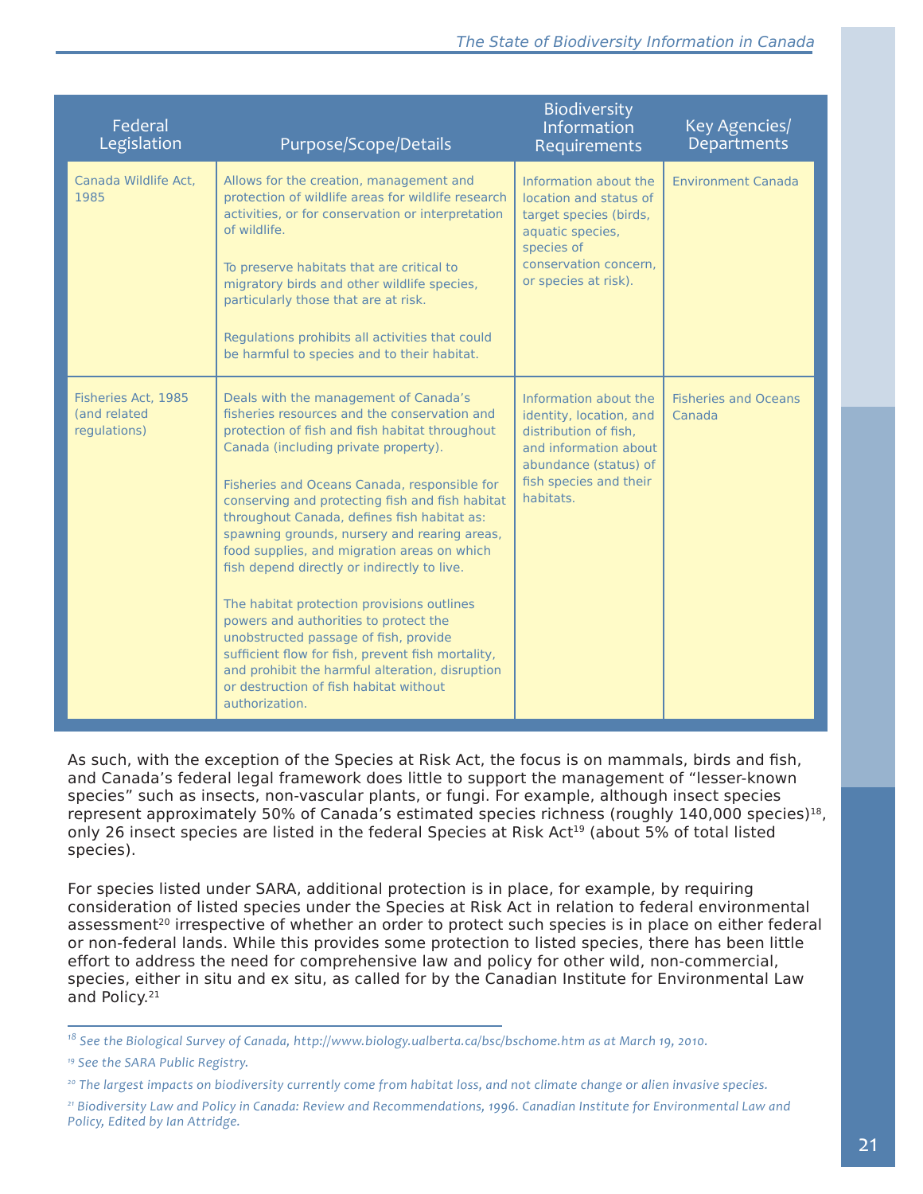| Federal Legislation | Purpose/Scope/Details | Biodiversity Information Requirements | Key Agencies/ Departments |
|---|---|---|---|
| Canada Wildlife Act, 1985 | Allows for the creation, management and protection of wildlife areas for wildlife research activities, or for conservation or interpretation of wildlife.<br><br>To preserve habitats that are critical to migratory birds and other wildlife species, particularly those that are at risk.<br><br>Regulations prohibits all activities that could be harmful to species and to their habitat. | Information about the location and status of target species (birds, aquatic species, species of conservation concern, or species at risk). | Environment Canada |
| Fisheries Act, 1985 (and related regulations) | Deals with the management of Canada's fisheries resources and the conservation and protection of fish and fish habitat throughout Canada (including private property).<br><br>Fisheries and Oceans Canada, responsible for conserving and protecting fish and fish habitat throughout Canada, defines fish habitat as: spawning grounds, nursery and rearing areas, food supplies, and migration areas on which fish depend directly or indirectly to live.<br><br>The habitat protection provisions outlines powers and authorities to protect the unobstructed passage of fish, provide sufficient flow for fish, prevent fish mortality, and prohibit the harmful alteration, disruption or destruction of fish habitat without authorization. | Information about the identity, location, and distribution of fish, and information about abundance (status) of fish species and their habitats. | Fisheries and Oceans Canada |

As such, with the exception of the Species at Risk Act, the focus is on mammals, birds and fish, and Canada's federal legal framework does little to support the management of "lesser-known species" such as insects, non-vascular plants, or fungi. For example, although insect species represent approximately 50% of Canada's estimated species richness (roughly 140,000 species)[18], only 26 insect species are listed in the federal Species at Risk Act[19] (about 5% of total listed species).

For species listed under SARA, additional protection is in place, for example, by requiring consideration of listed species under the Species at Risk Act in relation to federal environmental assessment[20] irrespective of whether an order to protect such species is in place on either federal or non-federal lands. While this provides some protection to listed species, there has been little effort to address the need for comprehensive law and policy for other wild, non-commercial, species, either in situ and ex situ, as called for by the Canadian Institute for Environmental Law and Policy.[21]

---

[18] *See the Biological Survey of Canada, http://www.biology.ualberta.ca/bsc/bschome.htm as at March 19, 2010.*

[19] *See the SARA Public Registry.*

[20] *The largest impacts on biodiversity currently come from habitat loss, and not climate change or alien invasive species.*

[21] *Biodiversity Law and Policy in Canada: Review and Recommendations, 1996. Canadian Institute for Environmental Law and Policy, Edited by Ian Attridge.*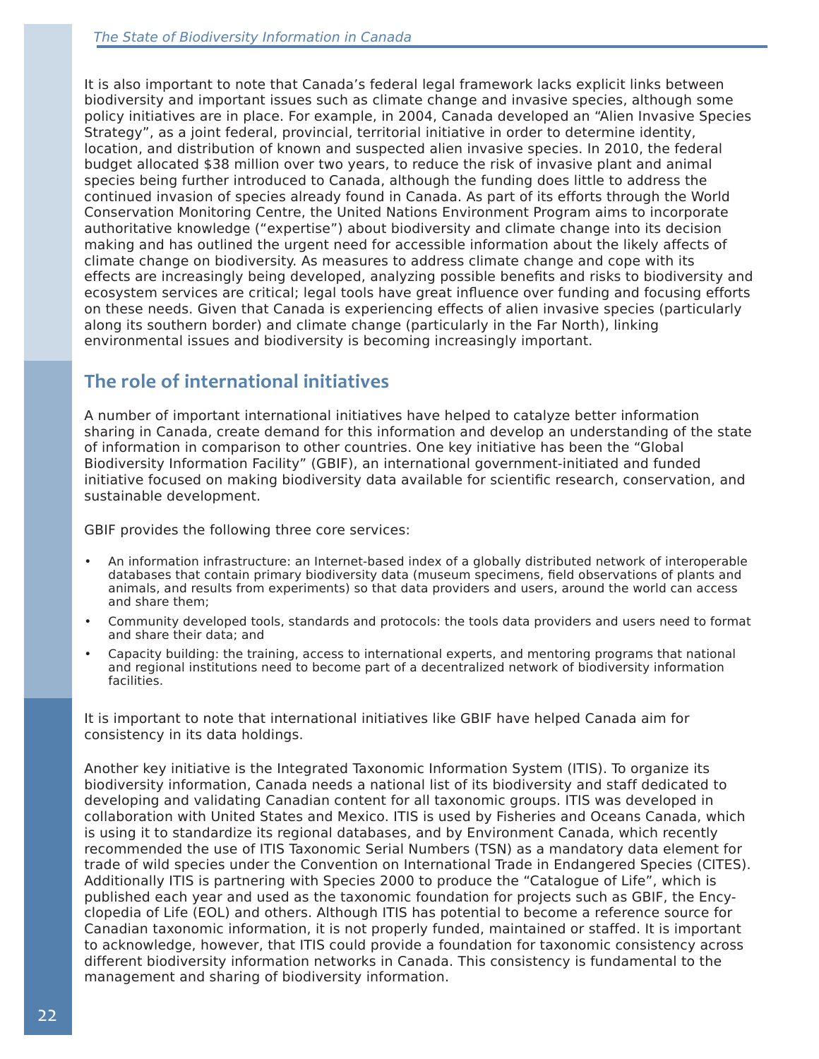It is also important to note that Canada's federal legal framework lacks explicit links between biodiversity and important issues such as climate change and invasive species, although some policy initiatives are in place. For example, in 2004, Canada developed an "Alien Invasive Species Strategy", as a joint federal, provincial, territorial initiative in order to determine identity, location, and distribution of known and suspected alien invasive species. In 2010, the federal budget allocated $38 million over two years, to reduce the risk of invasive plant and animal species being further introduced to Canada, although the funding does little to address the continued invasion of species already found in Canada. As part of its efforts through the World Conservation Monitoring Centre, the United Nations Environment Program aims to incorporate authoritative knowledge ("expertise") about biodiversity and climate change into its decision making and has outlined the urgent need for accessible information about the likely affects of climate change on biodiversity. As measures to address climate change and cope with its effects are increasingly being developed, analyzing possible benefits and risks to biodiversity and ecosystem services are critical; legal tools have great influence over funding and focusing efforts on these needs. Given that Canada is experiencing effects of alien invasive species (particularly along its southern border) and climate change (particularly in the Far North), linking environmental issues and biodiversity is becoming increasingly important.

## The role of international initiatives

A number of important international initiatives have helped to catalyze better information sharing in Canada, create demand for this information and develop an understanding of the state of information in comparison to other countries. One key initiative has been the "Global Biodiversity Information Facility" (GBIF), an international government-initiated and funded initiative focused on making biodiversity data available for scientific research, conservation, and sustainable development.

GBIF provides the following three core services:

- An information infrastructure: an Internet-based index of a globally distributed network of interoperable databases that contain primary biodiversity data (museum specimens, field observations of plants and animals, and results from experiments) so that data providers and users, around the world can access and share them;
- Community developed tools, standards and protocols: the tools data providers and users need to format and share their data; and
- Capacity building: the training, access to international experts, and mentoring programs that national and regional institutions need to become part of a decentralized network of biodiversity information facilities.

It is important to note that international initiatives like GBIF have helped Canada aim for consistency in its data holdings.

Another key initiative is the Integrated Taxonomic Information System (ITIS). To organize its biodiversity information, Canada needs a national list of its biodiversity and staff dedicated to developing and validating Canadian content for all taxonomic groups. ITIS was developed in collaboration with United States and Mexico. ITIS is used by Fisheries and Oceans Canada, which is using it to standardize its regional databases, and by Environment Canada, which recently recommended the use of ITIS Taxonomic Serial Numbers (TSN) as a mandatory data element for trade of wild species under the Convention on International Trade in Endangered Species (CITES). Additionally ITIS is partnering with Species 2000 to produce the "Catalogue of Life", which is published each year and used as the taxonomic foundation for projects such as GBIF, the Encyclopedia of Life (EOL) and others. Although ITIS has potential to become a reference source for Canadian taxonomic information, it is not properly funded, maintained or staffed. It is important to acknowledge, however, that ITIS could provide a foundation for taxonomic consistency across different biodiversity information networks in Canada. This consistency is fundamental to the management and sharing of biodiversity information.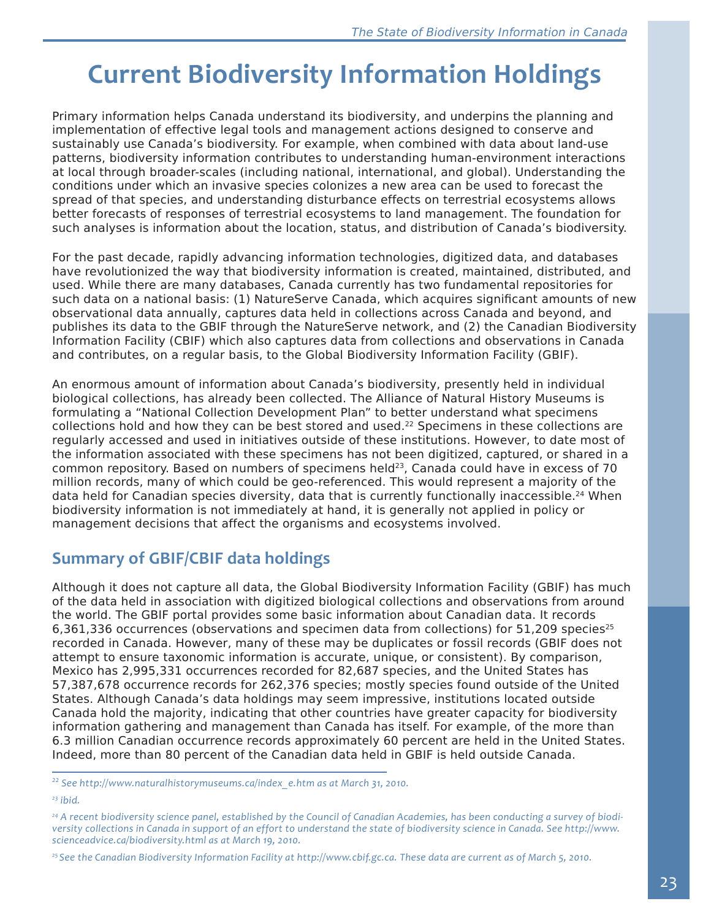# Current Biodiversity Information Holdings

Primary information helps Canada understand its biodiversity, and underpins the planning and implementation of effective legal tools and management actions designed to conserve and sustainably use Canada's biodiversity. For example, when combined with data about land-use patterns, biodiversity information contributes to understanding human-environment interactions at local through broader-scales (including national, international, and global). Understanding the conditions under which an invasive species colonizes a new area can be used to forecast the spread of that species, and understanding disturbance effects on terrestrial ecosystems allows better forecasts of responses of terrestrial ecosystems to land management. The foundation for such analyses is information about the location, status, and distribution of Canada's biodiversity.

For the past decade, rapidly advancing information technologies, digitized data, and databases have revolutionized the way that biodiversity information is created, maintained, distributed, and used. While there are many databases, Canada currently has two fundamental repositories for such data on a national basis: (1) NatureServe Canada, which acquires significant amounts of new observational data annually, captures data held in collections across Canada and beyond, and publishes its data to the GBIF through the NatureServe network, and (2) the Canadian Biodiversity Information Facility (CBIF) which also captures data from collections and observations in Canada and contributes, on a regular basis, to the Global Biodiversity Information Facility (GBIF).

An enormous amount of information about Canada's biodiversity, presently held in individual biological collections, has already been collected. The Alliance of Natural History Museums is formulating a "National Collection Development Plan" to better understand what specimens collections hold and how they can be best stored and used.[22] Specimens in these collections are regularly accessed and used in initiatives outside of these institutions. However, to date most of the information associated with these specimens has not been digitized, captured, or shared in a common repository. Based on numbers of specimens held[23], Canada could have in excess of 70 million records, many of which could be geo-referenced. This would represent a majority of the data held for Canadian species diversity, data that is currently functionally inaccessible.[24] When biodiversity information is not immediately at hand, it is generally not applied in policy or management decisions that affect the organisms and ecosystems involved.

## Summary of GBIF/CBIF data holdings

Although it does not capture all data, the Global Biodiversity Information Facility (GBIF) has much of the data held in association with digitized biological collections and observations from around the world. The GBIF portal provides some basic information about Canadian data. It records 6,361,336 occurrences (observations and specimen data from collections) for 51,209 species[25] recorded in Canada. However, many of these may be duplicates or fossil records (GBIF does not attempt to ensure taxonomic information is accurate, unique, or consistent). By comparison, Mexico has 2,995,331 occurrences recorded for 82,687 species, and the United States has 57,387,678 occurrence records for 262,376 species; mostly species found outside of the United States. Although Canada's data holdings may seem impressive, institutions located outside Canada hold the majority, indicating that other countries have greater capacity for biodiversity information gathering and management than Canada has itself. For example, of the more than 6.3 million Canadian occurrence records approximately 60 percent are held in the United States. Indeed, more than 80 percent of the Canadian data held in GBIF is held outside Canada.

---

*[22] See http://www.naturalhistorymuseums.ca/index_e.htm as at March 31, 2010.*

*[23] ibid.*

*[24] A recent biodiversity science panel, established by the Council of Canadian Academies, has been conducting a survey of biodiversity collections in Canada in support of an effort to understand the state of biodiversity science in Canada. See http://www.scienceadvice.ca/biodiversity.html as at March 19, 2010.*

*[25] See the Canadian Biodiversity Information Facility at http://www.cbif.gc.ca. These data are current as of March 5, 2010.*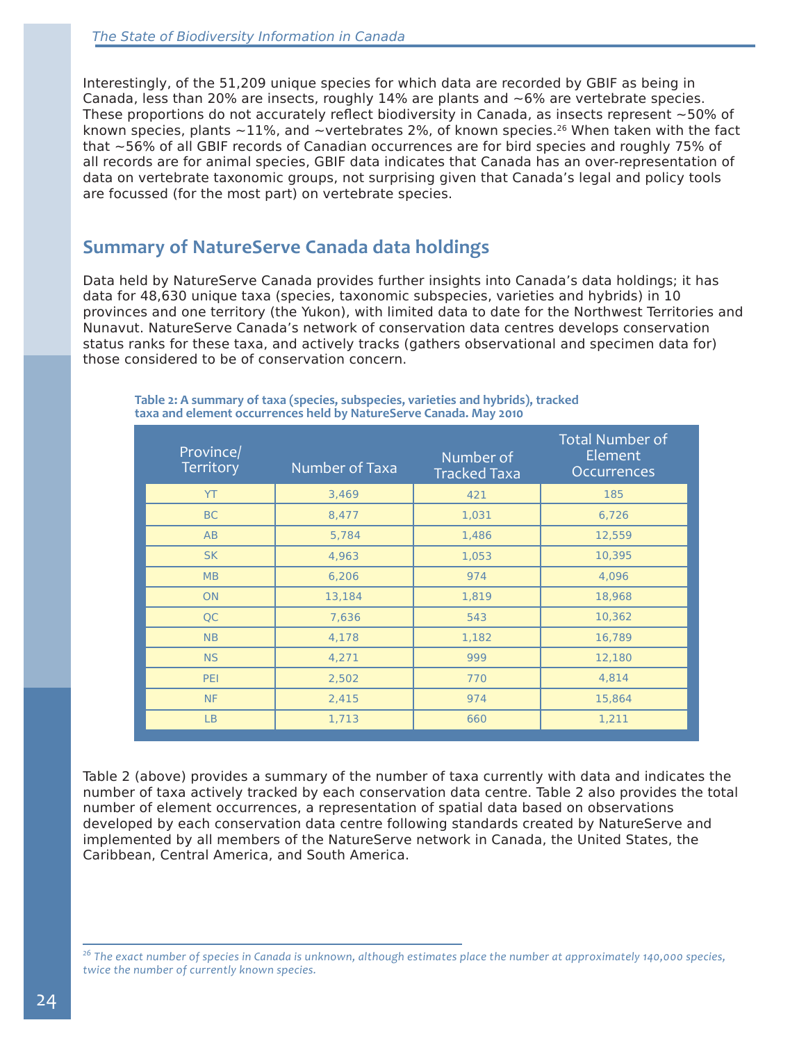Interestingly, of the 51,209 unique species for which data are recorded by GBIF as being in Canada, less than 20% are insects, roughly 14% are plants and ~6% are vertebrate species. These proportions do not accurately reflect biodiversity in Canada, as insects represent ~50% of known species, plants ~11%, and ~vertebrates 2%, of known species.[26] When taken with the fact that ~56% of all GBIF records of Canadian occurrences are for bird species and roughly 75% of all records are for animal species, GBIF data indicates that Canada has an over-representation of data on vertebrate taxonomic groups, not surprising given that Canada's legal and policy tools are focussed (for the most part) on vertebrate species.

## Summary of NatureServe Canada data holdings

Data held by NatureServe Canada provides further insights into Canada's data holdings; it has data for 48,630 unique taxa (species, taxonomic subspecies, varieties and hybrids) in 10 provinces and one territory (the Yukon), with limited data to date for the Northwest Territories and Nunavut. NatureServe Canada's network of conservation data centres develops conservation status ranks for these taxa, and actively tracks (gathers observational and specimen data for) those considered to be of conservation concern.

**Table 2: A summary of taxa (species, subspecies, varieties and hybrids), tracked taxa and element occurrences held by NatureServe Canada. May 2010**

| Province/ Territory | Number of Taxa | Number of Tracked Taxa | Total Number of Element Occurrences |
|---|---|---|---|
| YT | 3,469 | 421 | 185 |
| BC | 8,477 | 1,031 | 6,726 |
| AB | 5,784 | 1,486 | 12,559 |
| SK | 4,963 | 1,053 | 10,395 |
| MB | 6,206 | 974 | 4,096 |
| ON | 13,184 | 1,819 | 18,968 |
| QC | 7,636 | 543 | 10,362 |
| NB | 4,178 | 1,182 | 16,789 |
| NS | 4,271 | 999 | 12,180 |
| PEI | 2,502 | 770 | 4,814 |
| NF | 2,415 | 974 | 15,864 |
| LB | 1,713 | 660 | 1,211 |

Table 2 (above) provides a summary of the number of taxa currently with data and indicates the number of taxa actively tracked by each conservation data centre. Table 2 also provides the total number of element occurrences, a representation of spatial data based on observations developed by each conservation data centre following standards created by NatureServe and implemented by all members of the NatureServe network in Canada, the United States, the Caribbean, Central America, and South America.

---

[26] *The exact number of species in Canada is unknown, although estimates place the number at approximately 140,000 species, twice the number of currently known species.*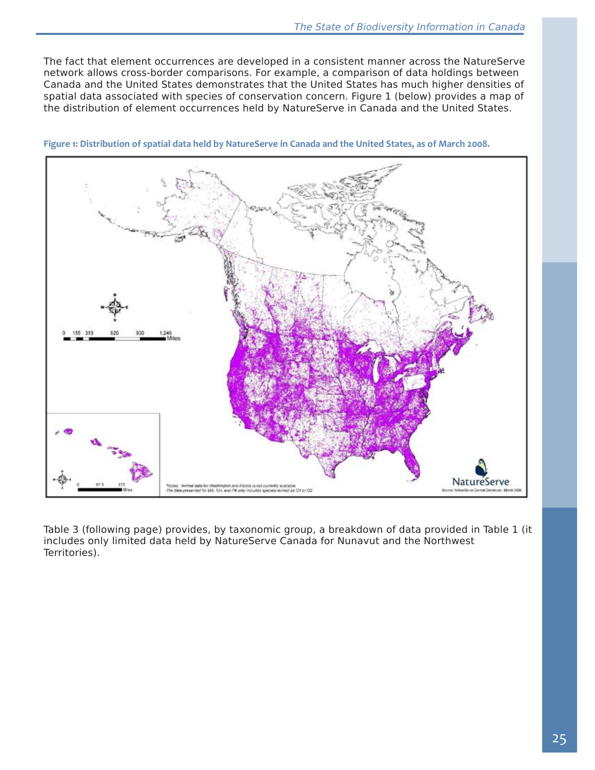The fact that element occurrences are developed in a consistent manner across the NatureServe network allows cross-border comparisons. For example, a comparison of data holdings between Canada and the United States demonstrates that the United States has much higher densities of spatial data associated with species of conservation concern. Figure 1 (below) provides a map of the distribution of element occurrences held by NatureServe in Canada and the United States.

**Figure 1: Distribution of spatial data held by NatureServe in Canada and the United States, as of March 2008.**

Table 3 (following page) provides, by taxonomic group, a breakdown of data provided in Table 1 (it includes only limited data held by NatureServe Canada for Nunavut and the Northwest Territories).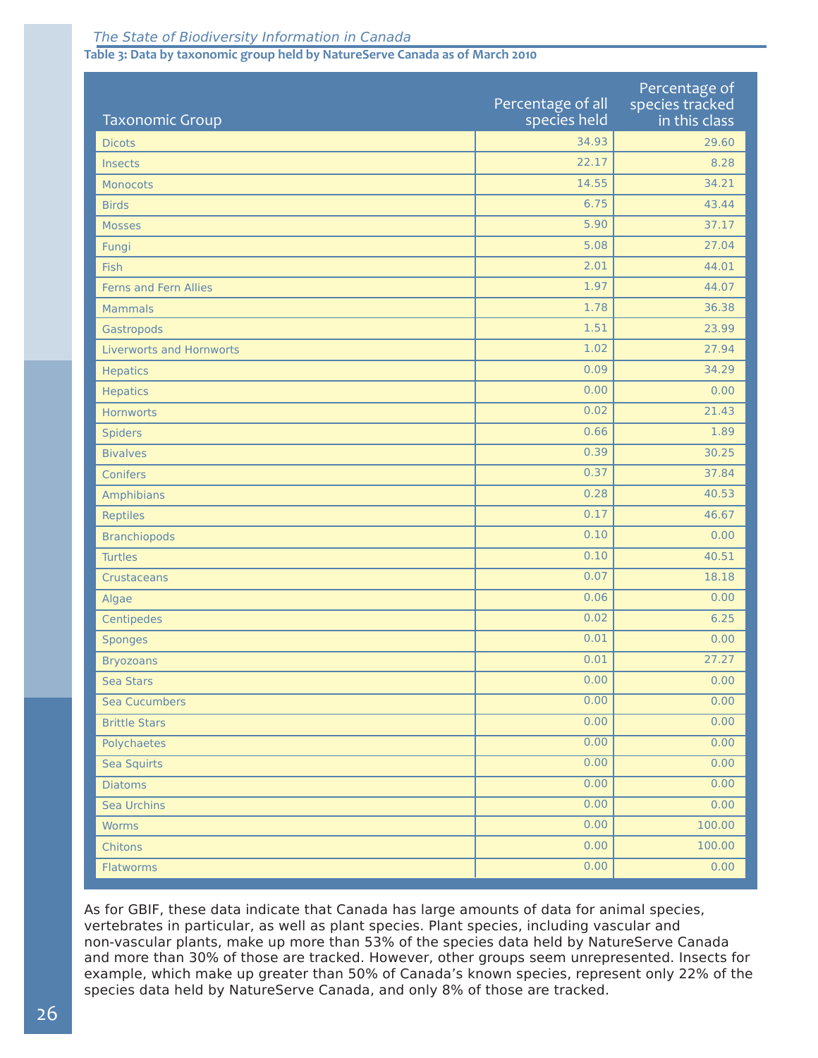**Table 3: Data by taxonomic group held by NatureServe Canada as of March 2010**

| Taxonomic Group | Percentage of all species held | Percentage of species tracked in this class |
|---|---|---|
| Dicots | 34.93 | 29.60 |
| Insects | 22.17 | 8.28 |
| Monocots | 14.55 | 34.21 |
| Birds | 6.75 | 43.44 |
| Mosses | 5.90 | 37.17 |
| Fungi | 5.08 | 27.04 |
| Fish | 2.01 | 44.01 |
| Ferns and Fern Allies | 1.97 | 44.07 |
| Mammals | 1.78 | 36.38 |
| Gastropods | 1.51 | 23.99 |
| Liverworts and Hornworts | 1.02 | 27.94 |
| Hepatics | 0.09 | 34.29 |
| Hepatics | 0.00 | 0.00 |
| Hornworts | 0.02 | 21.43 |
| Spiders | 0.66 | 1.89 |
| Bivalves | 0.39 | 30.25 |
| Conifers | 0.37 | 37.84 |
| Amphibians | 0.28 | 40.53 |
| Reptiles | 0.17 | 46.67 |
| Branchiopods | 0.10 | 0.00 |
| Turtles | 0.10 | 40.51 |
| Crustaceans | 0.07 | 18.18 |
| Algae | 0.06 | 0.00 |
| Centipedes | 0.02 | 6.25 |
| Sponges | 0.01 | 0.00 |
| Bryozoans | 0.01 | 27.27 |
| Sea Stars | 0.00 | 0.00 |
| Sea Cucumbers | 0.00 | 0.00 |
| Brittle Stars | 0.00 | 0.00 |
| Polychaetes | 0.00 | 0.00 |
| Sea Squirts | 0.00 | 0.00 |
| Diatoms | 0.00 | 0.00 |
| Sea Urchins | 0.00 | 0.00 |
| Worms | 0.00 | 100.00 |
| Chitons | 0.00 | 100.00 |
| Flatworms | 0.00 | 0.00 |

As for GBIF, these data indicate that Canada has large amounts of data for animal species, vertebrates in particular, as well as plant species. Plant species, including vascular and non-vascular plants, make up more than 53% of the species data held by NatureServe Canada and more than 30% of those are tracked. However, other groups seem unrepresented. Insects for example, which make up greater than 50% of Canada's known species, represent only 22% of the species data held by NatureServe Canada, and only 8% of those are tracked.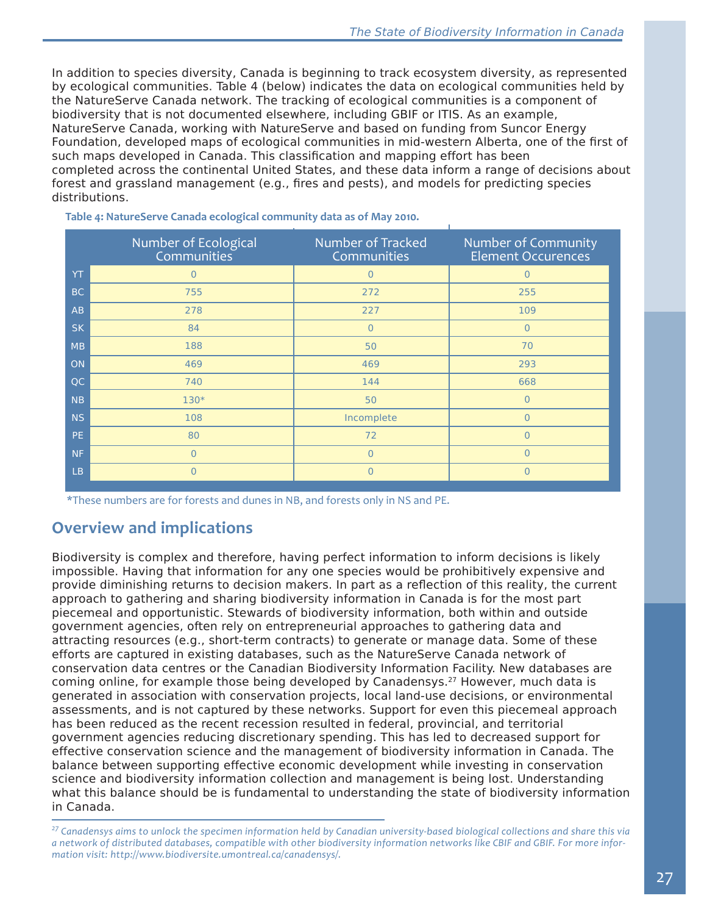In addition to species diversity, Canada is beginning to track ecosystem diversity, as represented by ecological communities. Table 4 (below) indicates the data on ecological communities held by the NatureServe Canada network. The tracking of ecological communities is a component of biodiversity that is not documented elsewhere, including GBIF or ITIS. As an example, NatureServe Canada, working with NatureServe and based on funding from Suncor Energy Foundation, developed maps of ecological communities in mid-western Alberta, one of the first of such maps developed in Canada. This classification and mapping effort has been completed across the continental United States, and these data inform a range of decisions about forest and grassland management (e.g., fires and pests), and models for predicting species distributions.

**Table 4: NatureServe Canada ecological community data as of May 2010.**

| | Number of Ecological Communities | Number of Tracked Communities | Number of Community Element Occurences |
|---|---|---|---|
| YT | 0 | 0 | 0 |
| BC | 755 | 272 | 255 |
| AB | 278 | 227 | 109 |
| SK | 84 | 0 | 0 |
| MB | 188 | 50 | 70 |
| ON | 469 | 469 | 293 |
| QC | 740 | 144 | 668 |
| NB | 130* | 50 | 0 |
| NS | 108 | Incomplete | 0 |
| PE | 80 | 72 | 0 |
| NF | 0 | 0 | 0 |
| LB | 0 | 0 | 0 |

*These numbers are for forests and dunes in NB, and forests only in NS and PE.

## Overview and implications

Biodiversity is complex and therefore, having perfect information to inform decisions is likely impossible. Having that information for any one species would be prohibitively expensive and provide diminishing returns to decision makers. In part as a reflection of this reality, the current approach to gathering and sharing biodiversity information in Canada is for the most part piecemeal and opportunistic. Stewards of biodiversity information, both within and outside government agencies, often rely on entrepreneurial approaches to gathering data and attracting resources (e.g., short-term contracts) to generate or manage data. Some of these efforts are captured in existing databases, such as the NatureServe Canada network of conservation data centres or the Canadian Biodiversity Information Facility. New databases are coming online, for example those being developed by Canadensys.[27] However, much data is generated in association with conservation projects, local land-use decisions, or environmental assessments, and is not captured by these networks. Support for even this piecemeal approach has been reduced as the recent recession resulted in federal, provincial, and territorial government agencies reducing discretionary spending. This has led to decreased support for effective conservation science and the management of biodiversity information in Canada. The balance between supporting effective economic development while investing in conservation science and biodiversity information collection and management is being lost. Understanding what this balance should be is fundamental to understanding the state of biodiversity information in Canada.

---

*[27] Canadensys aims to unlock the specimen information held by Canadian university-based biological collections and share this via a network of distributed databases, compatible with other biodiversity information networks like CBIF and GBIF. For more information visit: http://www.biodiversite.umontreal.ca/canadensys/.*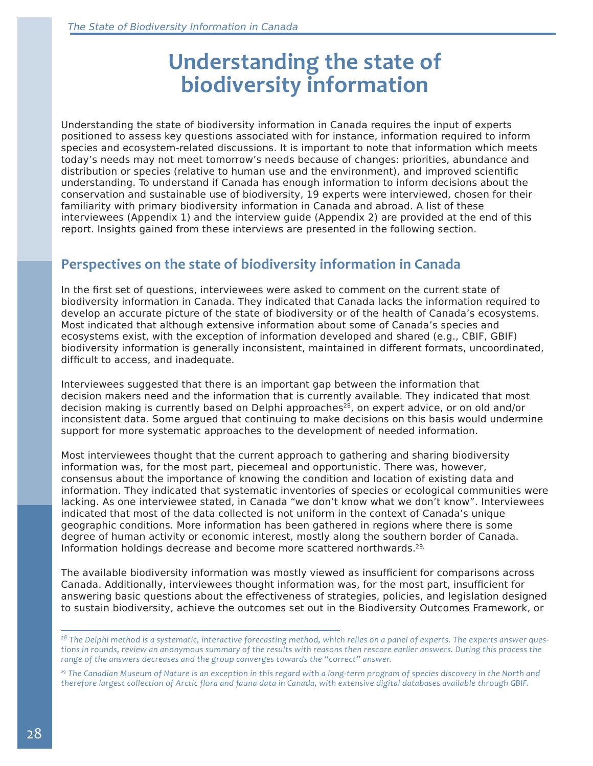# Understanding the state of biodiversity information

Understanding the state of biodiversity information in Canada requires the input of experts positioned to assess key questions associated with for instance, information required to inform species and ecosystem-related discussions. It is important to note that information which meets today's needs may not meet tomorrow's needs because of changes: priorities, abundance and distribution or species (relative to human use and the environment), and improved scientific understanding. To understand if Canada has enough information to inform decisions about the conservation and sustainable use of biodiversity, 19 experts were interviewed, chosen for their familiarity with primary biodiversity information in Canada and abroad. A list of these interviewees (Appendix 1) and the interview guide (Appendix 2) are provided at the end of this report. Insights gained from these interviews are presented in the following section.

## Perspectives on the state of biodiversity information in Canada

In the first set of questions, interviewees were asked to comment on the current state of biodiversity information in Canada. They indicated that Canada lacks the information required to develop an accurate picture of the state of biodiversity or of the health of Canada's ecosystems. Most indicated that although extensive information about some of Canada's species and ecosystems exist, with the exception of information developed and shared (e.g., CBIF, GBIF) biodiversity information is generally inconsistent, maintained in different formats, uncoordinated, difficult to access, and inadequate.

Interviewees suggested that there is an important gap between the information that decision makers need and the information that is currently available. They indicated that most decision making is currently based on Delphi approaches[28], on expert advice, or on old and/or inconsistent data. Some argued that continuing to make decisions on this basis would undermine support for more systematic approaches to the development of needed information.

Most interviewees thought that the current approach to gathering and sharing biodiversity information was, for the most part, piecemeal and opportunistic. There was, however, consensus about the importance of knowing the condition and location of existing data and information. They indicated that systematic inventories of species or ecological communities were lacking. As one interviewee stated, in Canada "we don't know what we don't know". Interviewees indicated that most of the data collected is not uniform in the context of Canada's unique geographic conditions. More information has been gathered in regions where there is some degree of human activity or economic interest, mostly along the southern border of Canada. Information holdings decrease and become more scattered northwards.[29]

The available biodiversity information was mostly viewed as insufficient for comparisons across Canada. Additionally, interviewees thought information was, for the most part, insufficient for answering basic questions about the effectiveness of strategies, policies, and legislation designed to sustain biodiversity, achieve the outcomes set out in the Biodiversity Outcomes Framework, or

---

*[28] The Delphi method is a systematic, interactive forecasting method, which relies on a panel of experts. The experts answer questions in rounds, review an anonymous summary of the results with reasons then rescore earlier answers. During this process the range of the answers decreases and the group converges towards the "correct" answer.*

*[29] The Canadian Museum of Nature is an exception in this regard with a long-term program of species discovery in the North and therefore largest collection of Arctic flora and fauna data in Canada, with extensive digital databases available through GBIF.*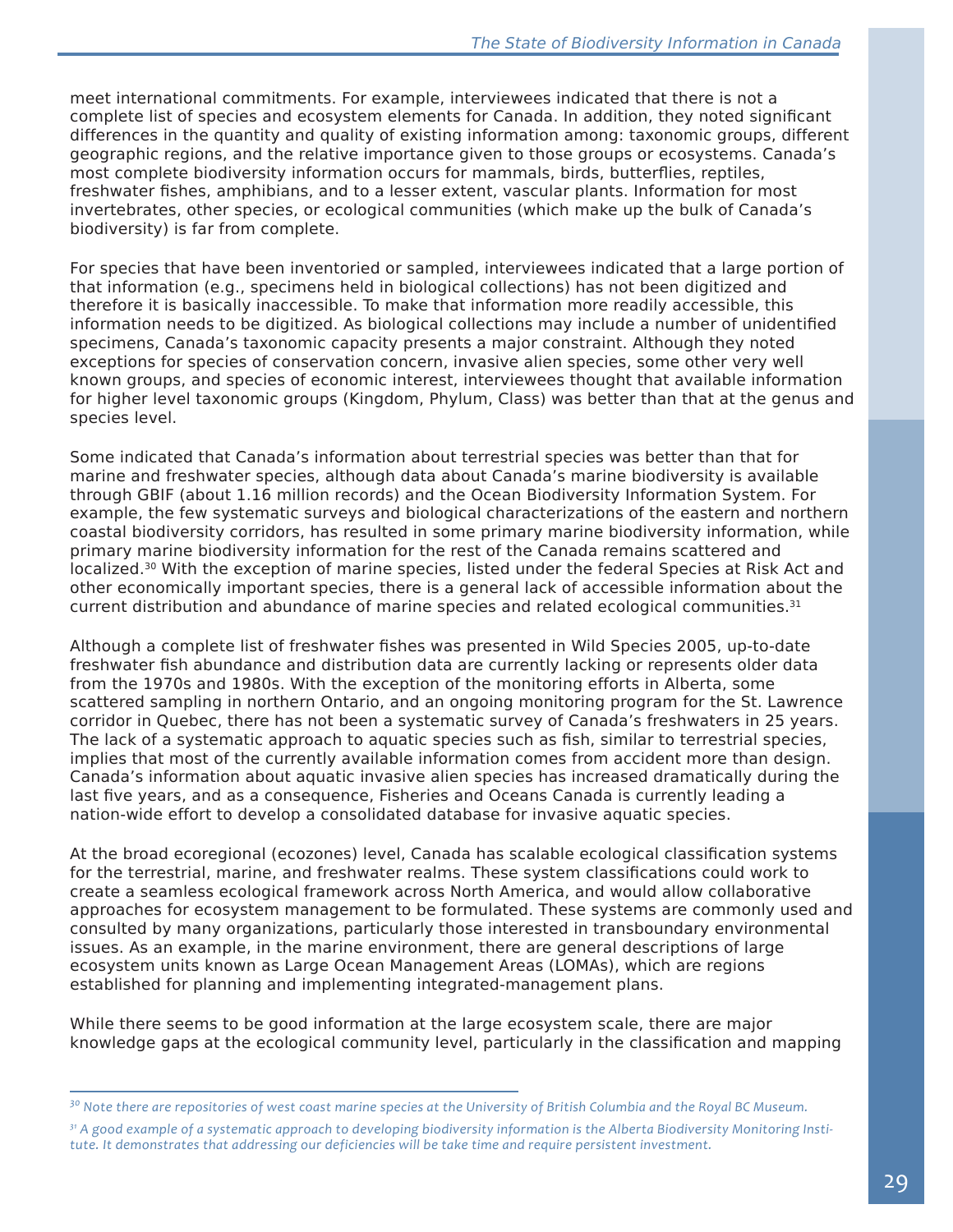meet international commitments. For example, interviewees indicated that there is not a complete list of species and ecosystem elements for Canada. In addition, they noted significant differences in the quantity and quality of existing information among: taxonomic groups, different geographic regions, and the relative importance given to those groups or ecosystems. Canada's most complete biodiversity information occurs for mammals, birds, butterflies, reptiles, freshwater fishes, amphibians, and to a lesser extent, vascular plants. Information for most invertebrates, other species, or ecological communities (which make up the bulk of Canada's biodiversity) is far from complete.

For species that have been inventoried or sampled, interviewees indicated that a large portion of that information (e.g., specimens held in biological collections) has not been digitized and therefore it is basically inaccessible. To make that information more readily accessible, this information needs to be digitized. As biological collections may include a number of unidentified specimens, Canada's taxonomic capacity presents a major constraint. Although they noted exceptions for species of conservation concern, invasive alien species, some other very well known groups, and species of economic interest, interviewees thought that available information for higher level taxonomic groups (Kingdom, Phylum, Class) was better than that at the genus and species level.

Some indicated that Canada's information about terrestrial species was better than that for marine and freshwater species, although data about Canada's marine biodiversity is available through GBIF (about 1.16 million records) and the Ocean Biodiversity Information System. For example, the few systematic surveys and biological characterizations of the eastern and northern coastal biodiversity corridors, has resulted in some primary marine biodiversity information, while primary marine biodiversity information for the rest of the Canada remains scattered and localized.[30] With the exception of marine species, listed under the federal Species at Risk Act and other economically important species, there is a general lack of accessible information about the current distribution and abundance of marine species and related ecological communities.[31]

Although a complete list of freshwater fishes was presented in Wild Species 2005, up-to-date freshwater fish abundance and distribution data are currently lacking or represents older data from the 1970s and 1980s. With the exception of the monitoring efforts in Alberta, some scattered sampling in northern Ontario, and an ongoing monitoring program for the St. Lawrence corridor in Quebec, there has not been a systematic survey of Canada's freshwaters in 25 years. The lack of a systematic approach to aquatic species such as fish, similar to terrestrial species, implies that most of the currently available information comes from accident more than design. Canada's information about aquatic invasive alien species has increased dramatically during the last five years, and as a consequence, Fisheries and Oceans Canada is currently leading a nation-wide effort to develop a consolidated database for invasive aquatic species.

At the broad ecoregional (ecozones) level, Canada has scalable ecological classification systems for the terrestrial, marine, and freshwater realms. These system classifications could work to create a seamless ecological framework across North America, and would allow collaborative approaches for ecosystem management to be formulated. These systems are commonly used and consulted by many organizations, particularly those interested in transboundary environmental issues. As an example, in the marine environment, there are general descriptions of large ecosystem units known as Large Ocean Management Areas (LOMAs), which are regions established for planning and implementing integrated-management plans.

While there seems to be good information at the large ecosystem scale, there are major knowledge gaps at the ecological community level, particularly in the classification and mapping

---

*[30] Note there are repositories of west coast marine species at the University of British Columbia and the Royal BC Museum.*

*[31] A good example of a systematic approach to developing biodiversity information is the Alberta Biodiversity Monitoring Institute. It demonstrates that addressing our deficiencies will be take time and require persistent investment.*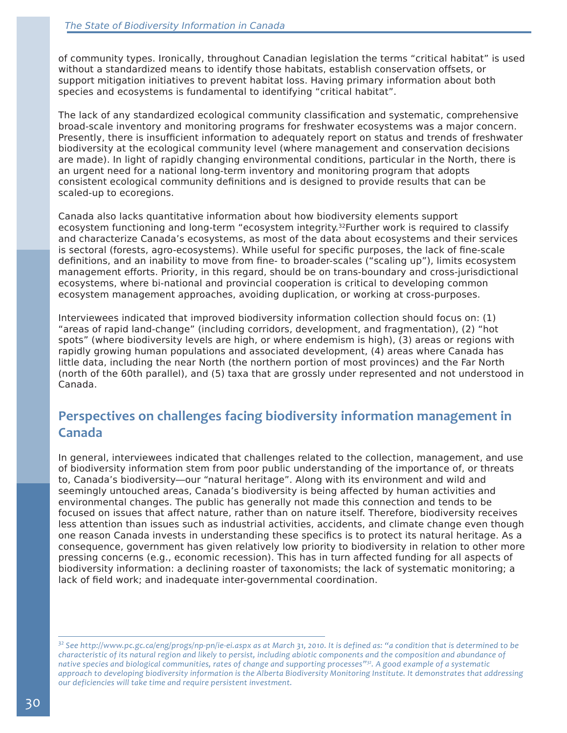of community types. Ironically, throughout Canadian legislation the terms "critical habitat" is used without a standardized means to identify those habitats, establish conservation offsets, or support mitigation initiatives to prevent habitat loss. Having primary information about both species and ecosystems is fundamental to identifying "critical habitat".

The lack of any standardized ecological community classification and systematic, comprehensive broad-scale inventory and monitoring programs for freshwater ecosystems was a major concern. Presently, there is insufficient information to adequately report on status and trends of freshwater biodiversity at the ecological community level (where management and conservation decisions are made). In light of rapidly changing environmental conditions, particular in the North, there is an urgent need for a national long-term inventory and monitoring program that adopts consistent ecological community definitions and is designed to provide results that can be scaled-up to ecoregions.

Canada also lacks quantitative information about how biodiversity elements support ecosystem functioning and long-term "ecosystem integrity.[32]Further work is required to classify and characterize Canada's ecosystems, as most of the data about ecosystems and their services is sectoral (forests, agro-ecosystems). While useful for specific purposes, the lack of fine-scale definitions, and an inability to move from fine- to broader-scales ("scaling up"), limits ecosystem management efforts. Priority, in this regard, should be on trans-boundary and cross-jurisdictional ecosystems, where bi-national and provincial cooperation is critical to developing common ecosystem management approaches, avoiding duplication, or working at cross-purposes.

Interviewees indicated that improved biodiversity information collection should focus on: (1) "areas of rapid land-change" (including corridors, development, and fragmentation), (2) "hot spots" (where biodiversity levels are high, or where endemism is high), (3) areas or regions with rapidly growing human populations and associated development, (4) areas where Canada has little data, including the near North (the northern portion of most provinces) and the Far North (north of the 60th parallel), and (5) taxa that are grossly under represented and not understood in Canada.

## Perspectives on challenges facing biodiversity information management in Canada

In general, interviewees indicated that challenges related to the collection, management, and use of biodiversity information stem from poor public understanding of the importance of, or threats to, Canada's biodiversity—our "natural heritage". Along with its environment and wild and seemingly untouched areas, Canada's biodiversity is being affected by human activities and environmental changes. The public has generally not made this connection and tends to be focused on issues that affect nature, rather than on nature itself. Therefore, biodiversity receives less attention than issues such as industrial activities, accidents, and climate change even though one reason Canada invests in understanding these specifics is to protect its natural heritage. As a consequence, government has given relatively low priority to biodiversity in relation to other more pressing concerns (e.g., economic recession). This has in turn affected funding for all aspects of biodiversity information: a declining roaster of taxonomists; the lack of systematic monitoring; a lack of field work; and inadequate inter-governmental coordination.

---

*[32] See http://www.pc.gc.ca/eng/progs/np-pn/ie-ei.aspx as at March 31, 2010. It is defined as: "a condition that is determined to be characteristic of its natural region and likely to persist, including abiotic components and the composition and abundance of native species and biological communities, rates of change and supporting processes"[32]. A good example of a systematic approach to developing biodiversity information is the Alberta Biodiversity Monitoring Institute. It demonstrates that addressing our deficiencies will take time and require persistent investment.*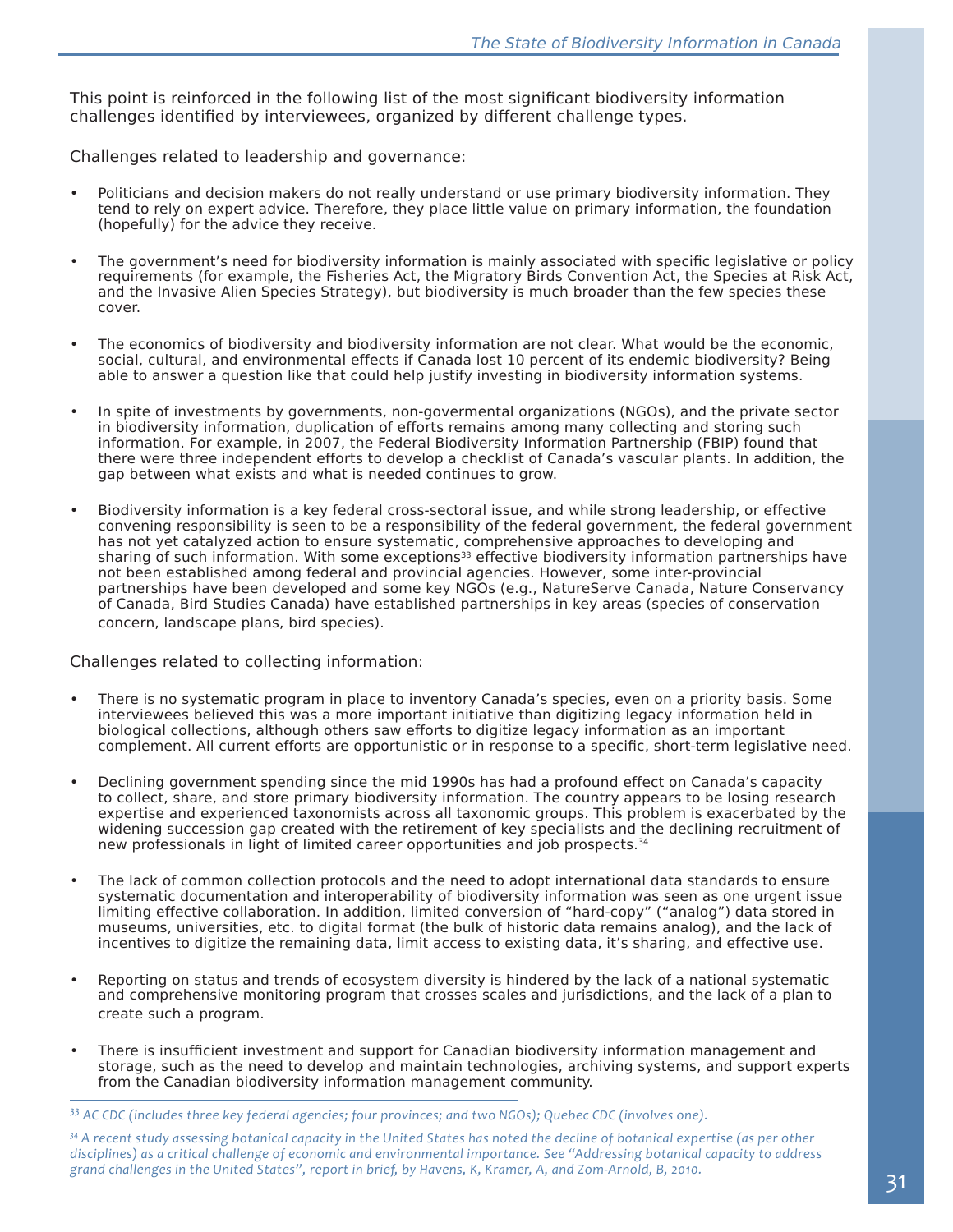This point is reinforced in the following list of the most significant biodiversity information challenges identified by interviewees, organized by different challenge types.

Challenges related to leadership and governance:

- Politicians and decision makers do not really understand or use primary biodiversity information. They tend to rely on expert advice. Therefore, they place little value on primary information, the foundation (hopefully) for the advice they receive.
- The government's need for biodiversity information is mainly associated with specific legislative or policy requirements (for example, the Fisheries Act, the Migratory Birds Convention Act, the Species at Risk Act, and the Invasive Alien Species Strategy), but biodiversity is much broader than the few species these cover.
- The economics of biodiversity and biodiversity information are not clear. What would be the economic, social, cultural, and environmental effects if Canada lost 10 percent of its endemic biodiversity? Being able to answer a question like that could help justify investing in biodiversity information systems.
- In spite of investments by governments, non-govermental organizations (NGOs), and the private sector in biodiversity information, duplication of efforts remains among many collecting and storing such information. For example, in 2007, the Federal Biodiversity Information Partnership (FBIP) found that there were three independent efforts to develop a checklist of Canada's vascular plants. In addition, the gap between what exists and what is needed continues to grow.
- Biodiversity information is a key federal cross-sectoral issue, and while strong leadership, or effective convening responsibility is seen to be a responsibility of the federal government, the federal government has not yet catalyzed action to ensure systematic, comprehensive approaches to developing and sharing of such information. With some exceptions[33] effective biodiversity information partnerships have not been established among federal and provincial agencies. However, some inter-provincial partnerships have been developed and some key NGOs (e.g., NatureServe Canada, Nature Conservancy of Canada, Bird Studies Canada) have established partnerships in key areas (species of conservation concern, landscape plans, bird species).

Challenges related to collecting information:

- There is no systematic program in place to inventory Canada's species, even on a priority basis. Some interviewees believed this was a more important initiative than digitizing legacy information held in biological collections, although others saw efforts to digitize legacy information as an important complement. All current efforts are opportunistic or in response to a specific, short-term legislative need.
- Declining government spending since the mid 1990s has had a profound effect on Canada's capacity to collect, share, and store primary biodiversity information. The country appears to be losing research expertise and experienced taxonomists across all taxonomic groups. This problem is exacerbated by the widening succession gap created with the retirement of key specialists and the declining recruitment of new professionals in light of limited career opportunities and job prospects.[34]
- The lack of common collection protocols and the need to adopt international data standards to ensure systematic documentation and interoperability of biodiversity information was seen as one urgent issue limiting effective collaboration. In addition, limited conversion of "hard-copy" ("analog") data stored in museums, universities, etc. to digital format (the bulk of historic data remains analog), and the lack of incentives to digitize the remaining data, limit access to existing data, it's sharing, and effective use.
- Reporting on status and trends of ecosystem diversity is hindered by the lack of a national systematic and comprehensive monitoring program that crosses scales and jurisdictions, and the lack of a plan to create such a program.
- There is insufficient investment and support for Canadian biodiversity information management and storage, such as the need to develop and maintain technologies, archiving systems, and support experts from the Canadian biodiversity information management community.

---

*[33] AC CDC (includes three key federal agencies; four provinces; and two NGOs); Quebec CDC (involves one).*

*[34] A recent study assessing botanical capacity in the United States has noted the decline of botanical expertise (as per other disciplines) as a critical challenge of economic and environmental importance. See "Addressing botanical capacity to address grand challenges in the United States", report in brief, by Havens, K, Kramer, A, and Zom-Arnold, B, 2010.*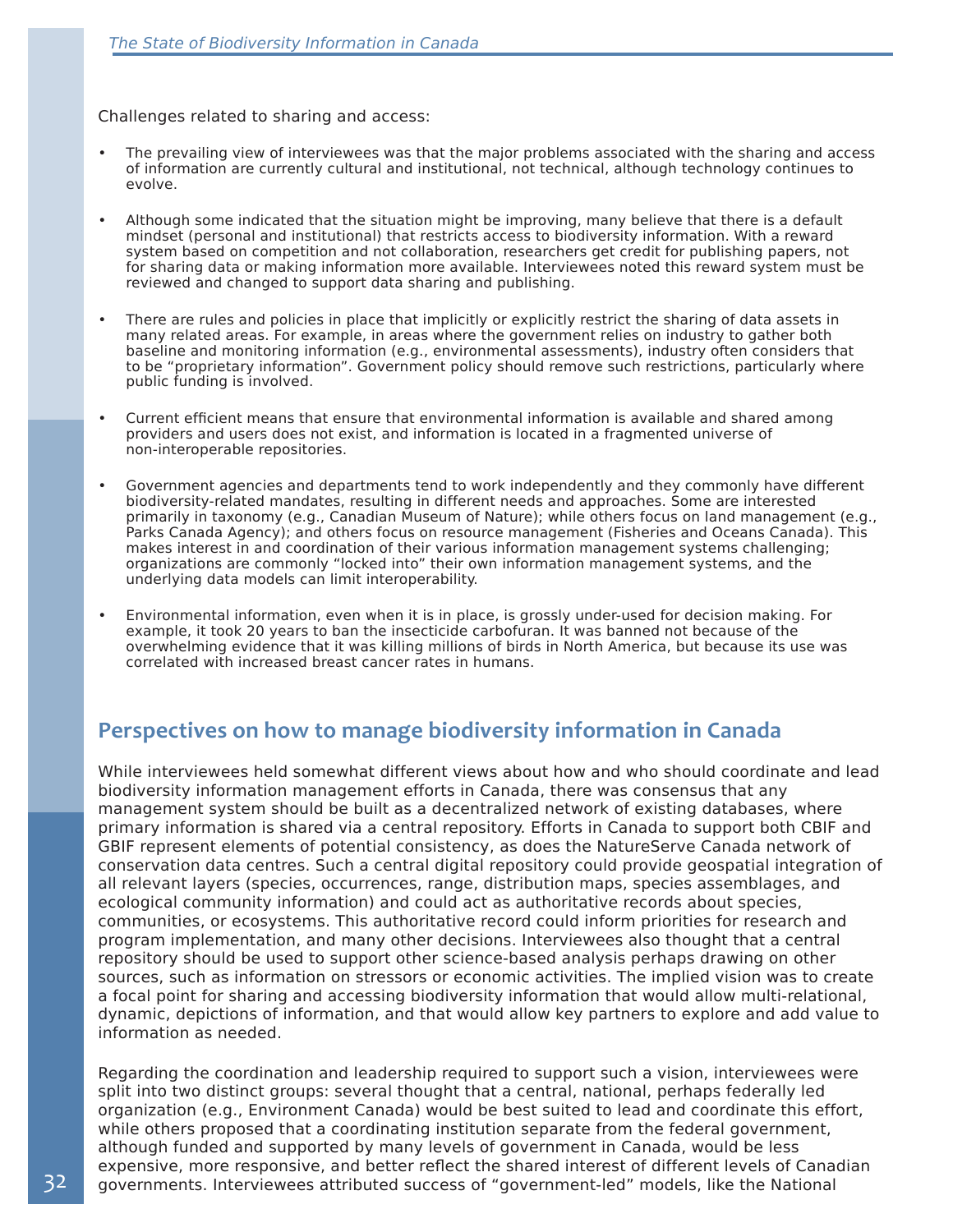Challenges related to sharing and access:

- The prevailing view of interviewees was that the major problems associated with the sharing and access of information are currently cultural and institutional, not technical, although technology continues to evolve.

- Although some indicated that the situation might be improving, many believe that there is a default mindset (personal and institutional) that restricts access to biodiversity information. With a reward system based on competition and not collaboration, researchers get credit for publishing papers, not for sharing data or making information more available. Interviewees noted this reward system must be reviewed and changed to support data sharing and publishing.

- There are rules and policies in place that implicitly or explicitly restrict the sharing of data assets in many related areas. For example, in areas where the government relies on industry to gather both baseline and monitoring information (e.g., environmental assessments), industry often considers that to be "proprietary information". Government policy should remove such restrictions, particularly where public funding is involved.

- Current efficient means that ensure that environmental information is available and shared among providers and users does not exist, and information is located in a fragmented universe of non-interoperable repositories.

- Government agencies and departments tend to work independently and they commonly have different biodiversity-related mandates, resulting in different needs and approaches. Some are interested primarily in taxonomy (e.g., Canadian Museum of Nature); while others focus on land management (e.g., Parks Canada Agency); and others focus on resource management (Fisheries and Oceans Canada). This makes interest in and coordination of their various information management systems challenging; organizations are commonly "locked into" their own information management systems, and the underlying data models can limit interoperability.

- Environmental information, even when it is in place, is grossly under-used for decision making. For example, it took 20 years to ban the insecticide carbofuran. It was banned not because of the overwhelming evidence that it was killing millions of birds in North America, but because its use was correlated with increased breast cancer rates in humans.

## Perspectives on how to manage biodiversity information in Canada

While interviewees held somewhat different views about how and who should coordinate and lead biodiversity information management efforts in Canada, there was consensus that any management system should be built as a decentralized network of existing databases, where primary information is shared via a central repository. Efforts in Canada to support both CBIF and GBIF represent elements of potential consistency, as does the NatureServe Canada network of conservation data centres. Such a central digital repository could provide geospatial integration of all relevant layers (species, occurrences, range, distribution maps, species assemblages, and ecological community information) and could act as authoritative records about species, communities, or ecosystems. This authoritative record could inform priorities for research and program implementation, and many other decisions. Interviewees also thought that a central repository should be used to support other science-based analysis perhaps drawing on other sources, such as information on stressors or economic activities. The implied vision was to create a focal point for sharing and accessing biodiversity information that would allow multi-relational, dynamic, depictions of information, and that would allow key partners to explore and add value to information as needed.

Regarding the coordination and leadership required to support such a vision, interviewees were split into two distinct groups: several thought that a central, national, perhaps federally led organization (e.g., Environment Canada) would be best suited to lead and coordinate this effort, while others proposed that a coordinating institution separate from the federal government, although funded and supported by many levels of government in Canada, would be less expensive, more responsive, and better reflect the shared interest of different levels of Canadian governments. Interviewees attributed success of "government-led" models, like the National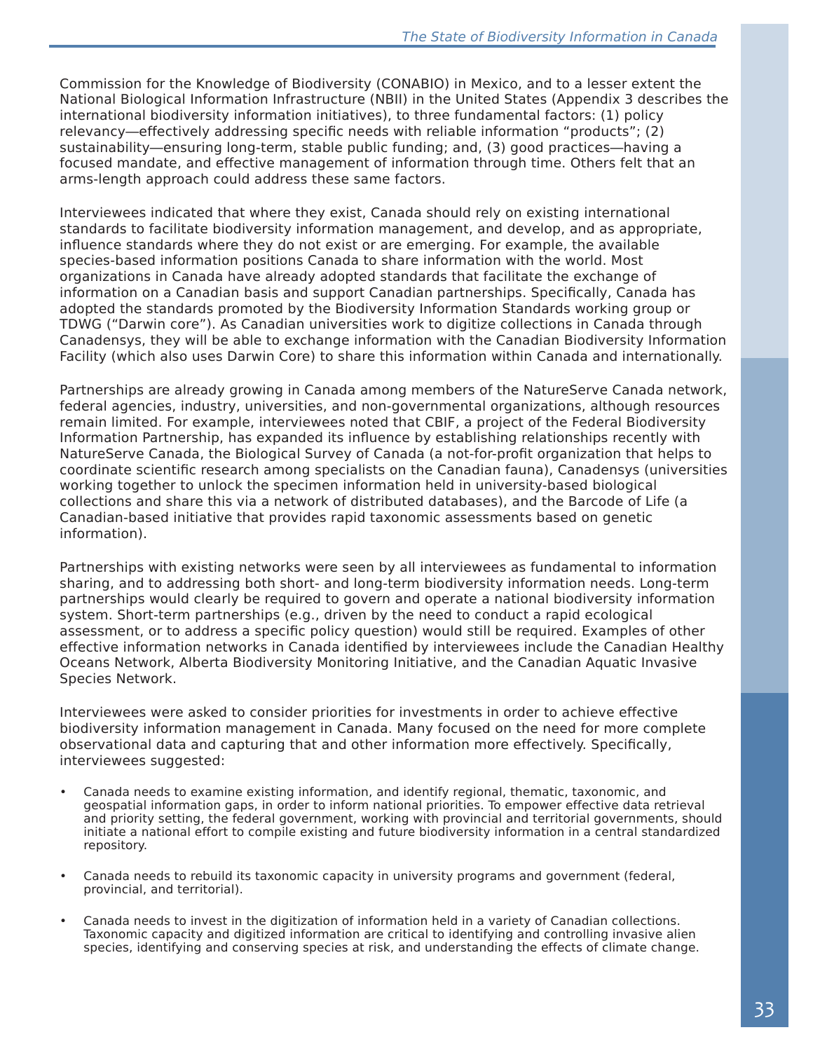Commission for the Knowledge of Biodiversity (CONABIO) in Mexico, and to a lesser extent the National Biological Information Infrastructure (NBII) in the United States (Appendix 3 describes the international biodiversity information initiatives), to three fundamental factors: (1) policy relevancy—effectively addressing specific needs with reliable information "products"; (2) sustainability—ensuring long-term, stable public funding; and, (3) good practices—having a focused mandate, and effective management of information through time. Others felt that an arms-length approach could address these same factors.

Interviewees indicated that where they exist, Canada should rely on existing international standards to facilitate biodiversity information management, and develop, and as appropriate, influence standards where they do not exist or are emerging. For example, the available species-based information positions Canada to share information with the world. Most organizations in Canada have already adopted standards that facilitate the exchange of information on a Canadian basis and support Canadian partnerships. Specifically, Canada has adopted the standards promoted by the Biodiversity Information Standards working group or TDWG ("Darwin core"). As Canadian universities work to digitize collections in Canada through Canadensys, they will be able to exchange information with the Canadian Biodiversity Information Facility (which also uses Darwin Core) to share this information within Canada and internationally.

Partnerships are already growing in Canada among members of the NatureServe Canada network, federal agencies, industry, universities, and non-governmental organizations, although resources remain limited. For example, interviewees noted that CBIF, a project of the Federal Biodiversity Information Partnership, has expanded its influence by establishing relationships recently with NatureServe Canada, the Biological Survey of Canada (a not-for-profit organization that helps to coordinate scientific research among specialists on the Canadian fauna), Canadensys (universities working together to unlock the specimen information held in university-based biological collections and share this via a network of distributed databases), and the Barcode of Life (a Canadian-based initiative that provides rapid taxonomic assessments based on genetic information).

Partnerships with existing networks were seen by all interviewees as fundamental to information sharing, and to addressing both short- and long-term biodiversity information needs. Long-term partnerships would clearly be required to govern and operate a national biodiversity information system. Short-term partnerships (e.g., driven by the need to conduct a rapid ecological assessment, or to address a specific policy question) would still be required. Examples of other effective information networks in Canada identified by interviewees include the Canadian Healthy Oceans Network, Alberta Biodiversity Monitoring Initiative, and the Canadian Aquatic Invasive Species Network.

Interviewees were asked to consider priorities for investments in order to achieve effective biodiversity information management in Canada. Many focused on the need for more complete observational data and capturing that and other information more effectively. Specifically, interviewees suggested:

- Canada needs to examine existing information, and identify regional, thematic, taxonomic, and geospatial information gaps, in order to inform national priorities. To empower effective data retrieval and priority setting, the federal government, working with provincial and territorial governments, should initiate a national effort to compile existing and future biodiversity information in a central standardized repository.

- Canada needs to rebuild its taxonomic capacity in university programs and government (federal, provincial, and territorial).

- Canada needs to invest in the digitization of information held in a variety of Canadian collections. Taxonomic capacity and digitized information are critical to identifying and controlling invasive alien species, identifying and conserving species at risk, and understanding the effects of climate change.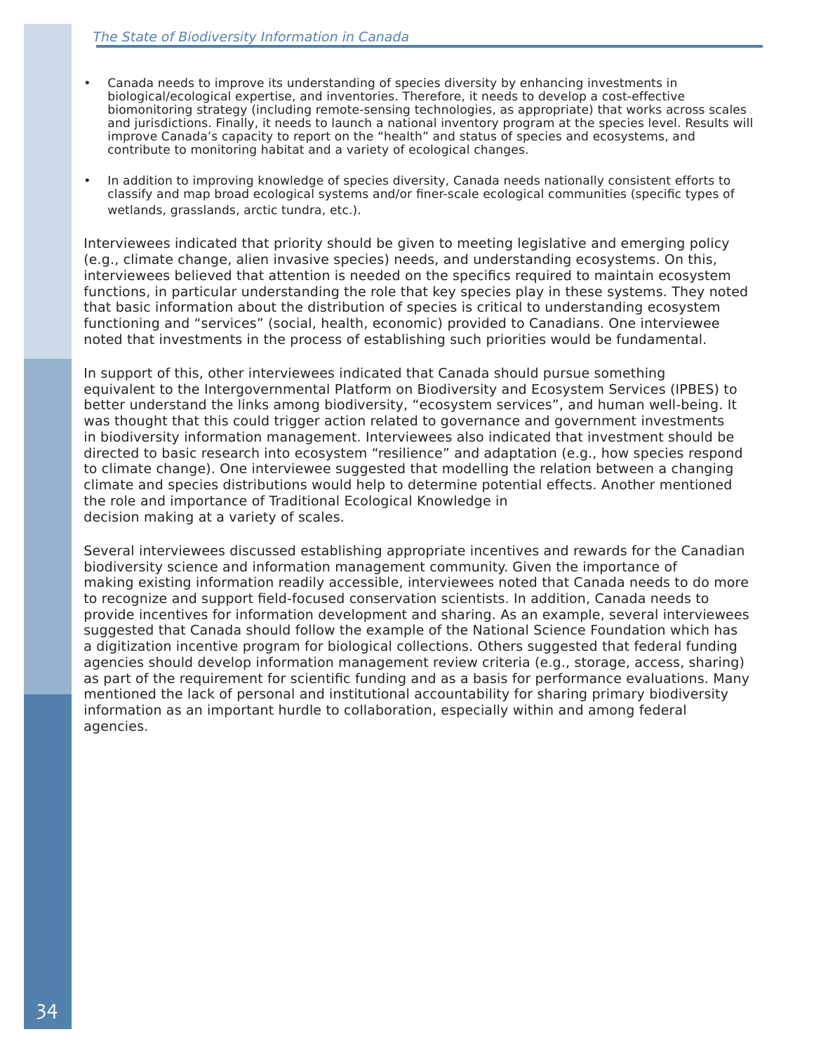- Canada needs to improve its understanding of species diversity by enhancing investments in biological/ecological expertise, and inventories. Therefore, it needs to develop a cost-effective biomonitoring strategy (including remote-sensing technologies, as appropriate) that works across scales and jurisdictions. Finally, it needs to launch a national inventory program at the species level. Results will improve Canada's capacity to report on the "health" and status of species and ecosystems, and contribute to monitoring habitat and a variety of ecological changes.

- In addition to improving knowledge of species diversity, Canada needs nationally consistent efforts to classify and map broad ecological systems and/or finer-scale ecological communities (specific types of wetlands, grasslands, arctic tundra, etc.).

Interviewees indicated that priority should be given to meeting legislative and emerging policy (e.g., climate change, alien invasive species) needs, and understanding ecosystems. On this, interviewees believed that attention is needed on the specifics required to maintain ecosystem functions, in particular understanding the role that key species play in these systems. They noted that basic information about the distribution of species is critical to understanding ecosystem functioning and "services" (social, health, economic) provided to Canadians. One interviewee noted that investments in the process of establishing such priorities would be fundamental.

In support of this, other interviewees indicated that Canada should pursue something equivalent to the Intergovernmental Platform on Biodiversity and Ecosystem Services (IPBES) to better understand the links among biodiversity, "ecosystem services", and human well-being. It was thought that this could trigger action related to governance and government investments in biodiversity information management. Interviewees also indicated that investment should be directed to basic research into ecosystem "resilience" and adaptation (e.g., how species respond to climate change). One interviewee suggested that modelling the relation between a changing climate and species distributions would help to determine potential effects. Another mentioned the role and importance of Traditional Ecological Knowledge in decision making at a variety of scales.

Several interviewees discussed establishing appropriate incentives and rewards for the Canadian biodiversity science and information management community. Given the importance of making existing information readily accessible, interviewees noted that Canada needs to do more to recognize and support field-focused conservation scientists. In addition, Canada needs to provide incentives for information development and sharing. As an example, several interviewees suggested that Canada should follow the example of the National Science Foundation which has a digitization incentive program for biological collections. Others suggested that federal funding agencies should develop information management review criteria (e.g., storage, access, sharing) as part of the requirement for scientific funding and as a basis for performance evaluations. Many mentioned the lack of personal and institutional accountability for sharing primary biodiversity information as an important hurdle to collaboration, especially within and among federal agencies.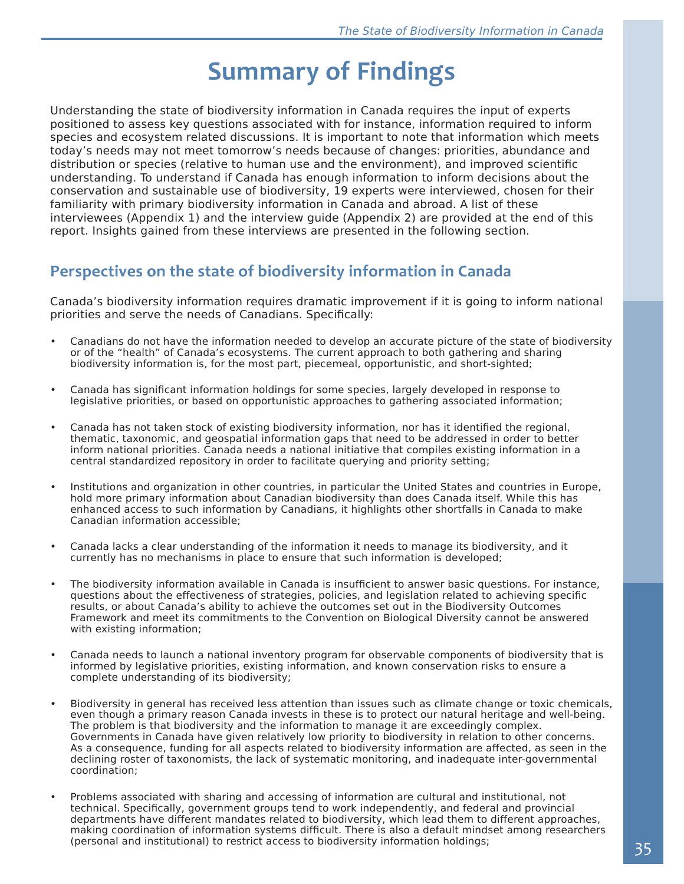# Summary of Findings

Understanding the state of biodiversity information in Canada requires the input of experts positioned to assess key questions associated with for instance, information required to inform species and ecosystem related discussions. It is important to note that information which meets today's needs may not meet tomorrow's needs because of changes: priorities, abundance and distribution or species (relative to human use and the environment), and improved scientific understanding. To understand if Canada has enough information to inform decisions about the conservation and sustainable use of biodiversity, 19 experts were interviewed, chosen for their familiarity with primary biodiversity information in Canada and abroad. A list of these interviewees (Appendix 1) and the interview guide (Appendix 2) are provided at the end of this report. Insights gained from these interviews are presented in the following section.

## Perspectives on the state of biodiversity information in Canada

Canada's biodiversity information requires dramatic improvement if it is going to inform national priorities and serve the needs of Canadians. Specifically:

- Canadians do not have the information needed to develop an accurate picture of the state of biodiversity or of the "health" of Canada's ecosystems. The current approach to both gathering and sharing biodiversity information is, for the most part, piecemeal, opportunistic, and short-sighted;
- Canada has significant information holdings for some species, largely developed in response to legislative priorities, or based on opportunistic approaches to gathering associated information;
- Canada has not taken stock of existing biodiversity information, nor has it identified the regional, thematic, taxonomic, and geospatial information gaps that need to be addressed in order to better inform national priorities. Canada needs a national initiative that compiles existing information in a central standardized repository in order to facilitate querying and priority setting;
- Institutions and organization in other countries, in particular the United States and countries in Europe, hold more primary information about Canadian biodiversity than does Canada itself. While this has enhanced access to such information by Canadians, it highlights other shortfalls in Canada to make Canadian information accessible;
- Canada lacks a clear understanding of the information it needs to manage its biodiversity, and it currently has no mechanisms in place to ensure that such information is developed;
- The biodiversity information available in Canada is insufficient to answer basic questions. For instance, questions about the effectiveness of strategies, policies, and legislation related to achieving specific results, or about Canada's ability to achieve the outcomes set out in the Biodiversity Outcomes Framework and meet its commitments to the Convention on Biological Diversity cannot be answered with existing information;
- Canada needs to launch a national inventory program for observable components of biodiversity that is informed by legislative priorities, existing information, and known conservation risks to ensure a complete understanding of its biodiversity;
- Biodiversity in general has received less attention than issues such as climate change or toxic chemicals, even though a primary reason Canada invests in these is to protect our natural heritage and well-being. The problem is that biodiversity and the information to manage it are exceedingly complex. Governments in Canada have given relatively low priority to biodiversity in relation to other concerns. As a consequence, funding for all aspects related to biodiversity information are affected, as seen in the declining roster of taxonomists, the lack of systematic monitoring, and inadequate inter-governmental coordination;
- Problems associated with sharing and accessing of information are cultural and institutional, not technical. Specifically, government groups tend to work independently, and federal and provincial departments have different mandates related to biodiversity, which lead them to different approaches, making coordination of information systems difficult. There is also a default mindset among researchers (personal and institutional) to restrict access to biodiversity information holdings;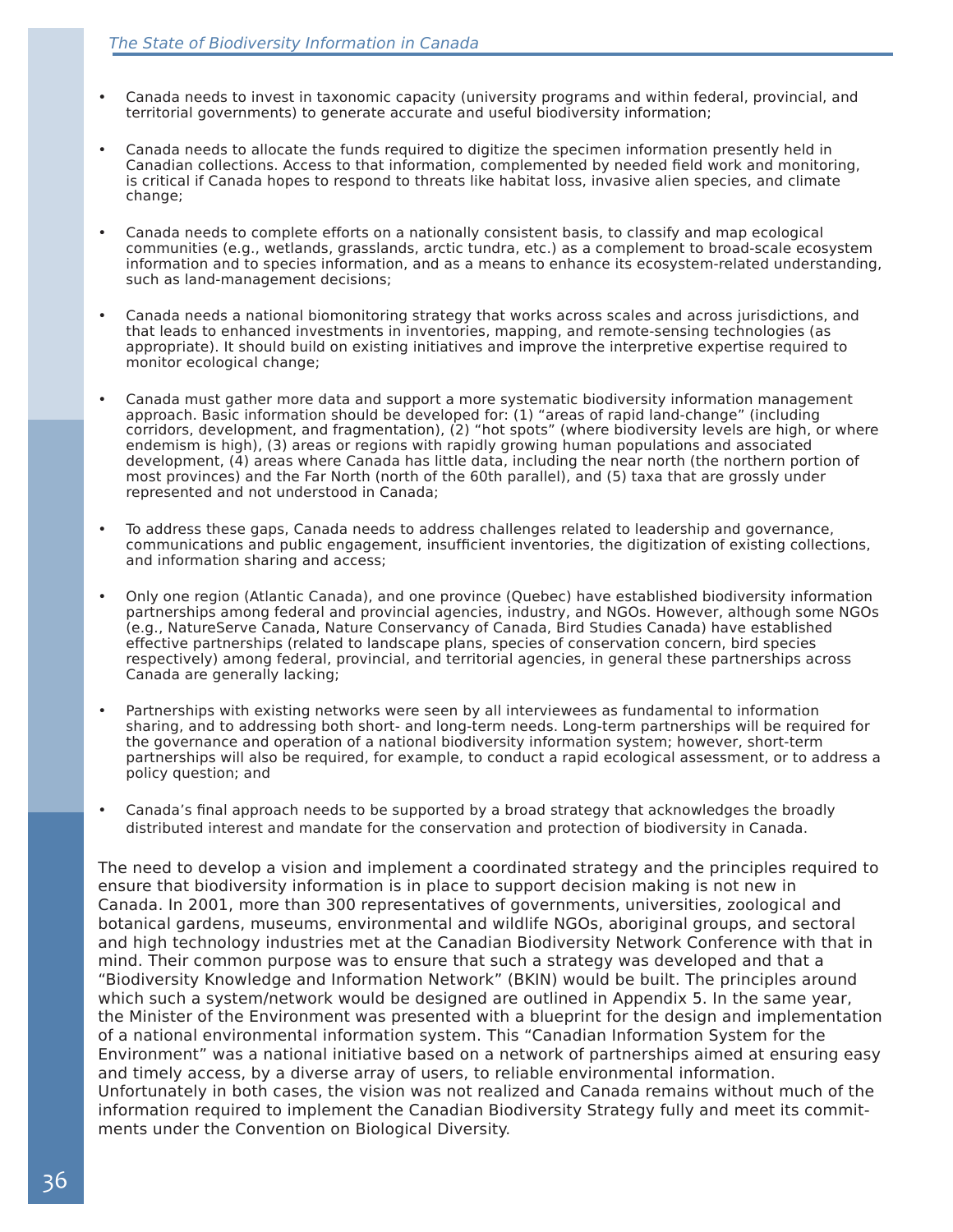- Canada needs to invest in taxonomic capacity (university programs and within federal, provincial, and territorial governments) to generate accurate and useful biodiversity information;

- Canada needs to allocate the funds required to digitize the specimen information presently held in Canadian collections. Access to that information, complemented by needed field work and monitoring, is critical if Canada hopes to respond to threats like habitat loss, invasive alien species, and climate change;

- Canada needs to complete efforts on a nationally consistent basis, to classify and map ecological communities (e.g., wetlands, grasslands, arctic tundra, etc.) as a complement to broad-scale ecosystem information and to species information, and as a means to enhance its ecosystem-related understanding, such as land-management decisions;

- Canada needs a national biomonitoring strategy that works across scales and across jurisdictions, and that leads to enhanced investments in inventories, mapping, and remote-sensing technologies (as appropriate). It should build on existing initiatives and improve the interpretive expertise required to monitor ecological change;

- Canada must gather more data and support a more systematic biodiversity information management approach. Basic information should be developed for: (1) "areas of rapid land-change" (including corridors, development, and fragmentation), (2) "hot spots" (where biodiversity levels are high, or where endemism is high), (3) areas or regions with rapidly growing human populations and associated development, (4) areas where Canada has little data, including the near north (the northern portion of most provinces) and the Far North (north of the 60th parallel), and (5) taxa that are grossly under represented and not understood in Canada;

- To address these gaps, Canada needs to address challenges related to leadership and governance, communications and public engagement, insufficient inventories, the digitization of existing collections, and information sharing and access;

- Only one region (Atlantic Canada), and one province (Quebec) have established biodiversity information partnerships among federal and provincial agencies, industry, and NGOs. However, although some NGOs (e.g., NatureServe Canada, Nature Conservancy of Canada, Bird Studies Canada) have established effective partnerships (related to landscape plans, species of conservation concern, bird species respectively) among federal, provincial, and territorial agencies, in general these partnerships across Canada are generally lacking;

- Partnerships with existing networks were seen by all interviewees as fundamental to information sharing, and to addressing both short- and long-term needs. Long-term partnerships will be required for the governance and operation of a national biodiversity information system; however, short-term partnerships will also be required, for example, to conduct a rapid ecological assessment, or to address a policy question; and

- Canada's final approach needs to be supported by a broad strategy that acknowledges the broadly distributed interest and mandate for the conservation and protection of biodiversity in Canada.

The need to develop a vision and implement a coordinated strategy and the principles required to ensure that biodiversity information is in place to support decision making is not new in Canada. In 2001, more than 300 representatives of governments, universities, zoological and botanical gardens, museums, environmental and wildlife NGOs, aboriginal groups, and sectoral and high technology industries met at the Canadian Biodiversity Network Conference with that in mind. Their common purpose was to ensure that such a strategy was developed and that a "Biodiversity Knowledge and Information Network" (BKIN) would be built. The principles around which such a system/network would be designed are outlined in Appendix 5. In the same year, the Minister of the Environment was presented with a blueprint for the design and implementation of a national environmental information system. This "Canadian Information System for the Environment" was a national initiative based on a network of partnerships aimed at ensuring easy and timely access, by a diverse array of users, to reliable environmental information. Unfortunately in both cases, the vision was not realized and Canada remains without much of the information required to implement the Canadian Biodiversity Strategy fully and meet its commitments under the Convention on Biological Diversity.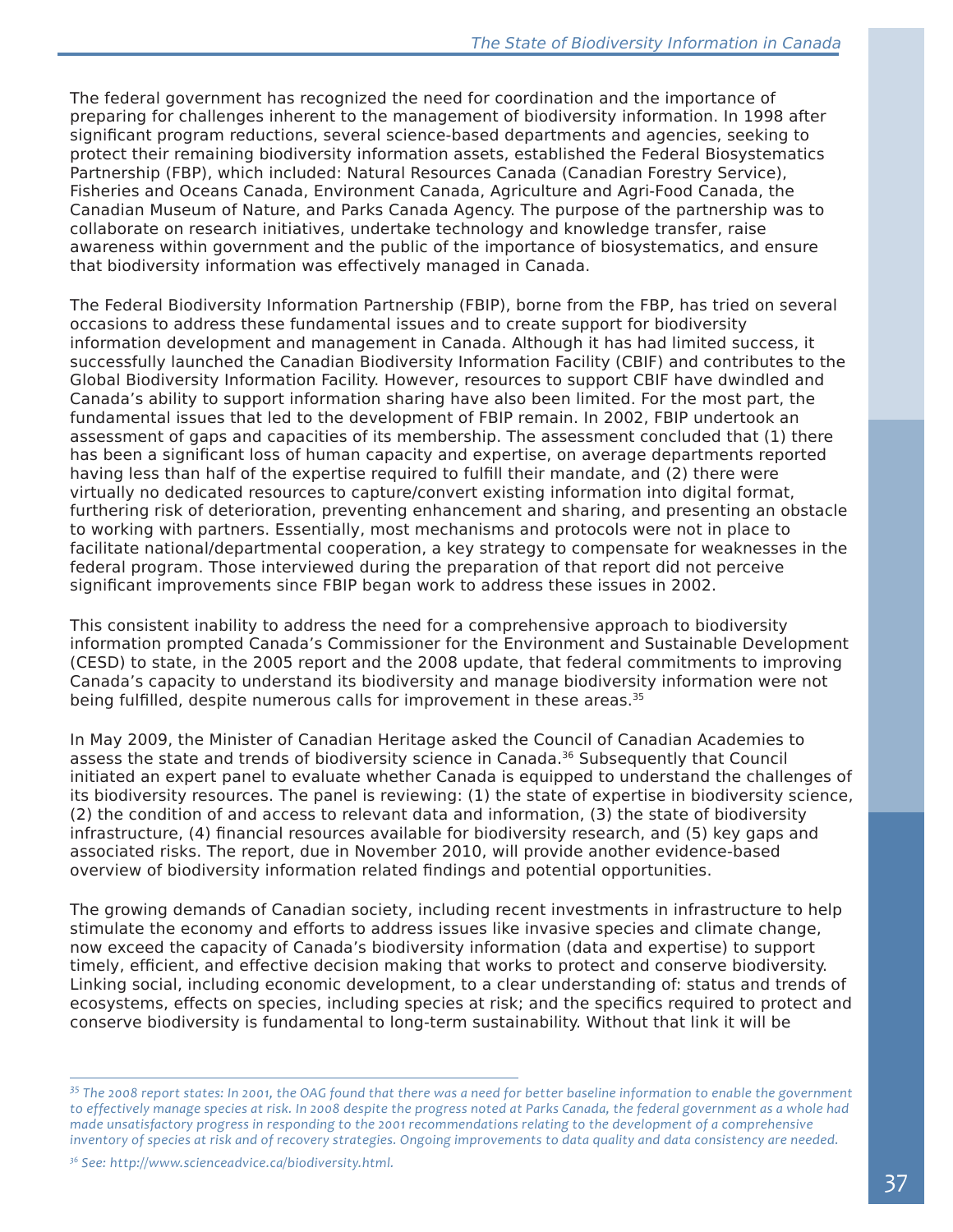The federal government has recognized the need for coordination and the importance of preparing for challenges inherent to the management of biodiversity information. In 1998 after significant program reductions, several science-based departments and agencies, seeking to protect their remaining biodiversity information assets, established the Federal Biosystematics Partnership (FBP), which included: Natural Resources Canada (Canadian Forestry Service), Fisheries and Oceans Canada, Environment Canada, Agriculture and Agri-Food Canada, the Canadian Museum of Nature, and Parks Canada Agency. The purpose of the partnership was to collaborate on research initiatives, undertake technology and knowledge transfer, raise awareness within government and the public of the importance of biosystematics, and ensure that biodiversity information was effectively managed in Canada.

The Federal Biodiversity Information Partnership (FBIP), borne from the FBP, has tried on several occasions to address these fundamental issues and to create support for biodiversity information development and management in Canada. Although it has had limited success, it successfully launched the Canadian Biodiversity Information Facility (CBIF) and contributes to the Global Biodiversity Information Facility. However, resources to support CBIF have dwindled and Canada's ability to support information sharing have also been limited. For the most part, the fundamental issues that led to the development of FBIP remain. In 2002, FBIP undertook an assessment of gaps and capacities of its membership. The assessment concluded that (1) there has been a significant loss of human capacity and expertise, on average departments reported having less than half of the expertise required to fulfill their mandate, and (2) there were virtually no dedicated resources to capture/convert existing information into digital format, furthering risk of deterioration, preventing enhancement and sharing, and presenting an obstacle to working with partners. Essentially, most mechanisms and protocols were not in place to facilitate national/departmental cooperation, a key strategy to compensate for weaknesses in the federal program. Those interviewed during the preparation of that report did not perceive significant improvements since FBIP began work to address these issues in 2002.

This consistent inability to address the need for a comprehensive approach to biodiversity information prompted Canada's Commissioner for the Environment and Sustainable Development (CESD) to state, in the 2005 report and the 2008 update, that federal commitments to improving Canada's capacity to understand its biodiversity and manage biodiversity information were not being fulfilled, despite numerous calls for improvement in these areas.[35]

In May 2009, the Minister of Canadian Heritage asked the Council of Canadian Academies to assess the state and trends of biodiversity science in Canada.[36] Subsequently that Council initiated an expert panel to evaluate whether Canada is equipped to understand the challenges of its biodiversity resources. The panel is reviewing: (1) the state of expertise in biodiversity science, (2) the condition of and access to relevant data and information, (3) the state of biodiversity infrastructure, (4) financial resources available for biodiversity research, and (5) key gaps and associated risks. The report, due in November 2010, will provide another evidence-based overview of biodiversity information related findings and potential opportunities.

The growing demands of Canadian society, including recent investments in infrastructure to help stimulate the economy and efforts to address issues like invasive species and climate change, now exceed the capacity of Canada's biodiversity information (data and expertise) to support timely, efficient, and effective decision making that works to protect and conserve biodiversity. Linking social, including economic development, to a clear understanding of: status and trends of ecosystems, effects on species, including species at risk; and the specifics required to protect and conserve biodiversity is fundamental to long-term sustainability. Without that link it will be

---

*[35] The 2008 report states: In 2001, the OAG found that there was a need for better baseline information to enable the government to effectively manage species at risk. In 2008 despite the progress noted at Parks Canada, the federal government as a whole had made unsatisfactory progress in responding to the 2001 recommendations relating to the development of a comprehensive inventory of species at risk and of recovery strategies. Ongoing improvements to data quality and data consistency are needed.*

*[36] See: http://www.scienceadvice.ca/biodiversity.html.*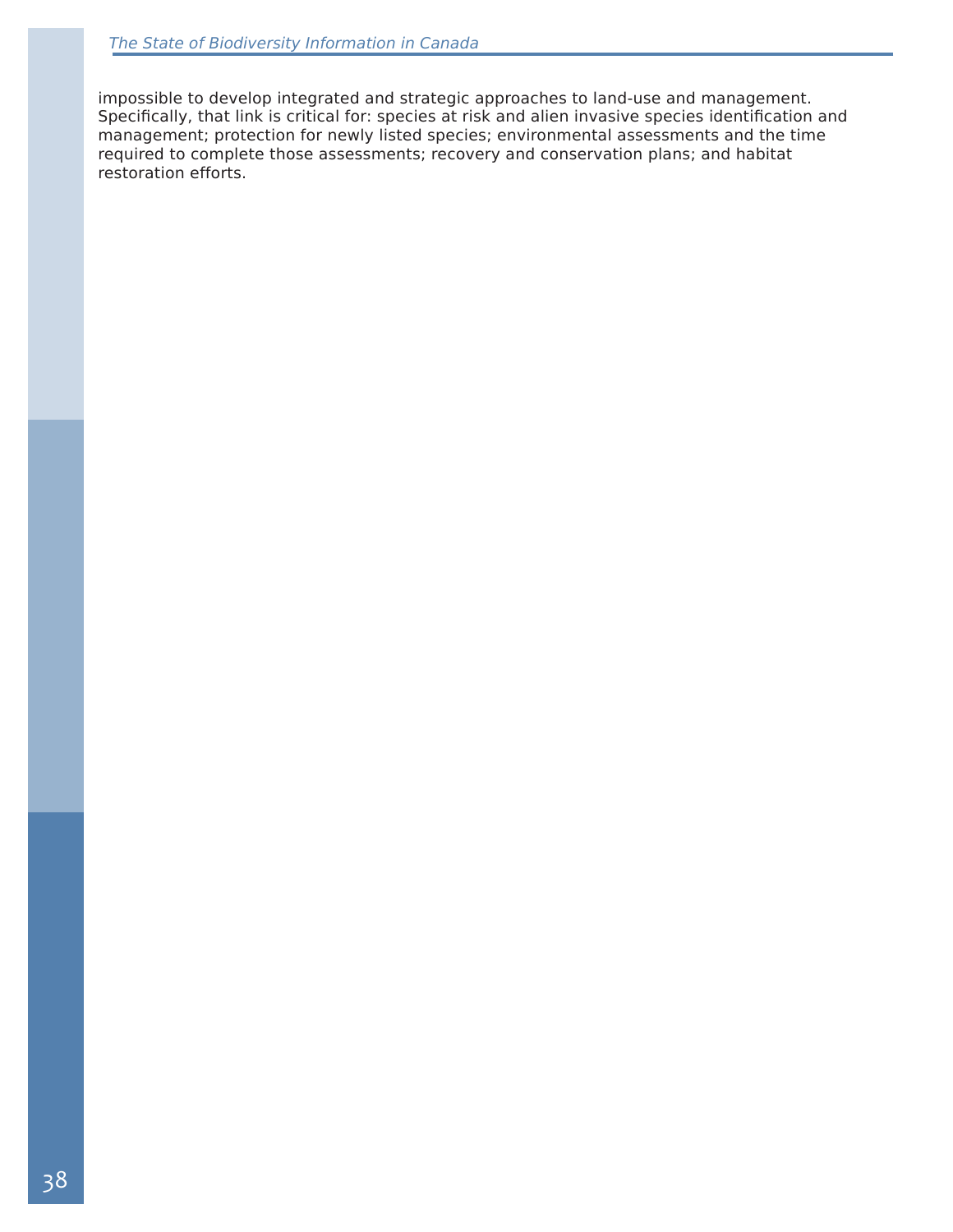impossible to develop integrated and strategic approaches to land-use and management. Specifically, that link is critical for: species at risk and alien invasive species identification and management; protection for newly listed species; environmental assessments and the time required to complete those assessments; recovery and conservation plans; and habitat restoration efforts.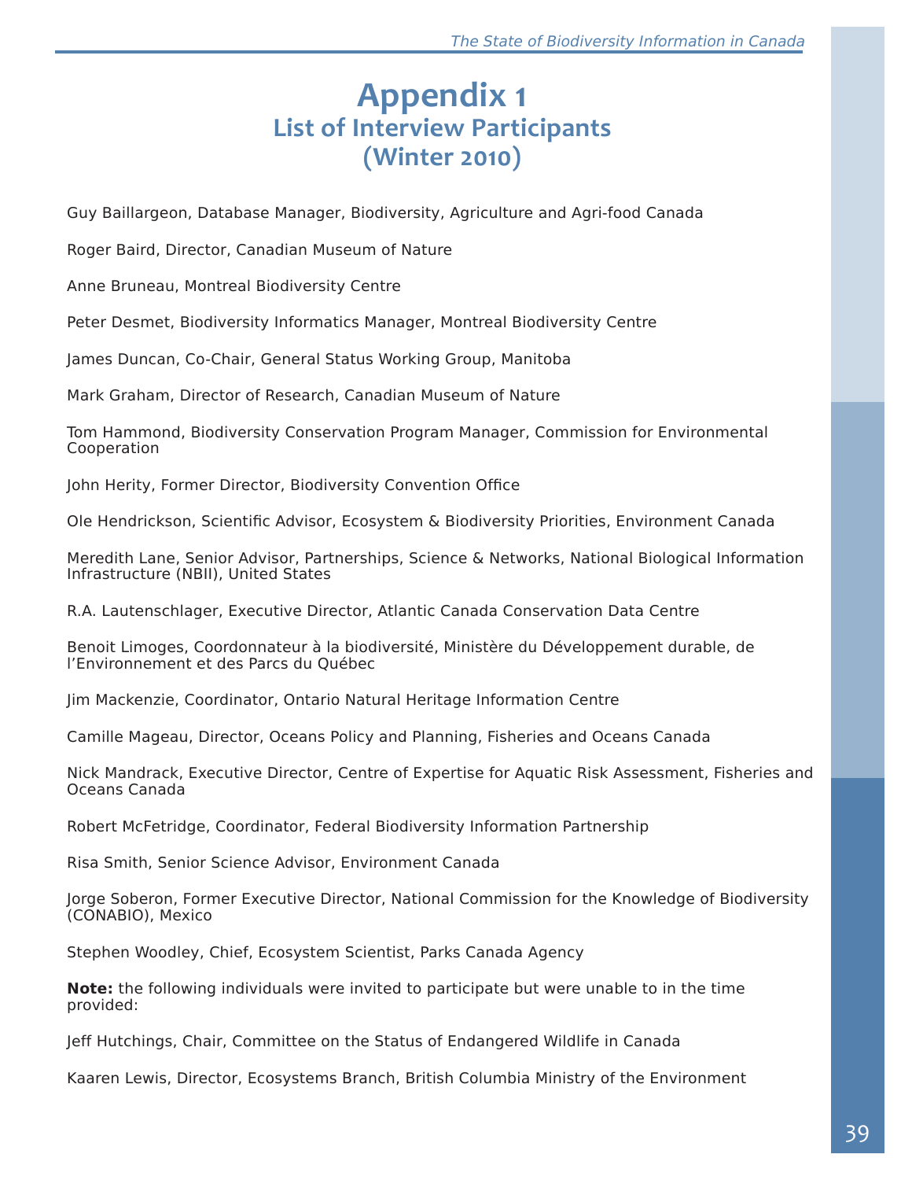# Appendix 1
## List of Interview Participants
## (Winter 2010)

Guy Baillargeon, Database Manager, Biodiversity, Agriculture and Agri-food Canada

Roger Baird, Director, Canadian Museum of Nature

Anne Bruneau, Montreal Biodiversity Centre

Peter Desmet, Biodiversity Informatics Manager, Montreal Biodiversity Centre

James Duncan, Co-Chair, General Status Working Group, Manitoba

Mark Graham, Director of Research, Canadian Museum of Nature

Tom Hammond, Biodiversity Conservation Program Manager, Commission for Environmental Cooperation

John Herity, Former Director, Biodiversity Convention Office

Ole Hendrickson, Scientific Advisor, Ecosystem & Biodiversity Priorities, Environment Canada

Meredith Lane, Senior Advisor, Partnerships, Science & Networks, National Biological Information Infrastructure (NBII), United States

R.A. Lautenschlager, Executive Director, Atlantic Canada Conservation Data Centre

Benoit Limoges, Coordonnateur à la biodiversité, Ministère du Développement durable, de l’Environnement et des Parcs du Québec

Jim Mackenzie, Coordinator, Ontario Natural Heritage Information Centre

Camille Mageau, Director, Oceans Policy and Planning, Fisheries and Oceans Canada

Nick Mandrack, Executive Director, Centre of Expertise for Aquatic Risk Assessment, Fisheries and Oceans Canada

Robert McFetridge, Coordinator, Federal Biodiversity Information Partnership

Risa Smith, Senior Science Advisor, Environment Canada

Jorge Soberon, Former Executive Director, National Commission for the Knowledge of Biodiversity (CONABIO), Mexico

Stephen Woodley, Chief, Ecosystem Scientist, Parks Canada Agency

**Note:** the following individuals were invited to participate but were unable to in the time provided:

Jeff Hutchings, Chair, Committee on the Status of Endangered Wildlife in Canada

Kaaren Lewis, Director, Ecosystems Branch, British Columbia Ministry of the Environment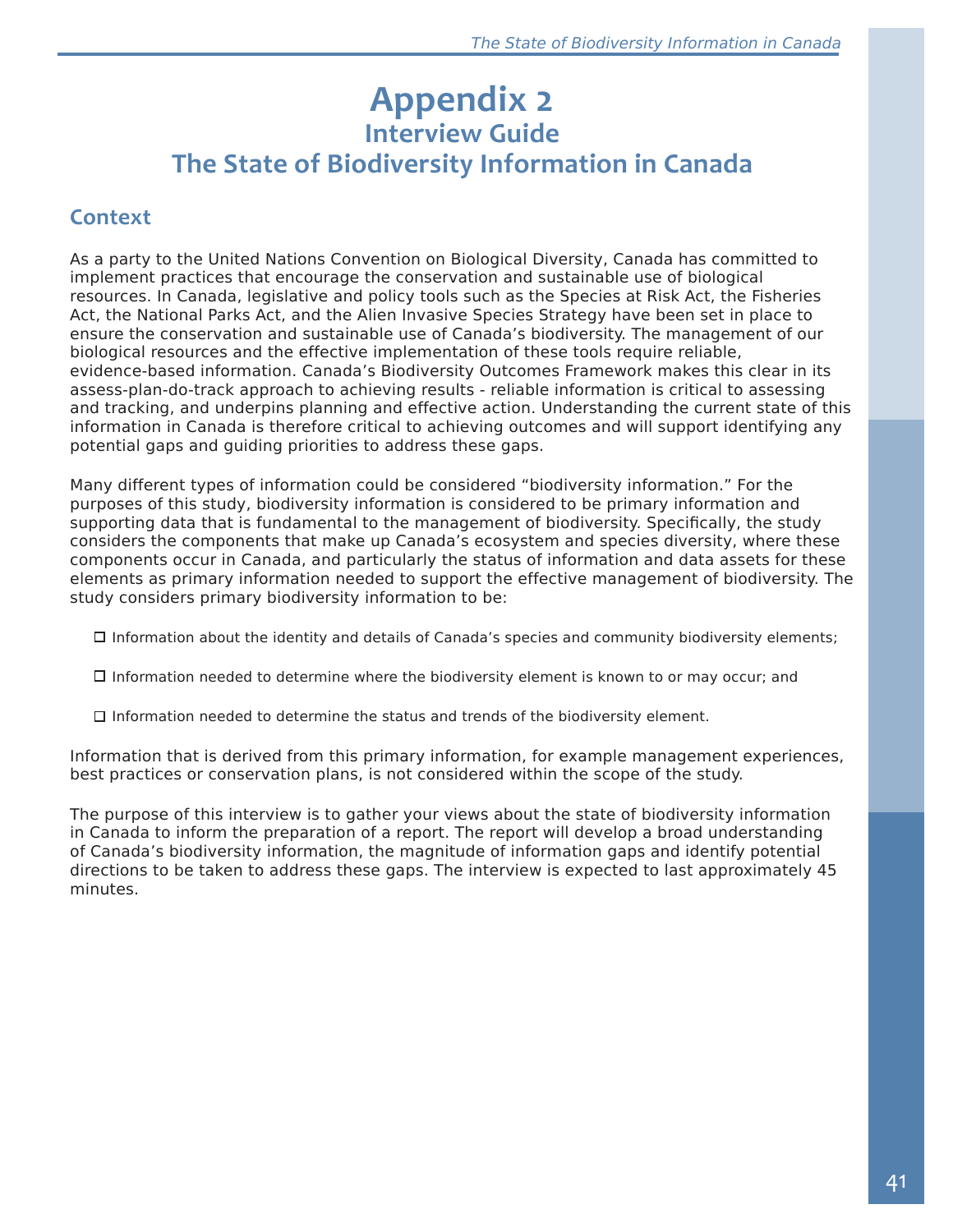# Appendix 2

## Interview Guide

## The State of Biodiversity Information in Canada

### Context

As a party to the United Nations Convention on Biological Diversity, Canada has committed to implement practices that encourage the conservation and sustainable use of biological resources. In Canada, legislative and policy tools such as the Species at Risk Act, the Fisheries Act, the National Parks Act, and the Alien Invasive Species Strategy have been set in place to ensure the conservation and sustainable use of Canada's biodiversity. The management of our biological resources and the effective implementation of these tools require reliable, evidence-based information. Canada's Biodiversity Outcomes Framework makes this clear in its assess-plan-do-track approach to achieving results - reliable information is critical to assessing and tracking, and underpins planning and effective action. Understanding the current state of this information in Canada is therefore critical to achieving outcomes and will support identifying any potential gaps and guiding priorities to address these gaps.

Many different types of information could be considered "biodiversity information." For the purposes of this study, biodiversity information is considered to be primary information and supporting data that is fundamental to the management of biodiversity. Specifically, the study considers the components that make up Canada's ecosystem and species diversity, where these components occur in Canada, and particularly the status of information and data assets for these elements as primary information needed to support the effective management of biodiversity. The study considers primary biodiversity information to be:

- ☐ Information about the identity and details of Canada's species and community biodiversity elements;
- ☐ Information needed to determine where the biodiversity element is known to or may occur; and
- ☐ Information needed to determine the status and trends of the biodiversity element.

Information that is derived from this primary information, for example management experiences, best practices or conservation plans, is not considered within the scope of the study.

The purpose of this interview is to gather your views about the state of biodiversity information in Canada to inform the preparation of a report. The report will develop a broad understanding of Canada's biodiversity information, the magnitude of information gaps and identify potential directions to be taken to address these gaps. The interview is expected to last approximately 45 minutes.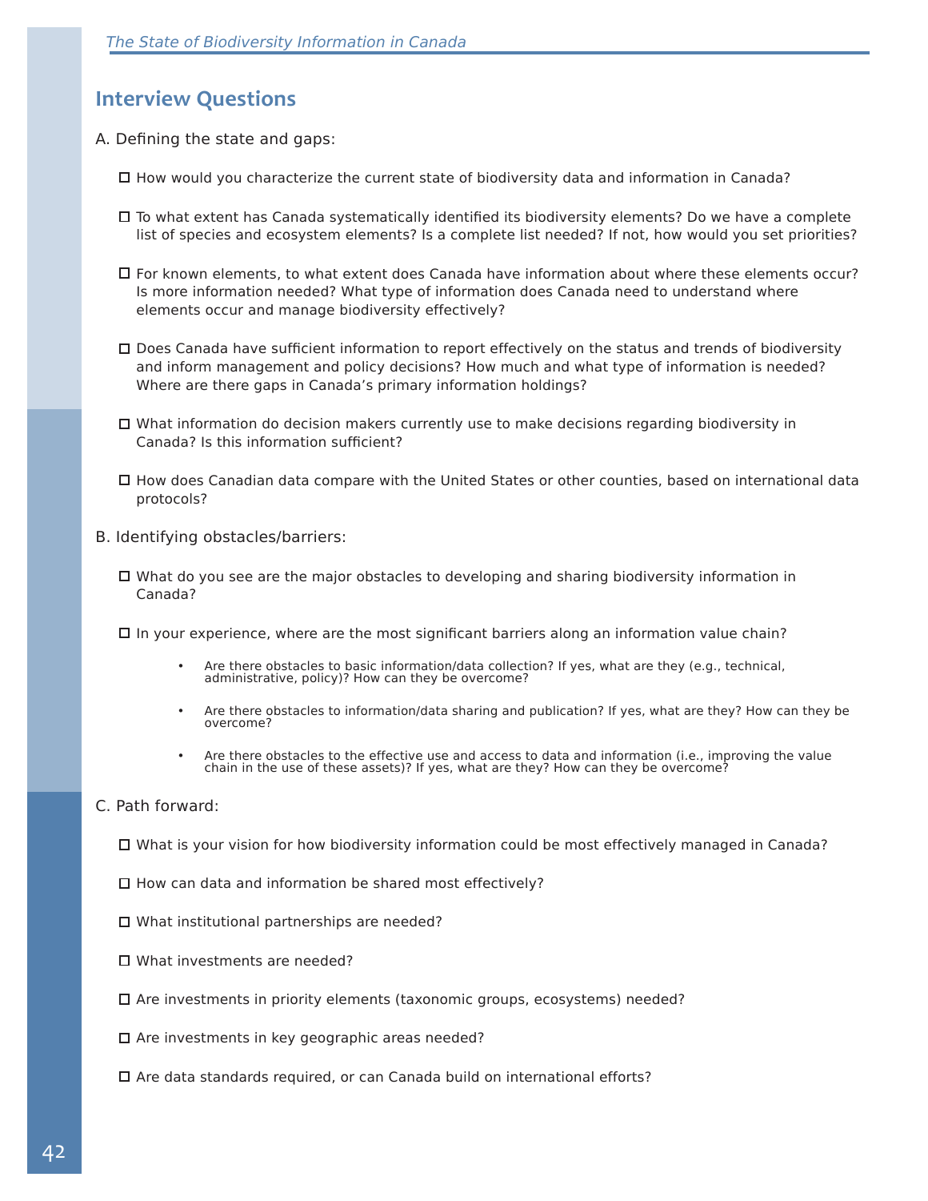## Interview Questions

A. Defining the state and gaps:

- ☐ How would you characterize the current state of biodiversity data and information in Canada?
- ☐ To what extent has Canada systematically identified its biodiversity elements? Do we have a complete list of species and ecosystem elements? Is a complete list needed? If not, how would you set priorities?
- ☐ For known elements, to what extent does Canada have information about where these elements occur? Is more information needed? What type of information does Canada need to understand where elements occur and manage biodiversity effectively?
- ☐ Does Canada have sufficient information to report effectively on the status and trends of biodiversity and inform management and policy decisions? How much and what type of information is needed? Where are there gaps in Canada's primary information holdings?
- ☐ What information do decision makers currently use to make decisions regarding biodiversity in Canada? Is this information sufficient?
- ☐ How does Canadian data compare with the United States or other counties, based on international data protocols?

B. Identifying obstacles/barriers:

- ☐ What do you see are the major obstacles to developing and sharing biodiversity information in Canada?
- ☐ In your experience, where are the most significant barriers along an information value chain?
    - Are there obstacles to basic information/data collection? If yes, what are they (e.g., technical, administrative, policy)? How can they be overcome?
    - Are there obstacles to information/data sharing and publication? If yes, what are they? How can they be overcome?
    - Are there obstacles to the effective use and access to data and information (i.e., improving the value chain in the use of these assets)? If yes, what are they? How can they be overcome?

C. Path forward:

- ☐ What is your vision for how biodiversity information could be most effectively managed in Canada?
- ☐ How can data and information be shared most effectively?
- ☐ What institutional partnerships are needed?
- ☐ What investments are needed?
- ☐ Are investments in priority elements (taxonomic groups, ecosystems) needed?
- ☐ Are investments in key geographic areas needed?
- ☐ Are data standards required, or can Canada build on international efforts?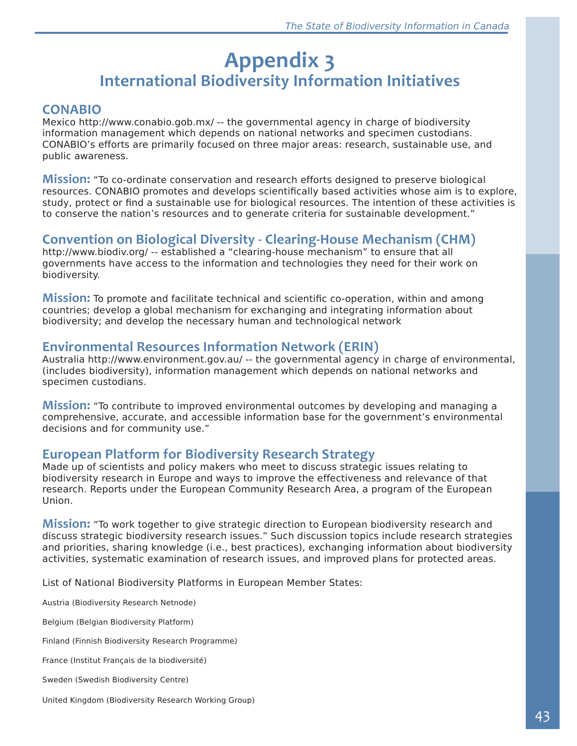# Appendix 3

## International Biodiversity Information Initiatives

### CONABIO

Mexico http://www.conabio.gob.mx/ -- the governmental agency in charge of biodiversity information management which depends on national networks and specimen custodians. CONABIO's efforts are primarily focused on three major areas: research, sustainable use, and public awareness.

**Mission:** "To co-ordinate conservation and research efforts designed to preserve biological resources. CONABIO promotes and develops scientifically based activities whose aim is to explore, study, protect or find a sustainable use for biological resources. The intention of these activities is to conserve the nation's resources and to generate criteria for sustainable development."

### Convention on Biological Diversity - Clearing-House Mechanism (CHM)

http://www.biodiv.org/ -- established a "clearing-house mechanism" to ensure that all governments have access to the information and technologies they need for their work on biodiversity.

**Mission:** To promote and facilitate technical and scientific co-operation, within and among countries; develop a global mechanism for exchanging and integrating information about biodiversity; and develop the necessary human and technological network

### Environmental Resources Information Network (ERIN)

Australia http://www.environment.gov.au/ -- the governmental agency in charge of environmental, (includes biodiversity), information management which depends on national networks and specimen custodians.

**Mission:** "To contribute to improved environmental outcomes by developing and managing a comprehensive, accurate, and accessible information base for the government's environmental decisions and for community use."

### European Platform for Biodiversity Research Strategy

Made up of scientists and policy makers who meet to discuss strategic issues relating to biodiversity research in Europe and ways to improve the effectiveness and relevance of that research. Reports under the European Community Research Area, a program of the European Union.

**Mission:** "To work together to give strategic direction to European biodiversity research and discuss strategic biodiversity research issues." Such discussion topics include research strategies and priorities, sharing knowledge (i.e., best practices), exchanging information about biodiversity activities, systematic examination of research issues, and improved plans for protected areas.

List of National Biodiversity Platforms in European Member States:

Austria (Biodiversity Research Netnode)

Belgium (Belgian Biodiversity Platform)

Finland (Finnish Biodiversity Research Programme)

France (Institut Français de la biodiversité)

Sweden (Swedish Biodiversity Centre)

United Kingdom (Biodiversity Research Working Group)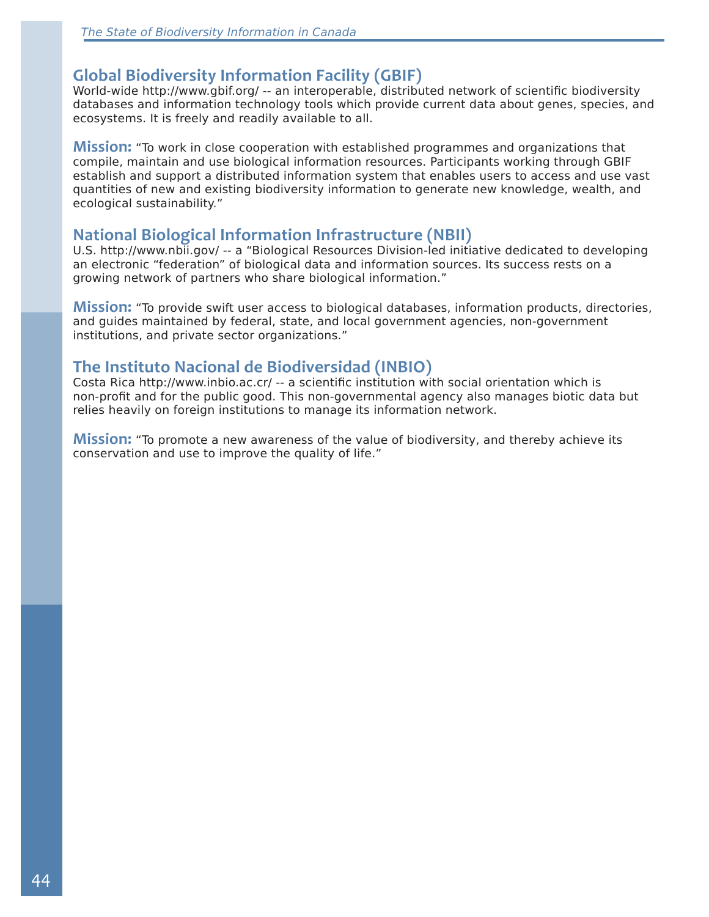## Global Biodiversity Information Facility (GBIF)

World-wide http://www.gbif.org/ -- an interoperable, distributed network of scientific biodiversity databases and information technology tools which provide current data about genes, species, and ecosystems. It is freely and readily available to all.

**Mission:** "To work in close cooperation with established programmes and organizations that compile, maintain and use biological information resources. Participants working through GBIF establish and support a distributed information system that enables users to access and use vast quantities of new and existing biodiversity information to generate new knowledge, wealth, and ecological sustainability."

## National Biological Information Infrastructure (NBII)

U.S. http://www.nbii.gov/ -- a "Biological Resources Division-led initiative dedicated to developing an electronic "federation" of biological data and information sources. Its success rests on a growing network of partners who share biological information."

**Mission:** "To provide swift user access to biological databases, information products, directories, and guides maintained by federal, state, and local government agencies, non-government institutions, and private sector organizations."

## The Instituto Nacional de Biodiversidad (INBIO)

Costa Rica http://www.inbio.ac.cr/ -- a scientific institution with social orientation which is non-profit and for the public good. This non-governmental agency also manages biotic data but relies heavily on foreign institutions to manage its information network.

**Mission:** "To promote a new awareness of the value of biodiversity, and thereby achieve its conservation and use to improve the quality of life."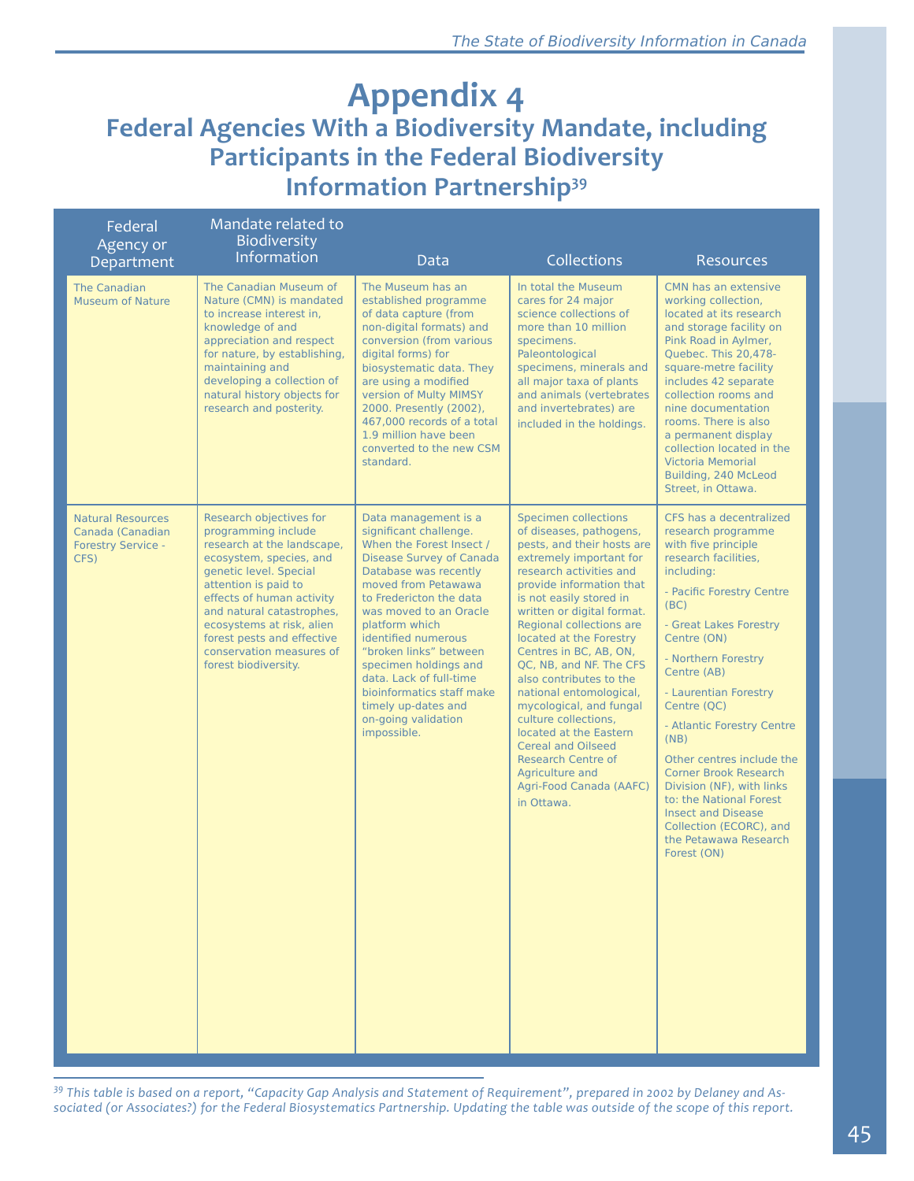# Appendix 4

## Federal Agencies With a Biodiversity Mandate, including Participants in the Federal Biodiversity Information Partnership[39]

| Federal Agency or Department | Mandate related to Biodiversity Information | Data | Collections | Resources |
|---|---|---|---|---|
| The Canadian Museum of Nature | The Canadian Museum of Nature (CMN) is mandated to increase interest in, knowledge of and appreciation and respect for nature, by establishing, maintaining and developing a collection of natural history objects for research and posterity. | The Museum has an established programme of data capture (from non-digital formats) and conversion (from various digital forms) for biosystematic data. They are using a modified version of Multy MIMSY 2000. Presently (2002), 467,000 records of a total 1.9 million have been converted to the new CSM standard. | In total the Museum cares for 24 major science collections of more than 10 million specimens. Paleontological specimens, minerals and all major taxa of plants and animals (vertebrates and invertebrates) are included in the holdings. | CMN has an extensive working collection, located at its research and storage facility on Pink Road in Aylmer, Quebec. This 20,478-square-metre facility includes 42 separate collection rooms and nine documentation rooms. There is also a permanent display collection located in the Victoria Memorial Building, 240 McLeod Street, in Ottawa. |
| Natural Resources Canada (Canadian Forestry Service - CFS) | Research objectives for programming include research at the landscape, ecosystem, species, and genetic level. Special attention is paid to effects of human activity and natural catastrophes, ecosystems at risk, alien forest pests and effective conservation measures of forest biodiversity. | Data management is a significant challenge. When the Forest Insect / Disease Survey of Canada Database was recently moved from Petawawa to Fredericton the data was moved to an Oracle platform which identified numerous "broken links" between specimen holdings and data. Lack of full-time bioinformatics staff make timely up-dates and on-going validation impossible. | Specimen collections of diseases, pathogens, pests, and their hosts are extremely important for research activities and provide information that is not easily stored in written or digital format. Regional collections are located at the Forestry Centres in BC, AB, ON, QC, NB, and NF. The CFS also contributes to the national entomological, mycological, and fungal culture collections, located at the Eastern Cereal and Oilseed Research Centre of Agriculture and Agri-Food Canada (AAFC) in Ottawa. | CFS has a decentralized research programme with five principle research facilities, including:<br>- Pacific Forestry Centre (BC)<br>- Great Lakes Forestry Centre (ON)<br>- Northern Forestry Centre (AB)<br>- Laurentian Forestry Centre (QC)<br>- Atlantic Forestry Centre (NB)<br>Other centres include the Corner Brook Research Division (NF), with links to: the National Forest Insect and Disease Collection (ECORC), and the Petawawa Research Forest (ON) |

[39] *This table is based on a report, "Capacity Gap Analysis and Statement of Requirement", prepared in 2002 by Delaney and Associated (or Associates?) for the Federal Biosystematics Partnership. Updating the table was outside of the scope of this report.*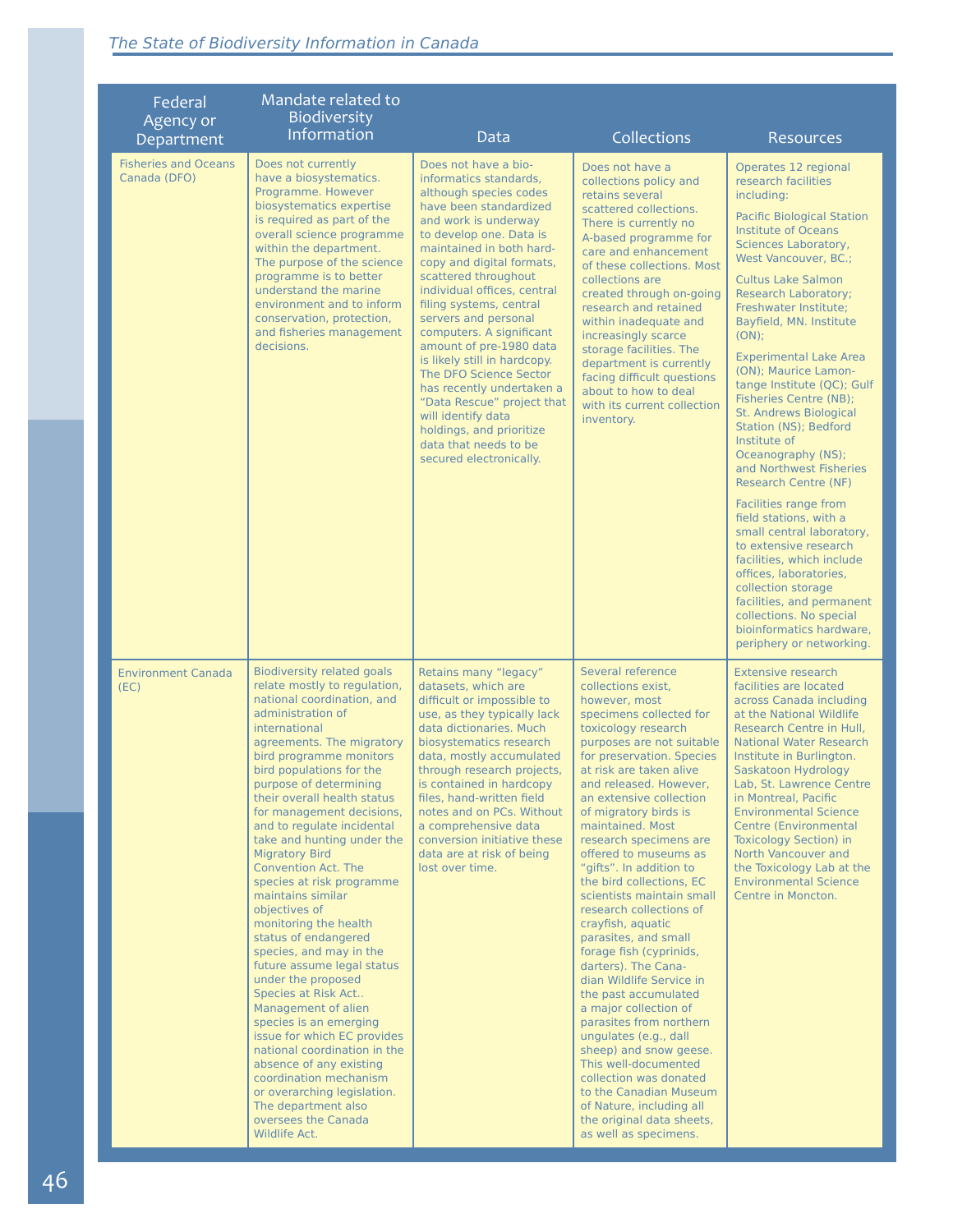| Federal Agency or Department | Mandate related to Biodiversity Information | Data | Collections | Resources |
|---|---|---|---|---|
| Fisheries and Oceans Canada (DFO) | Does not currently have a biosystematics. Programme. However biosystematics expertise is required as part of the overall science programme within the department. The purpose of the science programme is to better understand the marine environment and to inform conservation, protection, and fisheries management decisions. | Does not have a bio-informatics standards, although species codes have been standardized and work is underway to develop one. Data is maintained in both hard-copy and digital formats, scattered throughout individual offices, central filing systems, central servers and personal computers. A significant amount of pre-1980 data is likely still in hardcopy. The DFO Science Sector has recently undertaken a "Data Rescue" project that will identify data holdings, and prioritize data that needs to be secured electronically. | Does not have a collections policy and retains several scattered collections. There is currently no A-based programme for care and enhancement of these collections. Most collections are created through on-going research and retained within inadequate and increasingly scarce storage facilities. The department is currently facing difficult questions about to how to deal with its current collection inventory. | Operates 12 regional research facilities including:<br><br>Pacific Biological Station Institute of Oceans Sciences Laboratory, West Vancouver, BC.;<br><br>Cultus Lake Salmon Research Laboratory; Freshwater Institute; Bayfield, MN. Institute (ON);<br><br>Experimental Lake Area (ON); Maurice Lamontange Institute (QC); Gulf Fisheries Centre (NB); St. Andrews Biological Station (NS); Bedford Institute of Oceanography (NS); and Northwest Fisheries Research Centre (NF)<br><br>Facilities range from field stations, with a small central laboratory, to extensive research facilities, which include offices, laboratories, collection storage facilities, and permanent collections. No special bioinformatics hardware, periphery or networking. |
| Environment Canada (EC) | Biodiversity related goals relate mostly to regulation, national coordination, and administration of international agreements. The migratory bird programme monitors bird populations for the purpose of determining their overall health status for management decisions, and to regulate incidental take and hunting under the Migratory Bird Convention Act. The species at risk programme maintains similar objectives of monitoring the health status of endangered species, and may in the future assume legal status under the proposed Species at Risk Act.. Management of alien species is an emerging issue for which EC provides national coordination in the absence of any existing coordination mechanism or overarching legislation. The department also oversees the Canada Wildlife Act. | Retains many "legacy" datasets, which are difficult or impossible to use, as they typically lack data dictionaries. Much biosystematics research data, mostly accumulated through research projects, is contained in hardcopy files, hand-written field notes and on PCs. Without a comprehensive data conversion initiative these data are at risk of being lost over time. | Several reference collections exist, however, most specimens collected for toxicology research purposes are not suitable for preservation. Species at risk are taken alive and released. However, an extensive collection of migratory birds is maintained. Most research specimens are offered to museums as "gifts". In addition to the bird collections, EC scientists maintain small research collections of crayfish, aquatic parasites, and small forage fish (cyprinids, darters). The Canadian Wildlife Service in the past accumulated a major collection of parasites from northern ungulates (e.g., dall sheep) and snow geese. This well-documented collection was donated to the Canadian Museum of Nature, including all the original data sheets, as well as specimens. | Extensive research facilities are located across Canada including at the National Wildlife Research Centre in Hull, National Water Research Institute in Burlington. Saskatoon Hydrology Lab, St. Lawrence Centre in Montreal, Pacific Environmental Science Centre (Environmental Toxicology Section) in North Vancouver and the Toxicology Lab at the Environmental Science Centre in Moncton. |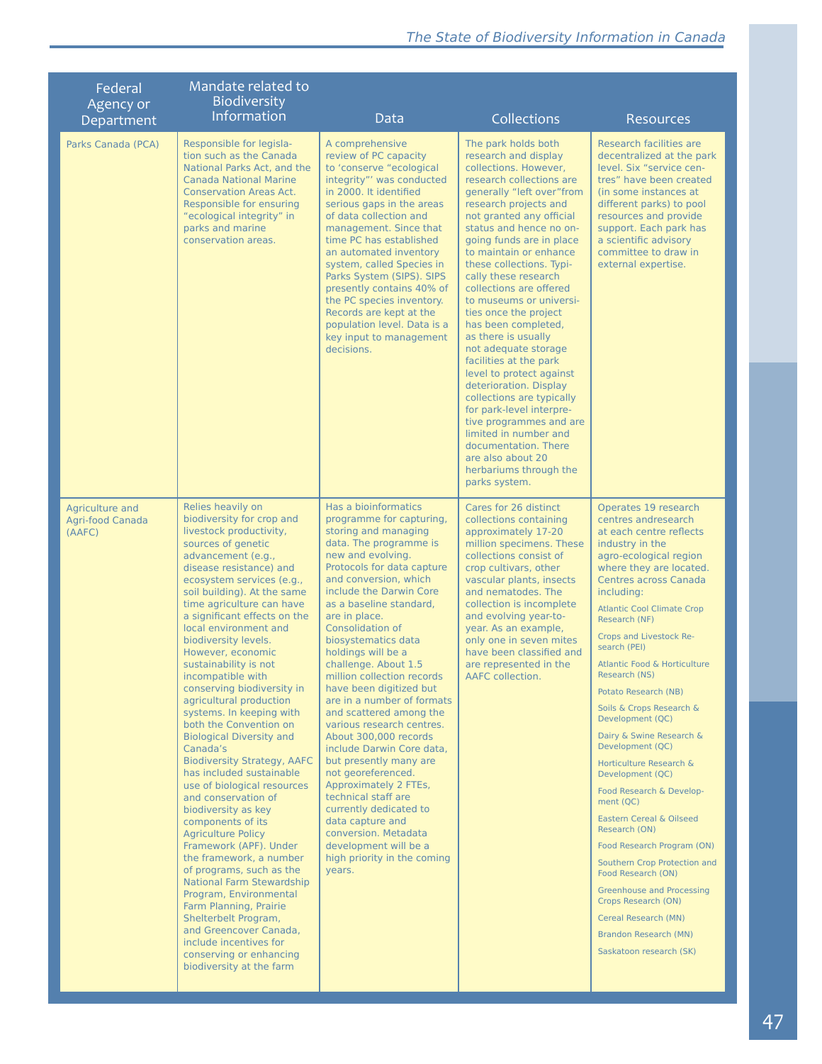| Federal Agency or Department | Mandate related to Biodiversity Information | Data | Collections | Resources |
|---|---|---|---|---|
| Parks Canada (PCA) | Responsible for legislation such as the Canada National Parks Act, and the Canada National Marine Conservation Areas Act. Responsible for ensuring "ecological integrity" in parks and marine conservation areas. | A comprehensive review of PC capacity to 'conserve "ecological integrity"' was conducted in 2000. It identified serious gaps in the areas of data collection and management. Since that time PC has established an automated inventory system, called Species in Parks System (SIPS). SIPS presently contains 40% of the PC species inventory. Records are kept at the population level. Data is a key input to management decisions. | The park holds both research and display collections. However, research collections are generally "left over"from research projects and not granted any official status and hence no on-going funds are in place to maintain or enhance these collections. Typically these research collections are offered to museums or universities once the project has been completed, as there is usually not adequate storage facilities at the park level to protect against deterioration. Display collections are typically for park-level interpretive programmes and are limited in number and documentation. There are also about 20 herbariums through the parks system. | Research facilities are decentralized at the park level. Six "service centres" have been created (in some instances at different parks) to pool resources and provide support. Each park has a scientific advisory committee to draw in external expertise. |
| Agriculture and Agri-food Canada (AAFC) | Relies heavily on biodiversity for crop and livestock productivity, sources of genetic advancement (e.g., disease resistance) and ecosystem services (e.g., soil building). At the same time agriculture can have a significant effects on the local environment and biodiversity levels. However, economic sustainability is not incompatible with conserving biodiversity in agricultural production systems. In keeping with both the Convention on Biological Diversity and Canada's Biodiversity Strategy, AAFC has included sustainable use of biological resources and conservation of biodiversity as key components of its Agriculture Policy Framework (APF). Under the framework, a number of programs, such as the National Farm Stewardship Program, Environmental Farm Planning, Prairie Shelterbelt Program, and Greencover Canada, include incentives for conserving or enhancing biodiversity at the farm | Has a bioinformatics programme for capturing, storing and managing data. The programme is new and evolving. Protocols for data capture and conversion, which include the Darwin Core as a baseline standard, are in place. Consolidation of biosystematics data holdings will be a challenge. About 1.5 million collection records have been digitized but are in a number of formats and scattered among the various research centres. About 300,000 records include Darwin Core data, but presently many are not georeferenced. Approximately 2 FTEs, technical staff are currently dedicated to data capture and conversion. Metadata development will be a high priority in the coming years. | Cares for 26 distinct collections containing approximately 17-20 million specimens. These collections consist of crop cultivars, other vascular plants, insects and nematodes. The collection is incomplete and evolving year-to-year. As an example, only one in seven mites have been classified and are represented in the AAFC collection. | Operates 19 research centres andresearch at each centre reflects industry in the agro-ecological region where they are located. Centres across Canada including:<br>Atlantic Cool Climate Crop Research (NF)<br>Crops and Livestock Research (PEI)<br>Atlantic Food & Horticulture Research (NS)<br>Potato Research (NB)<br>Soils & Crops Research & Development (QC)<br>Dairy & Swine Research & Development (QC)<br>Horticulture Research & Development (QC)<br>Food Research & Development (QC)<br>Eastern Cereal & Oilseed Research (ON)<br>Food Research Program (ON)<br>Southern Crop Protection and Food Research (ON)<br>Greenhouse and Processing Crops Research (ON)<br>Cereal Research (MN)<br>Brandon Research (MN)<br>Saskatoon research (SK) |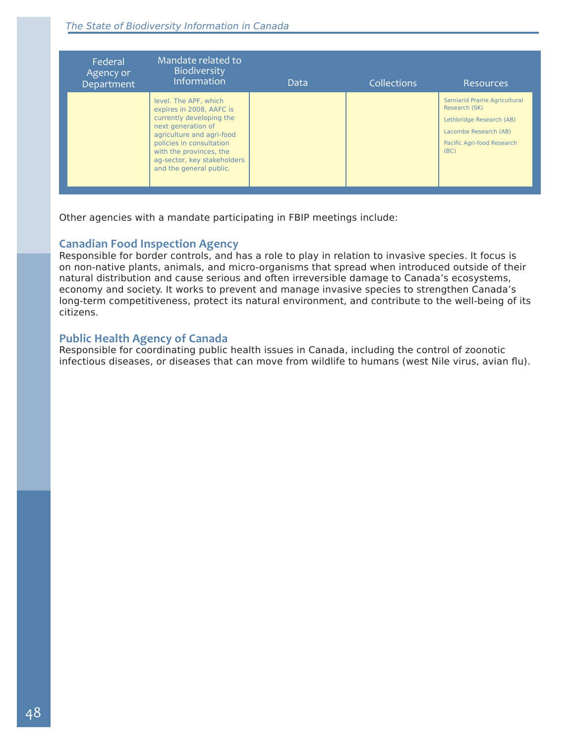| Federal Agency or Department | Mandate related to Biodiversity Information | Data | Collections | Resources |
|---|---|---|---|---|
| | level. The APF, which expires in 2008, AAFC is currently developing the next generation of agriculture and agri-food policies in consultation with the provinces, the ag-sector, key stakeholders and the general public. | | | Semiarid Prairie Agricultural Research (SK)<br>Lethbridge Research (AB)<br>Lacombe Research (AB)<br>Pacific Agri-food Research (BC) |

Other agencies with a mandate participating in FBIP meetings include:

### Canadian Food Inspection Agency

Responsible for border controls, and has a role to play in relation to invasive species. It focus is on non-native plants, animals, and micro-organisms that spread when introduced outside of their natural distribution and cause serious and often irreversible damage to Canada's ecosystems, economy and society. It works to prevent and manage invasive species to strengthen Canada's long-term competitiveness, protect its natural environment, and contribute to the well-being of its citizens.

### Public Health Agency of Canada

Responsible for coordinating public health issues in Canada, including the control of zoonotic infectious diseases, or diseases that can move from wildlife to humans (west Nile virus, avian flu).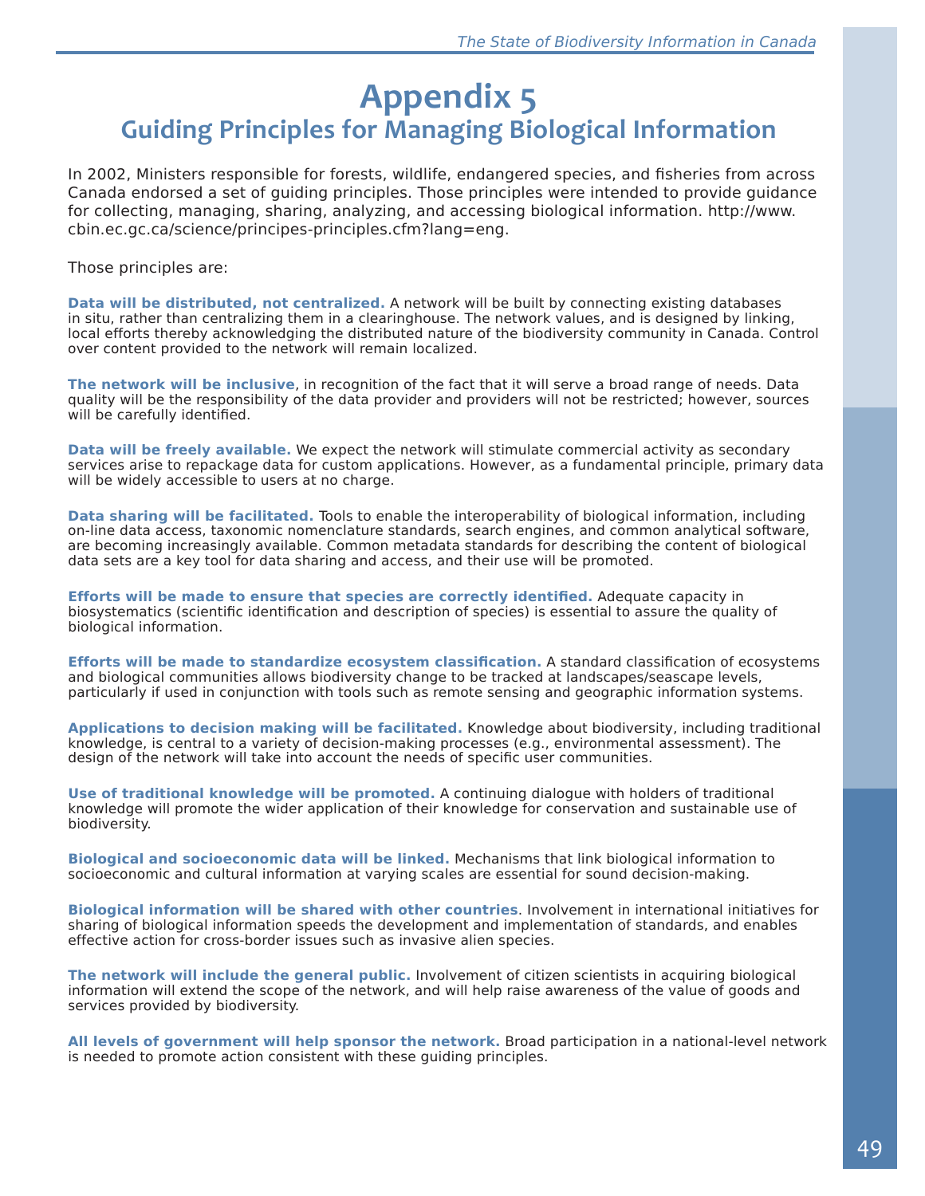# Appendix 5
## Guiding Principles for Managing Biological Information

In 2002, Ministers responsible for forests, wildlife, endangered species, and fisheries from across Canada endorsed a set of guiding principles. Those principles were intended to provide guidance for collecting, managing, sharing, analyzing, and accessing biological information. http://www.cbin.ec.gc.ca/science/principes-principles.cfm?lang=eng.

Those principles are:

**Data will be distributed, not centralized.** A network will be built by connecting existing databases in situ, rather than centralizing them in a clearinghouse. The network values, and is designed by linking, local efforts thereby acknowledging the distributed nature of the biodiversity community in Canada. Control over content provided to the network will remain localized.

**The network will be inclusive**, in recognition of the fact that it will serve a broad range of needs. Data quality will be the responsibility of the data provider and providers will not be restricted; however, sources will be carefully identified.

**Data will be freely available.** We expect the network will stimulate commercial activity as secondary services arise to repackage data for custom applications. However, as a fundamental principle, primary data will be widely accessible to users at no charge.

**Data sharing will be facilitated.** Tools to enable the interoperability of biological information, including on-line data access, taxonomic nomenclature standards, search engines, and common analytical software, are becoming increasingly available. Common metadata standards for describing the content of biological data sets are a key tool for data sharing and access, and their use will be promoted.

**Efforts will be made to ensure that species are correctly identified.** Adequate capacity in biosystematics (scientific identification and description of species) is essential to assure the quality of biological information.

**Efforts will be made to standardize ecosystem classification.** A standard classification of ecosystems and biological communities allows biodiversity change to be tracked at landscapes/seascape levels, particularly if used in conjunction with tools such as remote sensing and geographic information systems.

**Applications to decision making will be facilitated.** Knowledge about biodiversity, including traditional knowledge, is central to a variety of decision-making processes (e.g., environmental assessment). The design of the network will take into account the needs of specific user communities.

**Use of traditional knowledge will be promoted.** A continuing dialogue with holders of traditional knowledge will promote the wider application of their knowledge for conservation and sustainable use of biodiversity.

**Biological and socioeconomic data will be linked.** Mechanisms that link biological information to socioeconomic and cultural information at varying scales are essential for sound decision-making.

**Biological information will be shared with other countries**. Involvement in international initiatives for sharing of biological information speeds the development and implementation of standards, and enables effective action for cross-border issues such as invasive alien species.

**The network will include the general public.** Involvement of citizen scientists in acquiring biological information will extend the scope of the network, and will help raise awareness of the value of goods and services provided by biodiversity.

**All levels of government will help sponsor the network.** Broad participation in a national-level network is needed to promote action consistent with these guiding principles.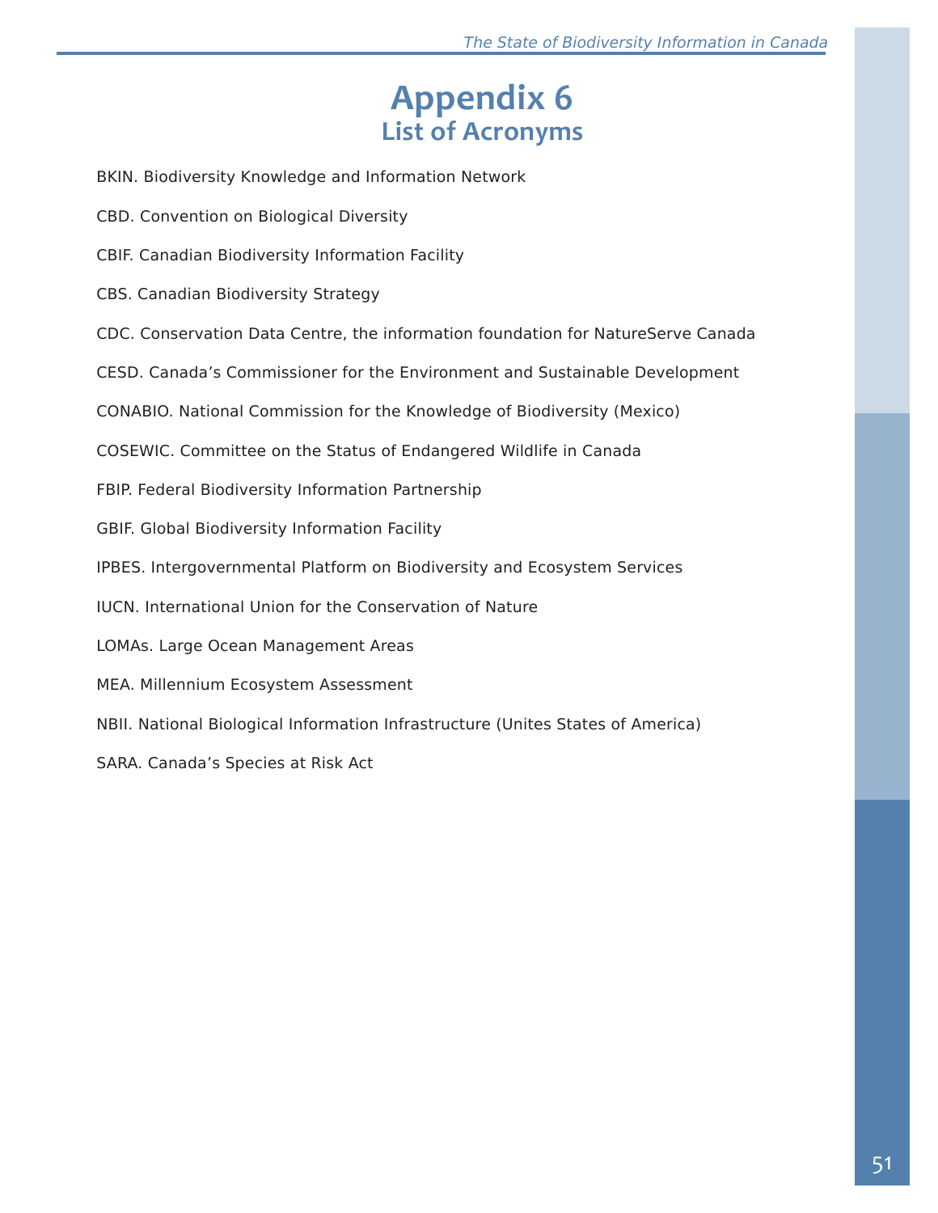# Appendix 6
## List of Acronyms

BKIN. Biodiversity Knowledge and Information Network

CBD. Convention on Biological Diversity

CBIF. Canadian Biodiversity Information Facility

CBS. Canadian Biodiversity Strategy

CDC. Conservation Data Centre, the information foundation for NatureServe Canada

CESD. Canada's Commissioner for the Environment and Sustainable Development

CONABIO. National Commission for the Knowledge of Biodiversity (Mexico)

COSEWIC. Committee on the Status of Endangered Wildlife in Canada

FBIP. Federal Biodiversity Information Partnership

GBIF. Global Biodiversity Information Facility

IPBES. Intergovernmental Platform on Biodiversity and Ecosystem Services

IUCN. International Union for the Conservation of Nature

LOMAs. Large Ocean Management Areas

MEA. Millennium Ecosystem Assessment

NBII. National Biological Information Infrastructure (Unites States of America)

SARA. Canada's Species at Risk Act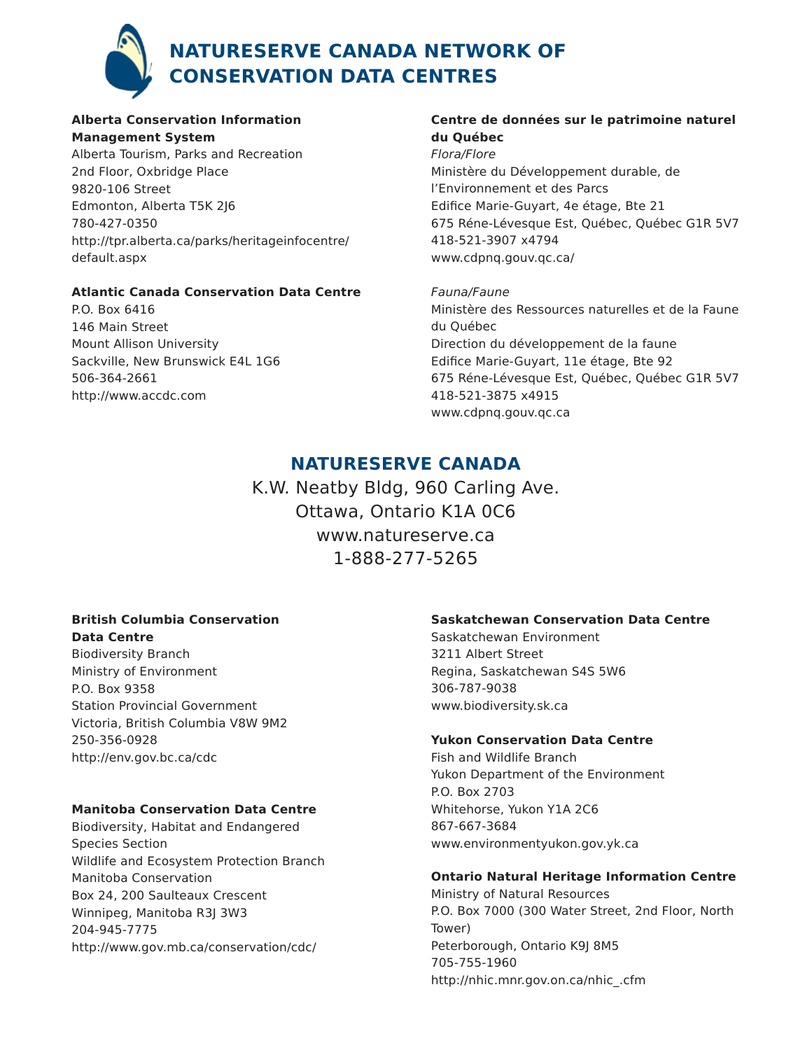# NATURESERVE CANADA NETWORK OF CONSERVATION DATA CENTRES

**Alberta Conservation Information Management System**
Alberta Tourism, Parks and Recreation
2nd Floor, Oxbridge Place
9820-106 Street
Edmonton, Alberta T5K 2J6
780-427-0350
http://tpr.alberta.ca/parks/heritageinfocentre/default.aspx

**Atlantic Canada Conservation Data Centre**
P.O. Box 6416
146 Main Street
Mount Allison University
Sackville, New Brunswick E4L 1G6
506-364-2661
http://www.accdc.com

**Centre de données sur le patrimoine naturel du Québec**

*Flora/Flore*
Ministère du Développement durable, de l'Environnement et des Parcs
Edifice Marie-Guyart, 4e étage, Bte 21
675 Réne-Lévesque Est, Québec, Québec G1R 5V7
418-521-3907 x4794
www.cdpnq.gouv.qc.ca/

*Fauna/Faune*
Ministère des Ressources naturelles et de la Faune du Québec
Direction du développement de la faune
Edifice Marie-Guyart, 11e étage, Bte 92
675 Réne-Lévesque Est, Québec, Québec G1R 5V7
418-521-3875 x4915
www.cdpnq.gouv.qc.ca

## NATURESERVE CANADA

K.W. Neatby Bldg, 960 Carling Ave.
Ottawa, Ontario K1A 0C6
www.natureserve.ca
1-888-277-5265

**British Columbia Conservation Data Centre**
Biodiversity Branch
Ministry of Environment
P.O. Box 9358
Station Provincial Government
Victoria, British Columbia V8W 9M2
250-356-0928
http://env.gov.bc.ca/cdc

**Manitoba Conservation Data Centre**
Biodiversity, Habitat and Endangered Species Section
Wildlife and Ecosystem Protection Branch
Manitoba Conservation
Box 24, 200 Saulteaux Crescent
Winnipeg, Manitoba R3J 3W3
204-945-7775
http://www.gov.mb.ca/conservation/cdc/

**Saskatchewan Conservation Data Centre**
Saskatchewan Environment
3211 Albert Street
Regina, Saskatchewan S4S 5W6
306-787-9038
www.biodiversity.sk.ca

**Yukon Conservation Data Centre**
Fish and Wildlife Branch
Yukon Department of the Environment
P.O. Box 2703
Whitehorse, Yukon Y1A 2C6
867-667-3684
www.environmentyukon.gov.yk.ca

**Ontario Natural Heritage Information Centre**
Ministry of Natural Resources
P.O. Box 7000 (300 Water Street, 2nd Floor, North Tower)
Peterborough, Ontario K9J 8M5
705-755-1960
http://nhic.mnr.gov.on.ca/nhic_.cfm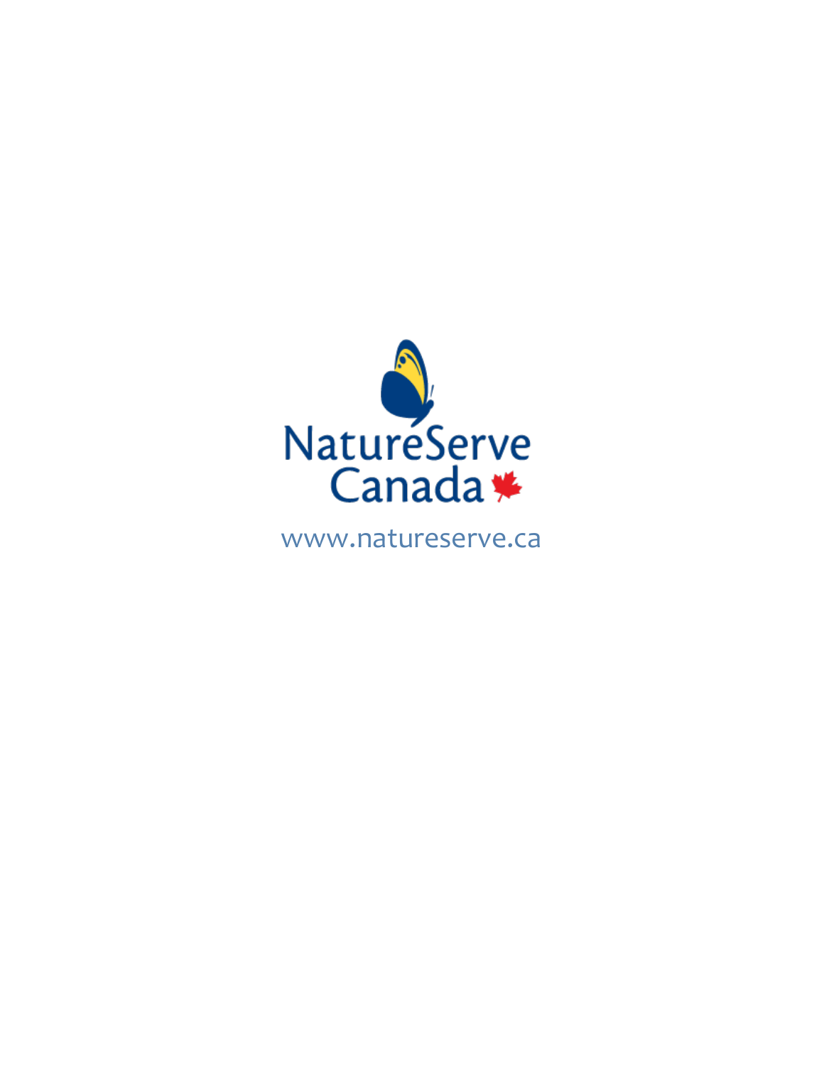NatureServe Canada

www.natureserve.ca